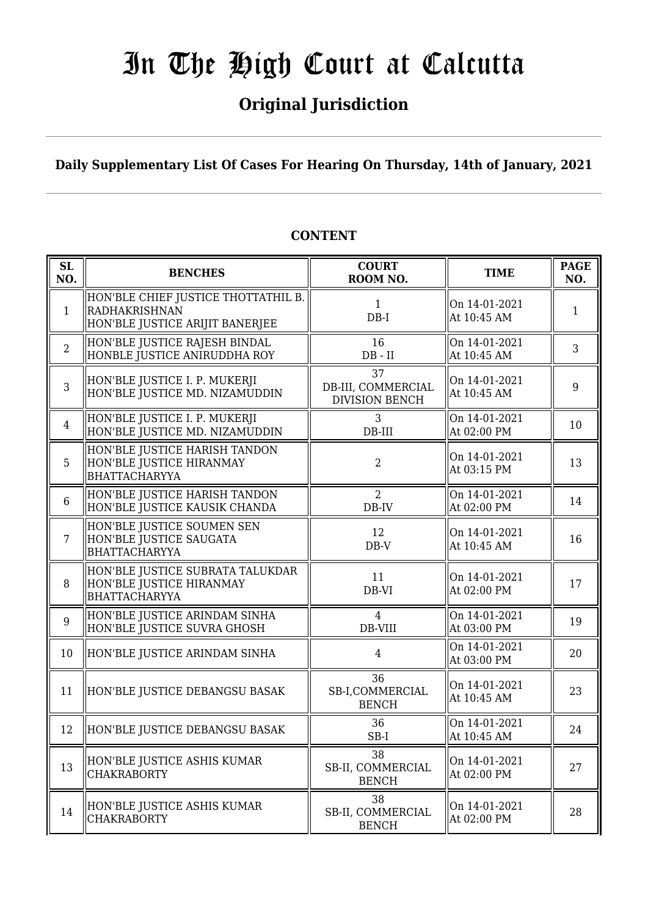# In The High Court at Calcutta

## Original Jurisdiction

**Daily Supplementary List Of Cases For Hearing On Thursday, 14th of January, 2021**

**CONTENT**

| SL NO. | BENCHES | COURT ROOM NO. | TIME | PAGE NO. |
|---|---|---|---|---|
| 1 | HON'BLE CHIEF JUSTICE THOTTATHIL B. RADHAKRISHNAN<br>HON'BLE JUSTICE ARIJIT BANERJEE | 1<br>DB-I | On 14-01-2021<br>At 10:45 AM | 1 |
| 2 | HON'BLE JUSTICE RAJESH BINDAL<br>HONBLE JUSTICE ANIRUDDHA ROY | 16<br>DB - II | On 14-01-2021<br>At 10:45 AM | 3 |
| 3 | HON'BLE JUSTICE I. P. MUKERJI<br>HON'BLE JUSTICE MD. NIZAMUDDIN | 37<br>DB-III, COMMERCIAL DIVISION BENCH | On 14-01-2021<br>At 10:45 AM | 9 |
| 4 | HON'BLE JUSTICE I. P. MUKERJI<br>HON'BLE JUSTICE MD. NIZAMUDDIN | 3<br>DB-III | On 14-01-2021<br>At 02:00 PM | 10 |
| 5 | HON'BLE JUSTICE HARISH TANDON<br>HON'BLE JUSTICE HIRANMAY BHATTACHARYYA | 2 | On 14-01-2021<br>At 03:15 PM | 13 |
| 6 | HON'BLE JUSTICE HARISH TANDON<br>HON'BLE JUSTICE KAUSIK CHANDA | 2<br>DB-IV | On 14-01-2021<br>At 02:00 PM | 14 |
| 7 | HON'BLE JUSTICE SOUMEN SEN<br>HON'BLE JUSTICE SAUGATA BHATTACHARYYA | 12<br>DB-V | On 14-01-2021<br>At 10:45 AM | 16 |
| 8 | HON'BLE JUSTICE SUBRATA TALUKDAR<br>HON'BLE JUSTICE HIRANMAY BHATTACHARYYA | 11<br>DB-VI | On 14-01-2021<br>At 02:00 PM | 17 |
| 9 | HON'BLE JUSTICE ARINDAM SINHA<br>HON'BLE JUSTICE SUVRA GHOSH | 4<br>DB-VIII | On 14-01-2021<br>At 03:00 PM | 19 |
| 10 | HON'BLE JUSTICE ARINDAM SINHA | 4 | On 14-01-2021<br>At 03:00 PM | 20 |
| 11 | HON'BLE JUSTICE DEBANGSU BASAK | 36<br>SB-I,COMMERCIAL BENCH | On 14-01-2021<br>At 10:45 AM | 23 |
| 12 | HON'BLE JUSTICE DEBANGSU BASAK | 36<br>SB-I | On 14-01-2021<br>At 10:45 AM | 24 |
| 13 | HON'BLE JUSTICE ASHIS KUMAR CHAKRABORTY | 38<br>SB-II, COMMERCIAL BENCH | On 14-01-2021<br>At 02:00 PM | 27 |
| 14 | HON'BLE JUSTICE ASHIS KUMAR CHAKRABORTY | 38<br>SB-II, COMMERCIAL BENCH | On 14-01-2021<br>At 02:00 PM | 28 |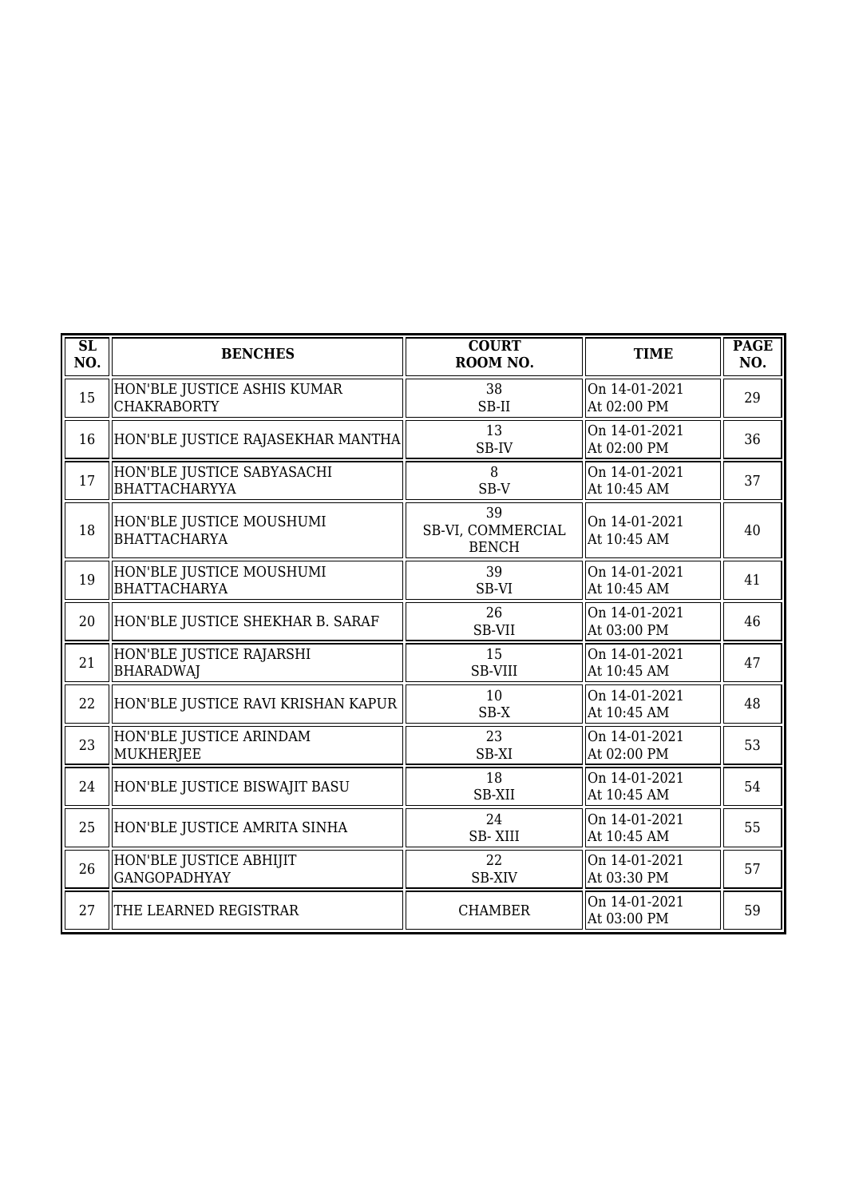| SL NO. | BENCHES | COURT ROOM NO. | TIME | PAGE NO. |
|---|---|---|---|---|
| 15 | HON'BLE JUSTICE ASHIS KUMAR CHAKRABORTY | 38<br>SB-II | On 14-01-2021<br>At 02:00 PM | 29 |
| 16 | HON'BLE JUSTICE RAJASEKHAR MANTHA | 13<br>SB-IV | On 14-01-2021<br>At 02:00 PM | 36 |
| 17 | HON'BLE JUSTICE SABYASACHI BHATTACHARYYA | 8<br>SB-V | On 14-01-2021<br>At 10:45 AM | 37 |
| 18 | HON'BLE JUSTICE MOUSHUMI BHATTACHARYA | 39<br>SB-VI, COMMERCIAL BENCH | On 14-01-2021<br>At 10:45 AM | 40 |
| 19 | HON'BLE JUSTICE MOUSHUMI BHATTACHARYA | 39<br>SB-VI | On 14-01-2021<br>At 10:45 AM | 41 |
| 20 | HON'BLE JUSTICE SHEKHAR B. SARAF | 26<br>SB-VII | On 14-01-2021<br>At 03:00 PM | 46 |
| 21 | HON'BLE JUSTICE RAJARSHI BHARADWAJ | 15<br>SB-VIII | On 14-01-2021<br>At 10:45 AM | 47 |
| 22 | HON'BLE JUSTICE RAVI KRISHAN KAPUR | 10<br>SB-X | On 14-01-2021<br>At 10:45 AM | 48 |
| 23 | HON'BLE JUSTICE ARINDAM MUKHERJEE | 23<br>SB-XI | On 14-01-2021<br>At 02:00 PM | 53 |
| 24 | HON'BLE JUSTICE BISWAJIT BASU | 18<br>SB-XII | On 14-01-2021<br>At 10:45 AM | 54 |
| 25 | HON'BLE JUSTICE AMRITA SINHA | 24<br>SB- XIII | On 14-01-2021<br>At 10:45 AM | 55 |
| 26 | HON'BLE JUSTICE ABHIJIT GANGOPADHYAY | 22<br>SB-XIV | On 14-01-2021<br>At 03:30 PM | 57 |
| 27 | THE LEARNED REGISTRAR | CHAMBER | On 14-01-2021<br>At 03:00 PM | 59 |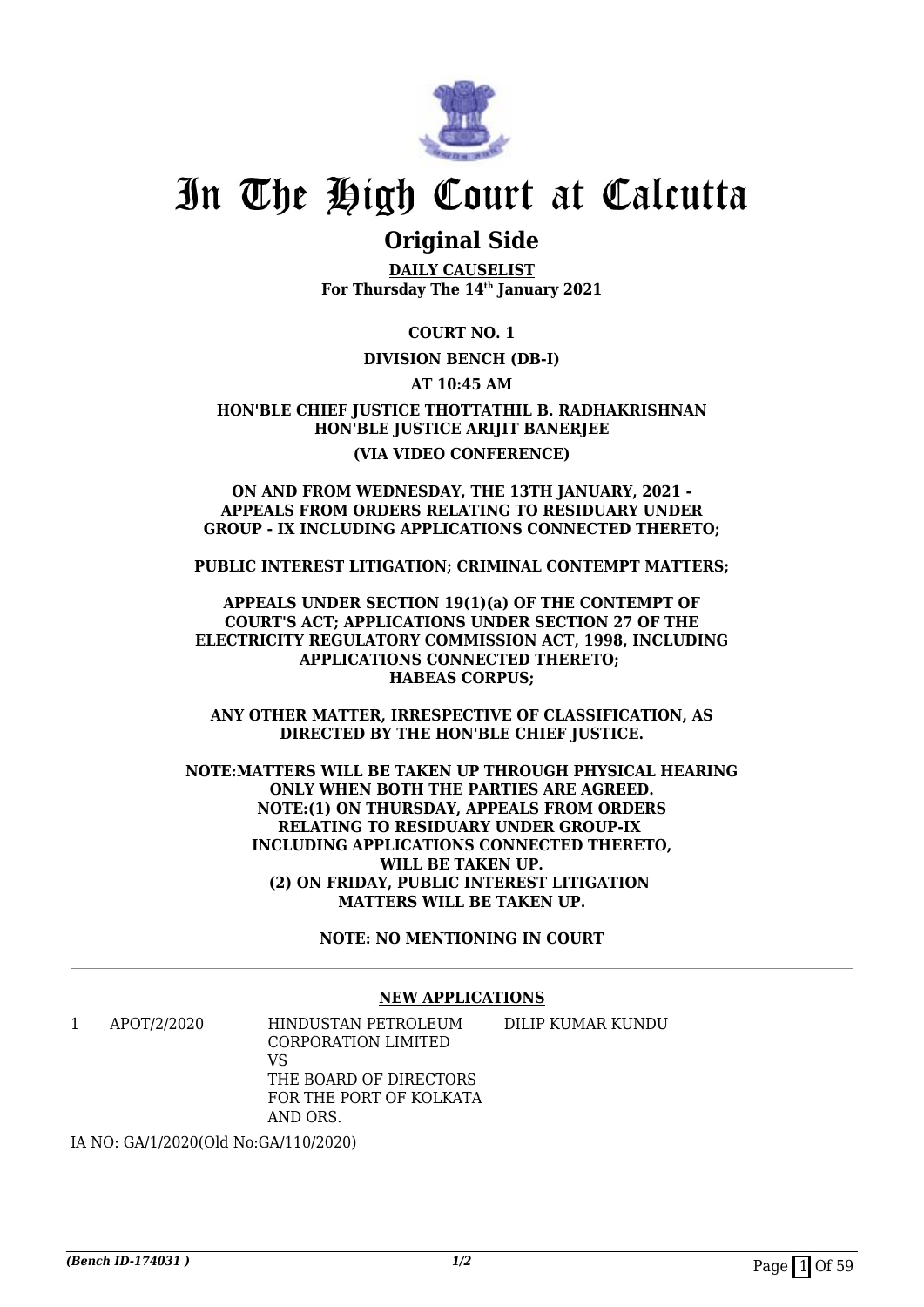# In The High Court at Calcutta

## Original Side

**DAILY CAUSELIST**
**For Thursday The 14th January 2021**

**COURT NO. 1**

**DIVISION BENCH (DB-I)**

**AT 10:45 AM**

**HON'BLE CHIEF JUSTICE THOTTATHIL B. RADHAKRISHNAN**
**HON'BLE JUSTICE ARIJIT BANERJEE**

**(VIA VIDEO CONFERENCE)**

**ON AND FROM WEDNESDAY, THE 13TH JANUARY, 2021 - APPEALS FROM ORDERS RELATING TO RESIDUARY UNDER GROUP - IX INCLUDING APPLICATIONS CONNECTED THERETO;**

**PUBLIC INTEREST LITIGATION; CRIMINAL CONTEMPT MATTERS;**

**APPEALS UNDER SECTION 19(1)(a) OF THE CONTEMPT OF COURT'S ACT; APPLICATIONS UNDER SECTION 27 OF THE ELECTRICITY REGULATORY COMMISSION ACT, 1998, INCLUDING APPLICATIONS CONNECTED THERETO;**
**HABEAS CORPUS;**

**ANY OTHER MATTER, IRRESPECTIVE OF CLASSIFICATION, AS DIRECTED BY THE HON'BLE CHIEF JUSTICE.**

**NOTE:MATTERS WILL BE TAKEN UP THROUGH PHYSICAL HEARING ONLY WHEN BOTH THE PARTIES ARE AGREED.**
**NOTE:(1) ON THURSDAY, APPEALS FROM ORDERS RELATING TO RESIDUARY UNDER GROUP-IX INCLUDING APPLICATIONS CONNECTED THERETO, WILL BE TAKEN UP.**
**(2) ON FRIDAY, PUBLIC INTEREST LITIGATION MATTERS WILL BE TAKEN UP.**

**NOTE: NO MENTIONING IN COURT**

---

**NEW APPLICATIONS**

| | | | |
|---|---|---|---|
| 1 | APOT/2/2020 | HINDUSTAN PETROLEUM CORPORATION LIMITED<br>VS<br>THE BOARD OF DIRECTORS FOR THE PORT OF KOLKATA AND ORS. | DILIP KUMAR KUNDU |

IA NO: GA/1/2020(Old No:GA/110/2020)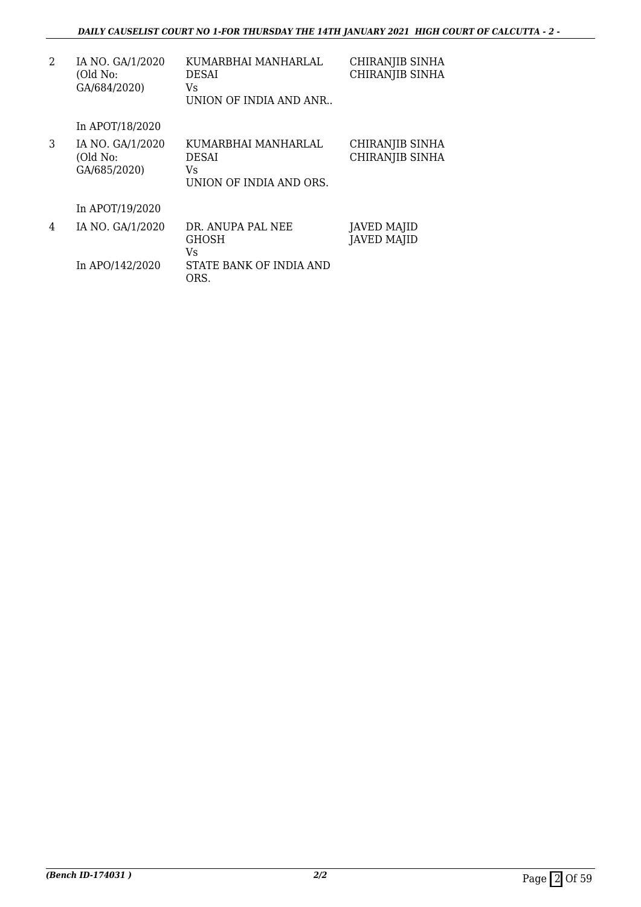| | | | |
|---|---|---|---|
| 2 | IA NO. GA/1/2020 (Old No: GA/684/2020) | KUMARBHAI MANHARLAL DESAI Vs UNION OF INDIA AND ANR.. | CHIRANJIB SINHA CHIRANJIB SINHA |
| | In APOT/18/2020 | | |
| 3 | IA NO. GA/1/2020 (Old No: GA/685/2020) | KUMARBHAI MANHARLAL DESAI Vs UNION OF INDIA AND ORS. | CHIRANJIB SINHA CHIRANJIB SINHA |
| | In APOT/19/2020 | | |
| 4 | IA NO. GA/1/2020 In APO/142/2020 | DR. ANUPA PAL NEE GHOSH Vs STATE BANK OF INDIA AND ORS. | JAVED MAJID JAVED MAJID |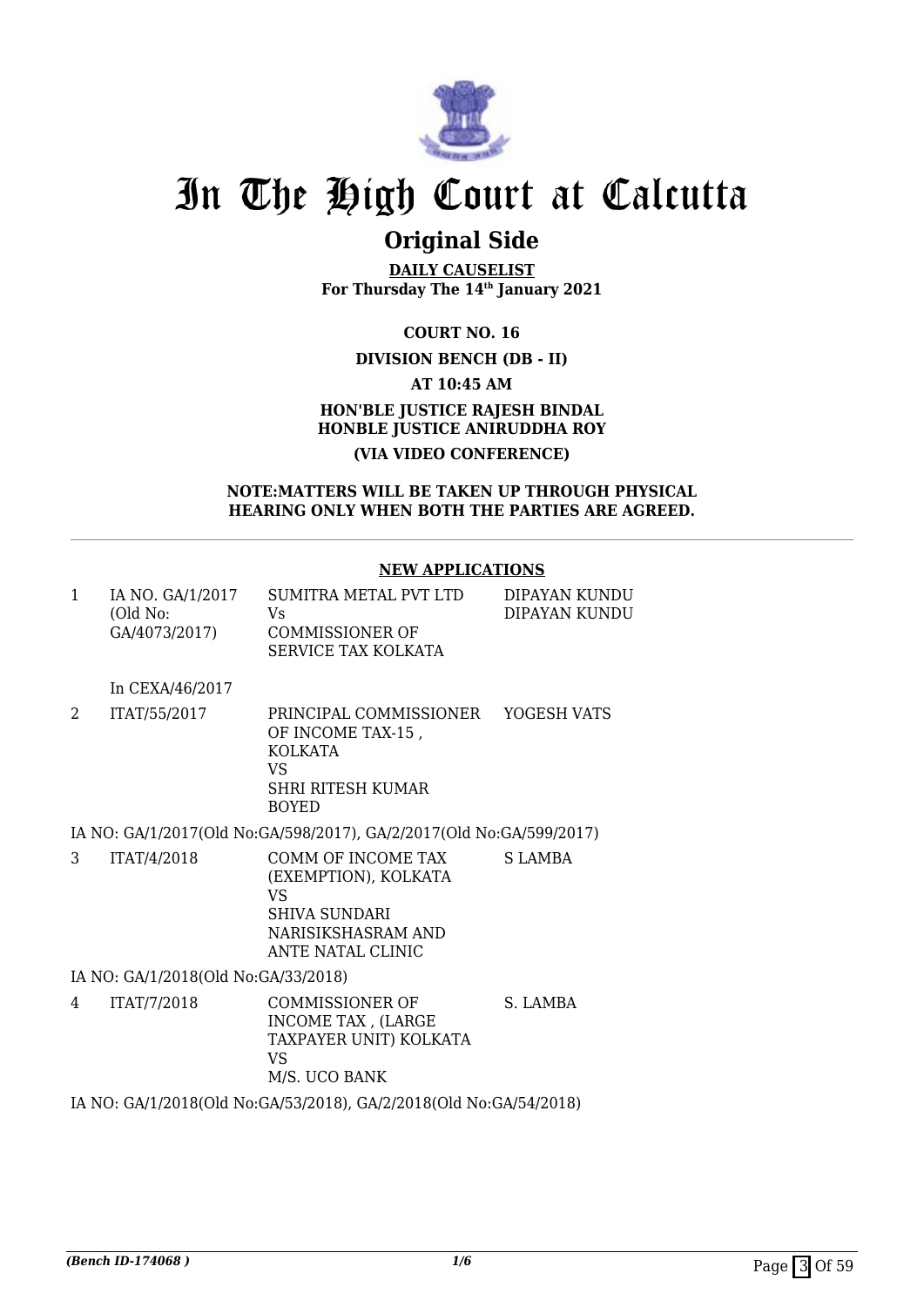# In The High Court at Calcutta

## Original Side

**DAILY CAUSELIST**
**For Thursday The 14th January 2021**

**COURT NO. 16**

**DIVISION BENCH (DB - II)**

**AT 10:45 AM**

**HON'BLE JUSTICE RAJESH BINDAL**
**HONBLE JUSTICE ANIRUDDHA ROY**

**(VIA VIDEO CONFERENCE)**

**NOTE:MATTERS WILL BE TAKEN UP THROUGH PHYSICAL HEARING ONLY WHEN BOTH THE PARTIES ARE AGREED.**

---

**NEW APPLICATIONS**

| | | | |
|---|---|---|---|
| 1 | IA NO. GA/1/2017 (Old No: GA/4073/2017)<br><br>In CEXA/46/2017 | SUMITRA METAL PVT LTD<br>Vs<br>COMMISSIONER OF SERVICE TAX KOLKATA | DIPAYAN KUNDU<br>DIPAYAN KUNDU |
| 2 | ITAT/55/2017 | PRINCIPAL COMMISSIONER OF INCOME TAX-15 , KOLKATA<br>VS<br>SHRI RITESH KUMAR BOYED | YOGESH VATS |

IA NO: GA/1/2017(Old No:GA/598/2017), GA/2/2017(Old No:GA/599/2017)

| | | | |
|---|---|---|---|
| 3 | ITAT/4/2018 | COMM OF INCOME TAX (EXEMPTION), KOLKATA<br>VS<br>SHIVA SUNDARI NARISIKSHASRAM AND ANTE NATAL CLINIC | S LAMBA |

IA NO: GA/1/2018(Old No:GA/33/2018)

| | | | |
|---|---|---|---|
| 4 | ITAT/7/2018 | COMMISSIONER OF INCOME TAX , (LARGE TAXPAYER UNIT) KOLKATA<br>VS<br>M/S. UCO BANK | S. LAMBA |

IA NO: GA/1/2018(Old No:GA/53/2018), GA/2/2018(Old No:GA/54/2018)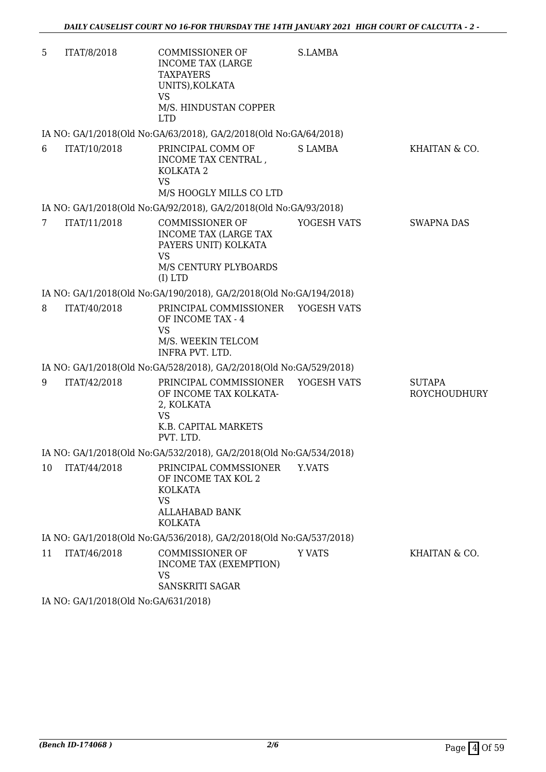| | | | | |
|---|---|---|---|---|
| 5 | ITAT/8/2018 | COMMISSIONER OF INCOME TAX (LARGE TAXPAYERS UNITS),KOLKATA VS M/S. HINDUSTAN COPPER LTD | S.LAMBA | |

IA NO: GA/1/2018(Old No:GA/63/2018), GA/2/2018(Old No:GA/64/2018)

| | | | | |
|---|---|---|---|---|
| 6 | ITAT/10/2018 | PRINCIPAL COMM OF INCOME TAX CENTRAL , KOLKATA 2 VS M/S HOOGLY MILLS CO LTD | S LAMBA | KHAITAN & CO. |

IA NO: GA/1/2018(Old No:GA/92/2018), GA/2/2018(Old No:GA/93/2018)

| | | | | |
|---|---|---|---|---|
| 7 | ITAT/11/2018 | COMMISSIONER OF INCOME TAX (LARGE TAX PAYERS UNIT) KOLKATA VS M/S CENTURY PLYBOARDS (I) LTD | YOGESH VATS | SWAPNA DAS |

IA NO: GA/1/2018(Old No:GA/190/2018), GA/2/2018(Old No:GA/194/2018)

| | | | | |
|---|---|---|---|---|
| 8 | ITAT/40/2018 | PRINCIPAL COMMISSIONER OF INCOME TAX - 4 VS M/S. WEEKIN TELCOM INFRA PVT. LTD. | YOGESH VATS | |

IA NO: GA/1/2018(Old No:GA/528/2018), GA/2/2018(Old No:GA/529/2018)

| | | | | |
|---|---|---|---|---|
| 9 | ITAT/42/2018 | PRINCIPAL COMMISSIONER OF INCOME TAX KOLKATA-2, KOLKATA VS K.B. CAPITAL MARKETS PVT. LTD. | YOGESH VATS | SUTAPA ROYCHOUDHURY |

IA NO: GA/1/2018(Old No:GA/532/2018), GA/2/2018(Old No:GA/534/2018)

| | | | | |
|---|---|---|---|---|
| 10 | ITAT/44/2018 | PRINCIPAL COMMSSIONER OF INCOME TAX KOL 2 KOLKATA VS ALLAHABAD BANK KOLKATA | Y.VATS | |

IA NO: GA/1/2018(Old No:GA/536/2018), GA/2/2018(Old No:GA/537/2018)

| | | | | |
|---|---|---|---|---|
| 11 | ITAT/46/2018 | COMMISSIONER OF INCOME TAX (EXEMPTION) VS SANSKRITI SAGAR | Y VATS | KHAITAN & CO. |

IA NO: GA/1/2018(Old No:GA/631/2018)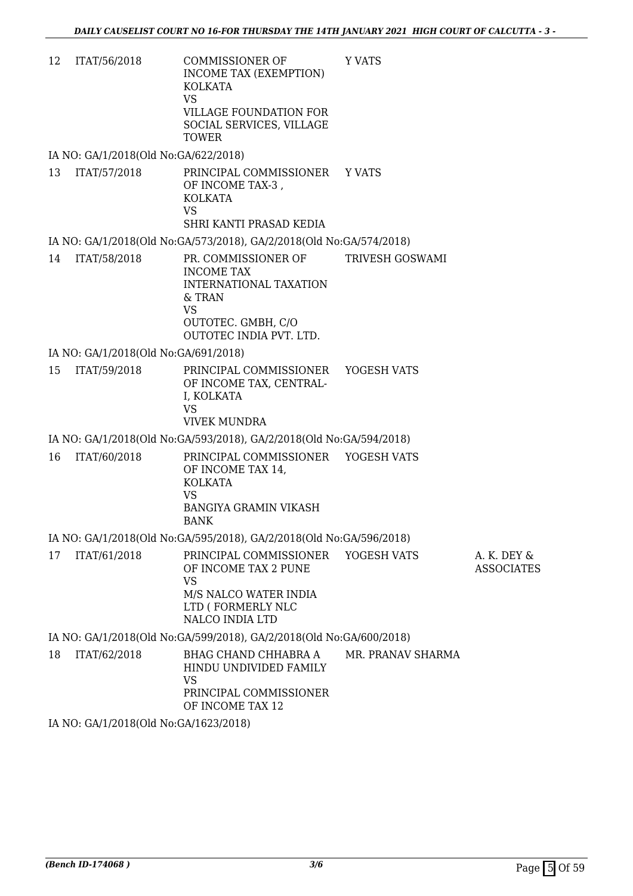| 12 | ITAT/56/2018 | COMMISSIONER OF INCOME TAX (EXEMPTION) KOLKATA<br>VS<br>VILLAGE FOUNDATION FOR SOCIAL SERVICES, VILLAGE TOWER | Y VATS | |
|---|---|---|---|---|

IA NO: GA/1/2018(Old No:GA/622/2018)

| 13 | ITAT/57/2018 | PRINCIPAL COMMISSIONER OF INCOME TAX-3 , KOLKATA<br>VS<br>SHRI KANTI PRASAD KEDIA | Y VATS | |
|---|---|---|---|---|

IA NO: GA/1/2018(Old No:GA/573/2018), GA/2/2018(Old No:GA/574/2018)

| 14 | ITAT/58/2018 | PR. COMMISSIONER OF INCOME TAX INTERNATIONAL TAXATION & TRAN<br>VS<br>OUTOTEC. GMBH, C/O OUTOTEC INDIA PVT. LTD. | TRIVESH GOSWAMI | |
|---|---|---|---|---|

IA NO: GA/1/2018(Old No:GA/691/2018)

| 15 | ITAT/59/2018 | PRINCIPAL COMMISSIONER OF INCOME TAX, CENTRAL-I, KOLKATA<br>VS<br>VIVEK MUNDRA | YOGESH VATS | |
|---|---|---|---|---|

IA NO: GA/1/2018(Old No:GA/593/2018), GA/2/2018(Old No:GA/594/2018)

| 16 | ITAT/60/2018 | PRINCIPAL COMMISSIONER OF INCOME TAX 14, KOLKATA<br>VS<br>BANGIYA GRAMIN VIKASH BANK | YOGESH VATS | |
|---|---|---|---|---|

IA NO: GA/1/2018(Old No:GA/595/2018), GA/2/2018(Old No:GA/596/2018)

| 17 | ITAT/61/2018 | PRINCIPAL COMMISSIONER OF INCOME TAX 2 PUNE<br>VS<br>M/S NALCO WATER INDIA LTD ( FORMERLY NLC NALCO INDIA LTD | YOGESH VATS | A. K. DEY & ASSOCIATES |
|---|---|---|---|---|

IA NO: GA/1/2018(Old No:GA/599/2018), GA/2/2018(Old No:GA/600/2018)

| 18 | ITAT/62/2018 | BHAG CHAND CHHABRA A HINDU UNDIVIDED FAMILY<br>VS<br>PRINCIPAL COMMISSIONER OF INCOME TAX 12 | MR. PRANAV SHARMA | |
|---|---|---|---|---|

IA NO: GA/1/2018(Old No:GA/1623/2018)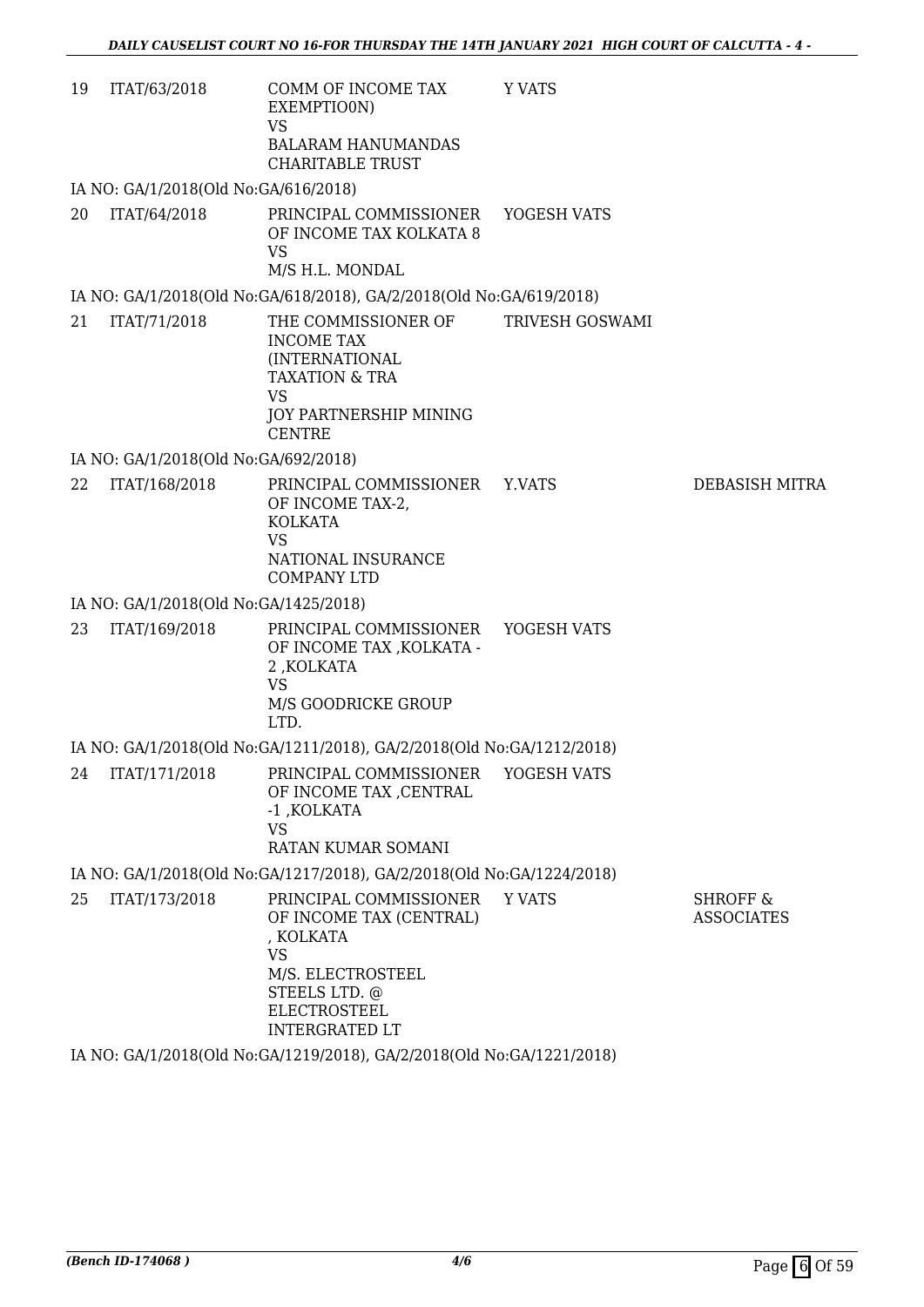| | | | | |
|---|---|---|---|---|
| 19 | ITAT/63/2018 | COMM OF INCOME TAX EXEMPTIO0N)<br>VS<br>BALARAM HANUMANDAS CHARITABLE TRUST | Y VATS | |
| IA NO: GA/1/2018(Old No:GA/616/2018) | | | | |
| 20 | ITAT/64/2018 | PRINCIPAL COMMISSIONER OF INCOME TAX KOLKATA 8<br>VS<br>M/S H.L. MONDAL | YOGESH VATS | |
| IA NO: GA/1/2018(Old No:GA/618/2018), GA/2/2018(Old No:GA/619/2018) | | | | |
| 21 | ITAT/71/2018 | THE COMMISSIONER OF INCOME TAX (INTERNATIONAL TAXATION & TRA<br>VS<br>JOY PARTNERSHIP MINING CENTRE | TRIVESH GOSWAMI | |
| IA NO: GA/1/2018(Old No:GA/692/2018) | | | | |
| 22 | ITAT/168/2018 | PRINCIPAL COMMISSIONER OF INCOME TAX-2, KOLKATA<br>VS<br>NATIONAL INSURANCE COMPANY LTD | Y.VATS | DEBASISH MITRA |
| IA NO: GA/1/2018(Old No:GA/1425/2018) | | | | |
| 23 | ITAT/169/2018 | PRINCIPAL COMMISSIONER OF INCOME TAX ,KOLKATA - 2 ,KOLKATA<br>VS<br>M/S GOODRICKE GROUP LTD. | YOGESH VATS | |
| IA NO: GA/1/2018(Old No:GA/1211/2018), GA/2/2018(Old No:GA/1212/2018) | | | | |
| 24 | ITAT/171/2018 | PRINCIPAL COMMISSIONER OF INCOME TAX ,CENTRAL -1 ,KOLKATA<br>VS<br>RATAN KUMAR SOMANI | YOGESH VATS | |
| IA NO: GA/1/2018(Old No:GA/1217/2018), GA/2/2018(Old No:GA/1224/2018) | | | | |
| 25 | ITAT/173/2018 | PRINCIPAL COMMISSIONER OF INCOME TAX (CENTRAL) , KOLKATA<br>VS<br>M/S. ELECTROSTEEL STEELS LTD. @ ELECTROSTEEL INTERGRATED LT | Y VATS | SHROFF & ASSOCIATES |
| IA NO: GA/1/2018(Old No:GA/1219/2018), GA/2/2018(Old No:GA/1221/2018) | | | | |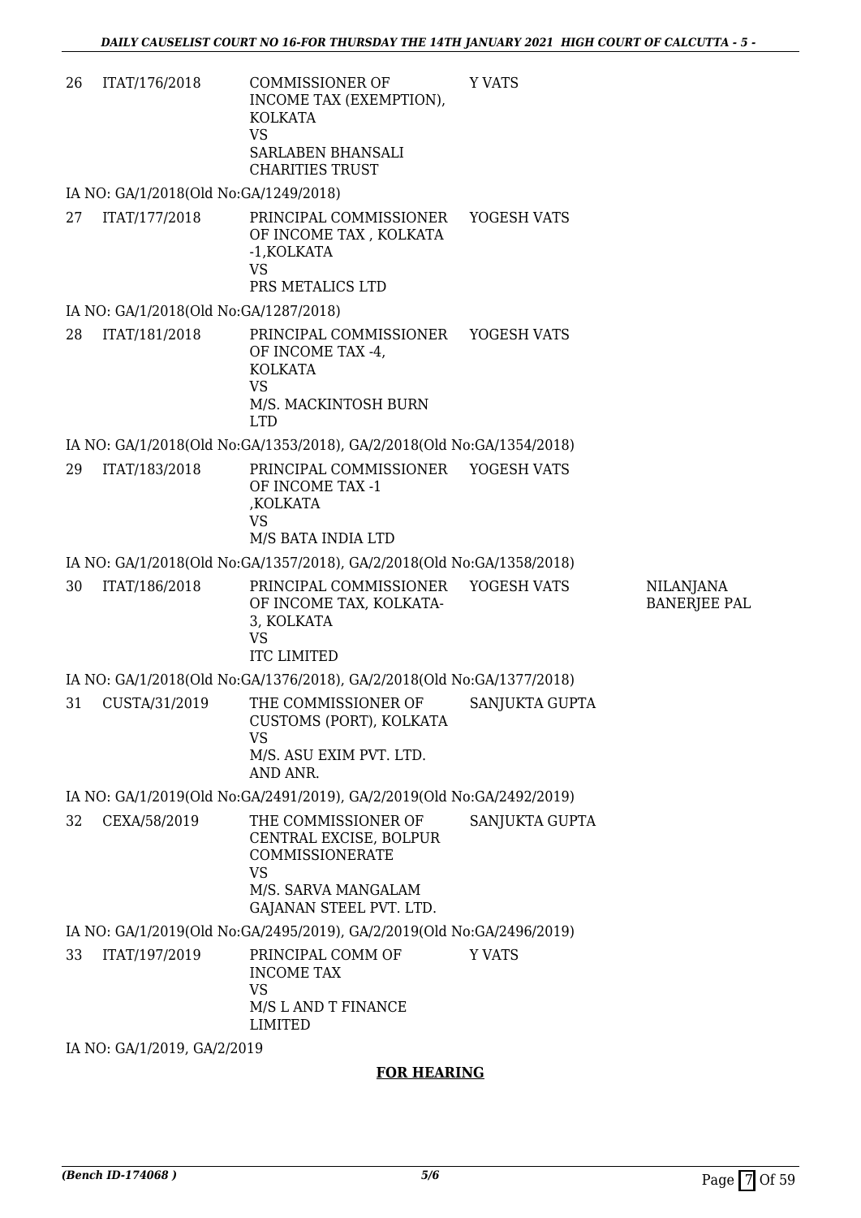| | | | | |
|---|---|---|---|---|
| 26 | ITAT/176/2018 | COMMISSIONER OF INCOME TAX (EXEMPTION), KOLKATA<br>VS<br>SARLABEN BHANSALI CHARITIES TRUST | Y VATS | |

IA NO: GA/1/2018(Old No:GA/1249/2018)

| | | | | |
|---|---|---|---|---|
| 27 | ITAT/177/2018 | PRINCIPAL COMMISSIONER OF INCOME TAX , KOLKATA -1,KOLKATA<br>VS<br>PRS METALICS LTD | YOGESH VATS | |

IA NO: GA/1/2018(Old No:GA/1287/2018)

| | | | | |
|---|---|---|---|---|
| 28 | ITAT/181/2018 | PRINCIPAL COMMISSIONER OF INCOME TAX -4, KOLKATA<br>VS<br>M/S. MACKINTOSH BURN LTD | YOGESH VATS | |

IA NO: GA/1/2018(Old No:GA/1353/2018), GA/2/2018(Old No:GA/1354/2018)

| | | | | |
|---|---|---|---|---|
| 29 | ITAT/183/2018 | PRINCIPAL COMMISSIONER OF INCOME TAX -1 ,KOLKATA<br>VS<br>M/S BATA INDIA LTD | YOGESH VATS | |

IA NO: GA/1/2018(Old No:GA/1357/2018), GA/2/2018(Old No:GA/1358/2018)

| | | | | |
|---|---|---|---|---|
| 30 | ITAT/186/2018 | PRINCIPAL COMMISSIONER OF INCOME TAX, KOLKATA-3, KOLKATA<br>VS<br>ITC LIMITED | YOGESH VATS | NILANJANA BANERJEE PAL |

IA NO: GA/1/2018(Old No:GA/1376/2018), GA/2/2018(Old No:GA/1377/2018)

| | | | | |
|---|---|---|---|---|
| 31 | CUSTA/31/2019 | THE COMMISSIONER OF CUSTOMS (PORT), KOLKATA<br>VS<br>M/S. ASU EXIM PVT. LTD. AND ANR. | SANJUKTA GUPTA | |

IA NO: GA/1/2019(Old No:GA/2491/2019), GA/2/2019(Old No:GA/2492/2019)

| | | | | |
|---|---|---|---|---|
| 32 | CEXA/58/2019 | THE COMMISSIONER OF CENTRAL EXCISE, BOLPUR COMMISSIONERATE<br>VS<br>M/S. SARVA MANGALAM GAJANAN STEEL PVT. LTD. | SANJUKTA GUPTA | |

IA NO: GA/1/2019(Old No:GA/2495/2019), GA/2/2019(Old No:GA/2496/2019)

| | | | | |
|---|---|---|---|---|
| 33 | ITAT/197/2019 | PRINCIPAL COMM OF INCOME TAX<br>VS<br>M/S L AND T FINANCE LIMITED | Y VATS | |

IA NO: GA/1/2019, GA/2/2019

**FOR HEARING**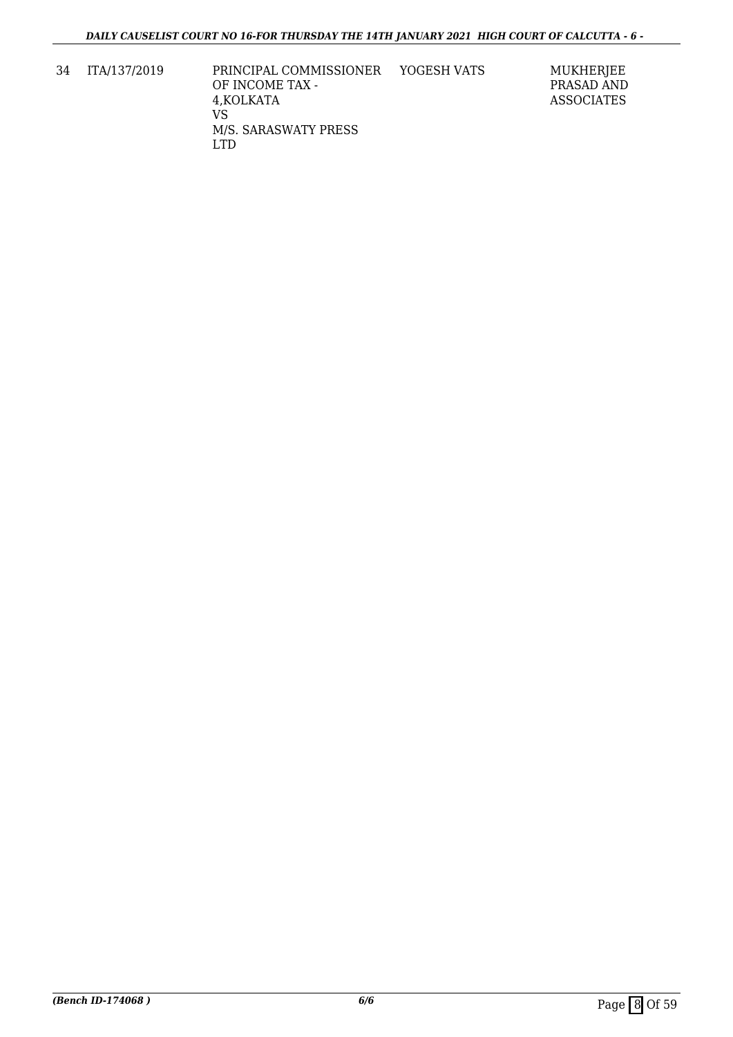| 34 | ITA/137/2019 | PRINCIPAL COMMISSIONER OF INCOME TAX - 4,KOLKATA VS M/S. SARASWATY PRESS LTD | YOGESH VATS | MUKHERJEE PRASAD AND ASSOCIATES |
|---|---|---|---|---|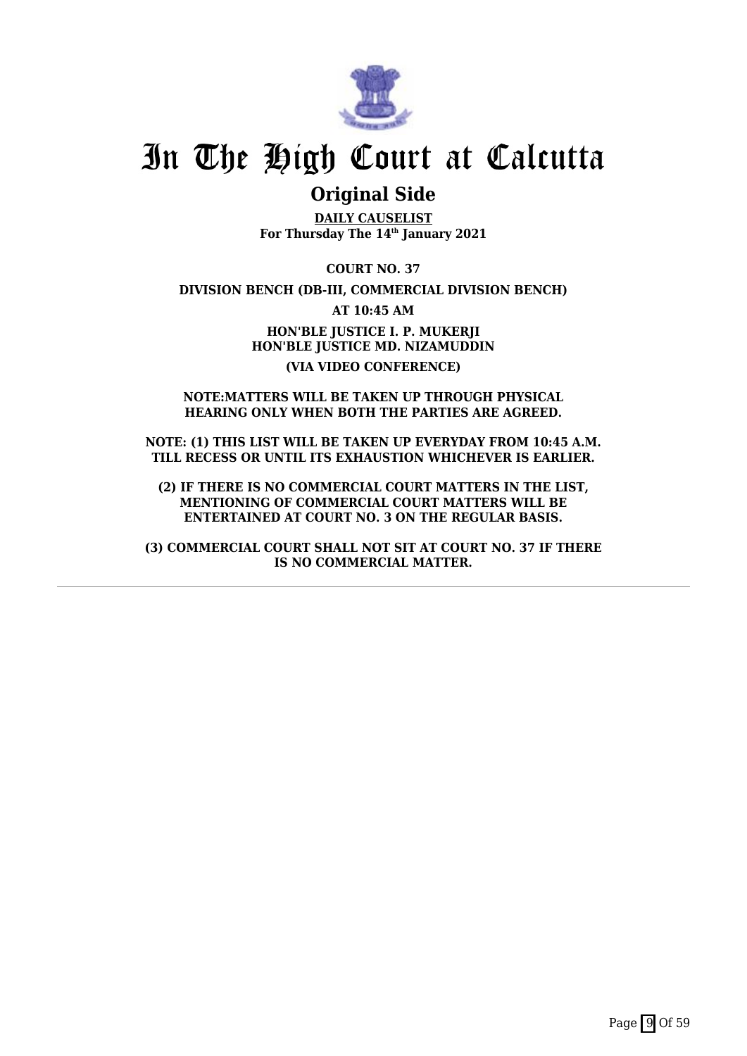# In The High Court at Calcutta

## Original Side

**DAILY CAUSELIST**
**For Thursday The 14th January 2021**

**COURT NO. 37**

**DIVISION BENCH (DB-III, COMMERCIAL DIVISION BENCH)**

**AT 10:45 AM**

**HON'BLE JUSTICE I. P. MUKERJI**
**HON'BLE JUSTICE MD. NIZAMUDDIN**

**(VIA VIDEO CONFERENCE)**

**NOTE:MATTERS WILL BE TAKEN UP THROUGH PHYSICAL HEARING ONLY WHEN BOTH THE PARTIES ARE AGREED.**

**NOTE: (1) THIS LIST WILL BE TAKEN UP EVERYDAY FROM 10:45 A.M. TILL RECESS OR UNTIL ITS EXHAUSTION WHICHEVER IS EARLIER.**

**(2) IF THERE IS NO COMMERCIAL COURT MATTERS IN THE LIST, MENTIONING OF COMMERCIAL COURT MATTERS WILL BE ENTERTAINED AT COURT NO. 3 ON THE REGULAR BASIS.**

**(3) COMMERCIAL COURT SHALL NOT SIT AT COURT NO. 37 IF THERE IS NO COMMERCIAL MATTER.**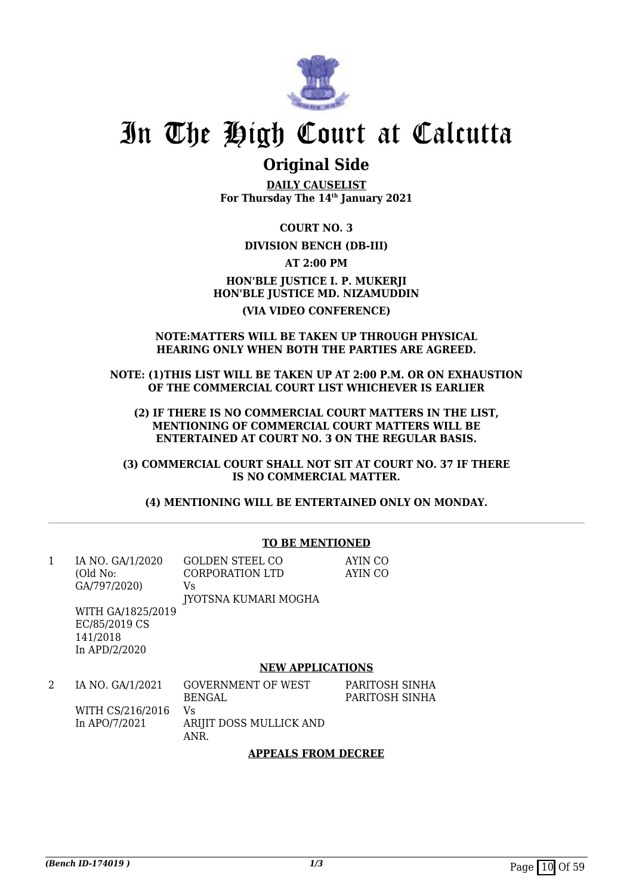# In The High Court at Calcutta

## Original Side

**DAILY CAUSELIST**
**For Thursday The 14th January 2021**

**COURT NO. 3**

**DIVISION BENCH (DB-III)**

**AT 2:00 PM**

**HON'BLE JUSTICE I. P. MUKERJI**
**HON'BLE JUSTICE MD. NIZAMUDDIN**

**(VIA VIDEO CONFERENCE)**

**NOTE:MATTERS WILL BE TAKEN UP THROUGH PHYSICAL HEARING ONLY WHEN BOTH THE PARTIES ARE AGREED.**

**NOTE: (1)THIS LIST WILL BE TAKEN UP AT 2:00 P.M. OR ON EXHAUSTION OF THE COMMERCIAL COURT LIST WHICHEVER IS EARLIER**

**(2) IF THERE IS NO COMMERCIAL COURT MATTERS IN THE LIST, MENTIONING OF COMMERCIAL COURT MATTERS WILL BE ENTERTAINED AT COURT NO. 3 ON THE REGULAR BASIS.**

**(3) COMMERCIAL COURT SHALL NOT SIT AT COURT NO. 37 IF THERE IS NO COMMERCIAL MATTER.**

**(4) MENTIONING WILL BE ENTERTAINED ONLY ON MONDAY.**

**TO BE MENTIONED**

| | | | |
|---|---|---|---|
| 1 | IA NO. GA/1/2020 (Old No: GA/797/2020) WITH GA/1825/2019 EC/85/2019 CS 141/2018 In APD/2/2020 | GOLDEN STEEL CO CORPORATION LTD Vs JYOTSNA KUMARI MOGHA | AYIN CO AYIN CO |

**NEW APPLICATIONS**

| | | | |
|---|---|---|---|
| 2 | IA NO. GA/1/2021 WITH CS/216/2016 In APO/7/2021 | GOVERNMENT OF WEST BENGAL Vs ARIJIT DOSS MULLICK AND ANR. | PARITOSH SINHA PARITOSH SINHA |

**APPEALS FROM DECREE**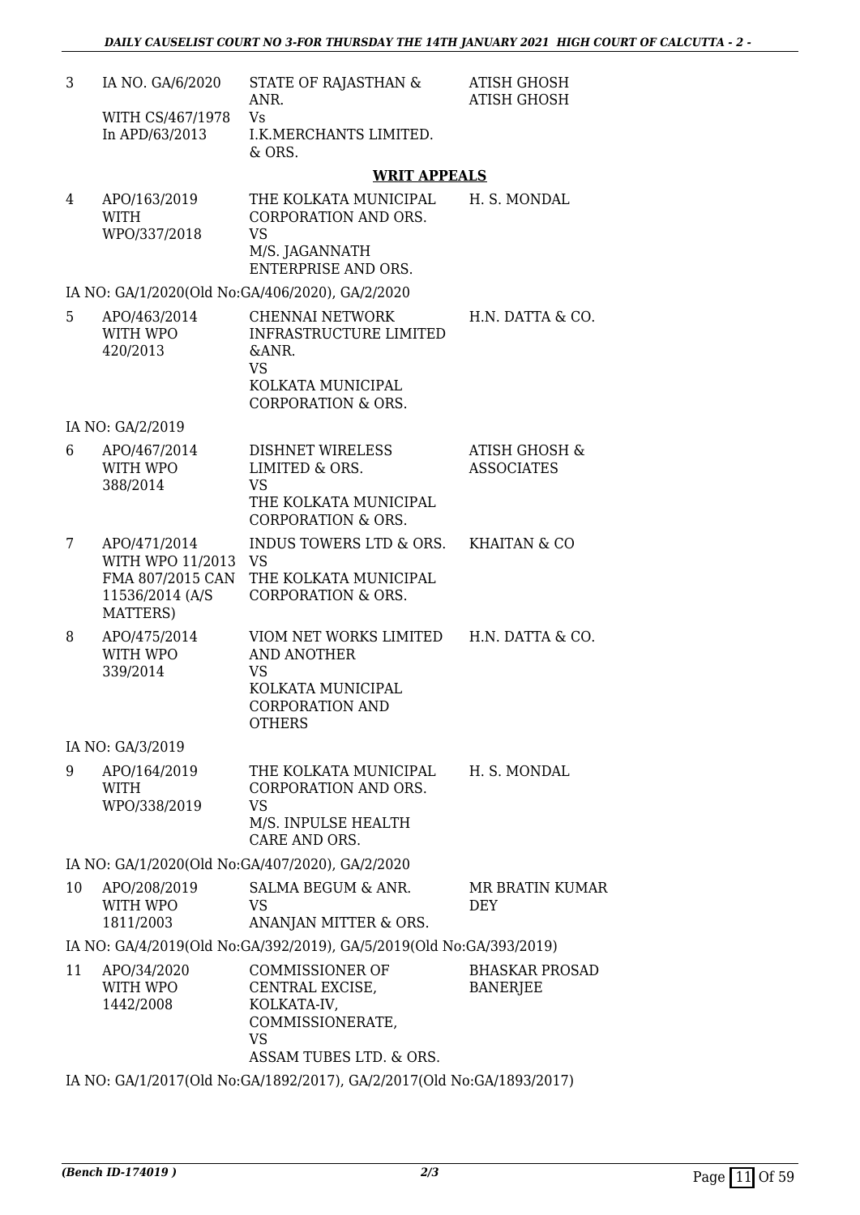| | | | |
|---|---|---|---|
| 3 | IA NO. GA/6/2020<br><br>WITH CS/467/1978<br>In APD/63/2013 | STATE OF RAJASTHAN & ANR.<br>Vs<br>I.K.MERCHANTS LIMITED. & ORS. | ATISH GHOSH<br>ATISH GHOSH |

**WRIT APPEALS**

| | | | |
|---|---|---|---|
| 4 | APO/163/2019<br>WITH<br>WPO/337/2018 | THE KOLKATA MUNICIPAL CORPORATION AND ORS.<br>VS<br>M/S. JAGANNATH ENTERPRISE AND ORS. | H. S. MONDAL |

IA NO: GA/1/2020(Old No:GA/406/2020), GA/2/2020

| | | | |
|---|---|---|---|
| 5 | APO/463/2014<br>WITH WPO<br>420/2013 | CHENNAI NETWORK INFRASTRUCTURE LIMITED &ANR.<br>VS<br>KOLKATA MUNICIPAL CORPORATION & ORS. | H.N. DATTA & CO. |

IA NO: GA/2/2019

| | | | |
|---|---|---|---|
| 6 | APO/467/2014<br>WITH WPO<br>388/2014 | DISHNET WIRELESS LIMITED & ORS.<br>VS<br>THE KOLKATA MUNICIPAL CORPORATION & ORS. | ATISH GHOSH & ASSOCIATES |
| 7 | APO/471/2014<br>WITH WPO 11/2013<br>FMA 807/2015 CAN<br>11536/2014 (A/S MATTERS) | INDUS TOWERS LTD & ORS.<br>VS<br>THE KOLKATA MUNICIPAL CORPORATION & ORS. | KHAITAN & CO |
| 8 | APO/475/2014<br>WITH WPO<br>339/2014 | VIOM NET WORKS LIMITED AND ANOTHER<br>VS<br>KOLKATA MUNICIPAL CORPORATION AND OTHERS | H.N. DATTA & CO. |

IA NO: GA/3/2019

| | | | |
|---|---|---|---|
| 9 | APO/164/2019<br>WITH<br>WPO/338/2019 | THE KOLKATA MUNICIPAL CORPORATION AND ORS.<br>VS<br>M/S. INPULSE HEALTH CARE AND ORS. | H. S. MONDAL |

IA NO: GA/1/2020(Old No:GA/407/2020), GA/2/2020

| | | | |
|---|---|---|---|
| 10 | APO/208/2019<br>WITH WPO<br>1811/2003 | SALMA BEGUM & ANR.<br>VS<br>ANANJAN MITTER & ORS. | MR BRATIN KUMAR DEY |

IA NO: GA/4/2019(Old No:GA/392/2019), GA/5/2019(Old No:GA/393/2019)

| | | | |
|---|---|---|---|
| 11 | APO/34/2020<br>WITH WPO<br>1442/2008 | COMMISSIONER OF CENTRAL EXCISE, KOLKATA-IV, COMMISSIONERATE,<br>VS<br>ASSAM TUBES LTD. & ORS. | BHASKAR PROSAD BANERJEE |

IA NO: GA/1/2017(Old No:GA/1892/2017), GA/2/2017(Old No:GA/1893/2017)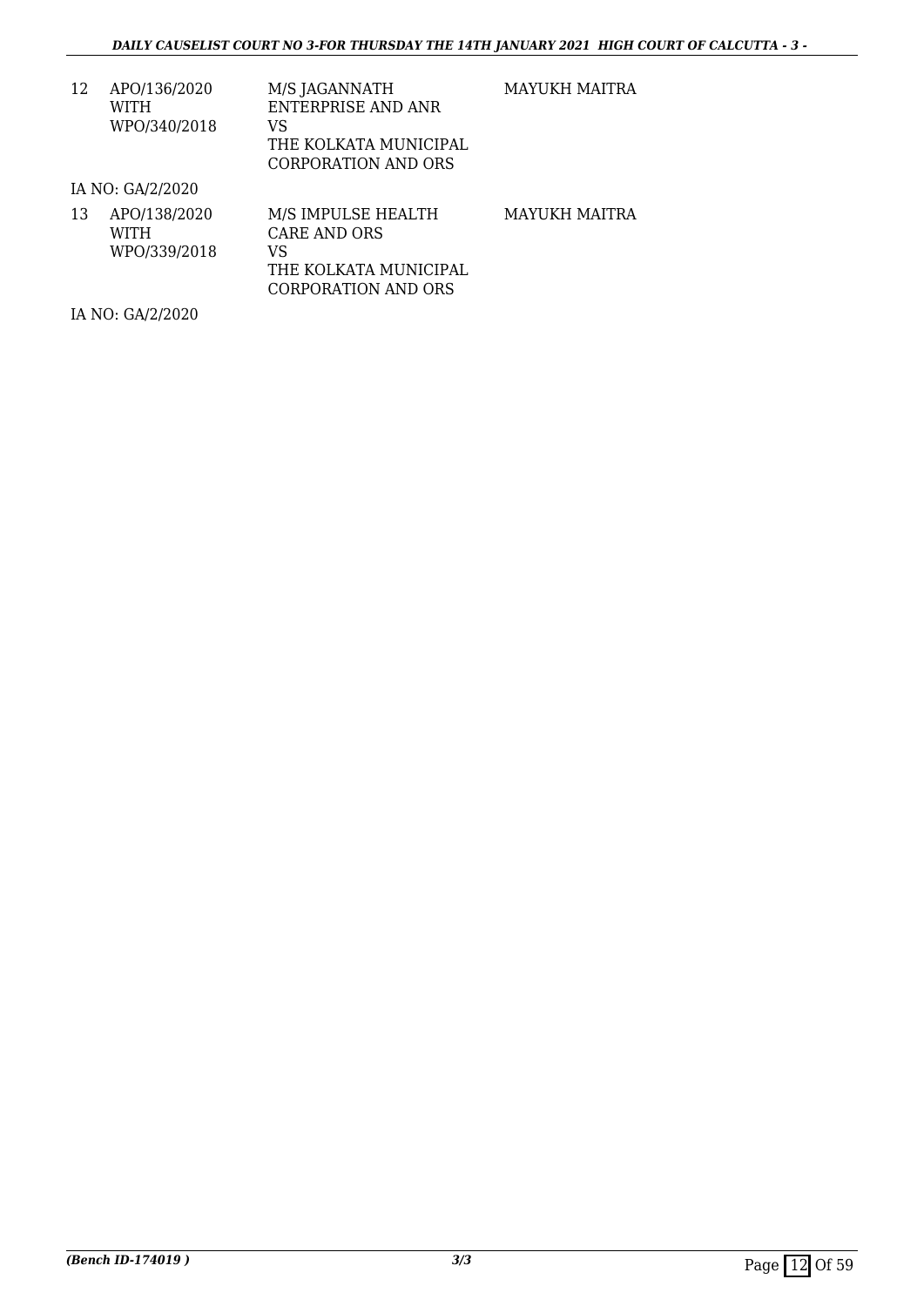| | | | |
|---|---|---|---|
| 12 | APO/136/2020 WITH WPO/340/2018 | M/S JAGANNATH ENTERPRISE AND ANR VS THE KOLKATA MUNICIPAL CORPORATION AND ORS | MAYUKH MAITRA |

IA NO: GA/2/2020

| | | | |
|---|---|---|---|
| 13 | APO/138/2020 WITH WPO/339/2018 | M/S IMPULSE HEALTH CARE AND ORS VS THE KOLKATA MUNICIPAL CORPORATION AND ORS | MAYUKH MAITRA |

IA NO: GA/2/2020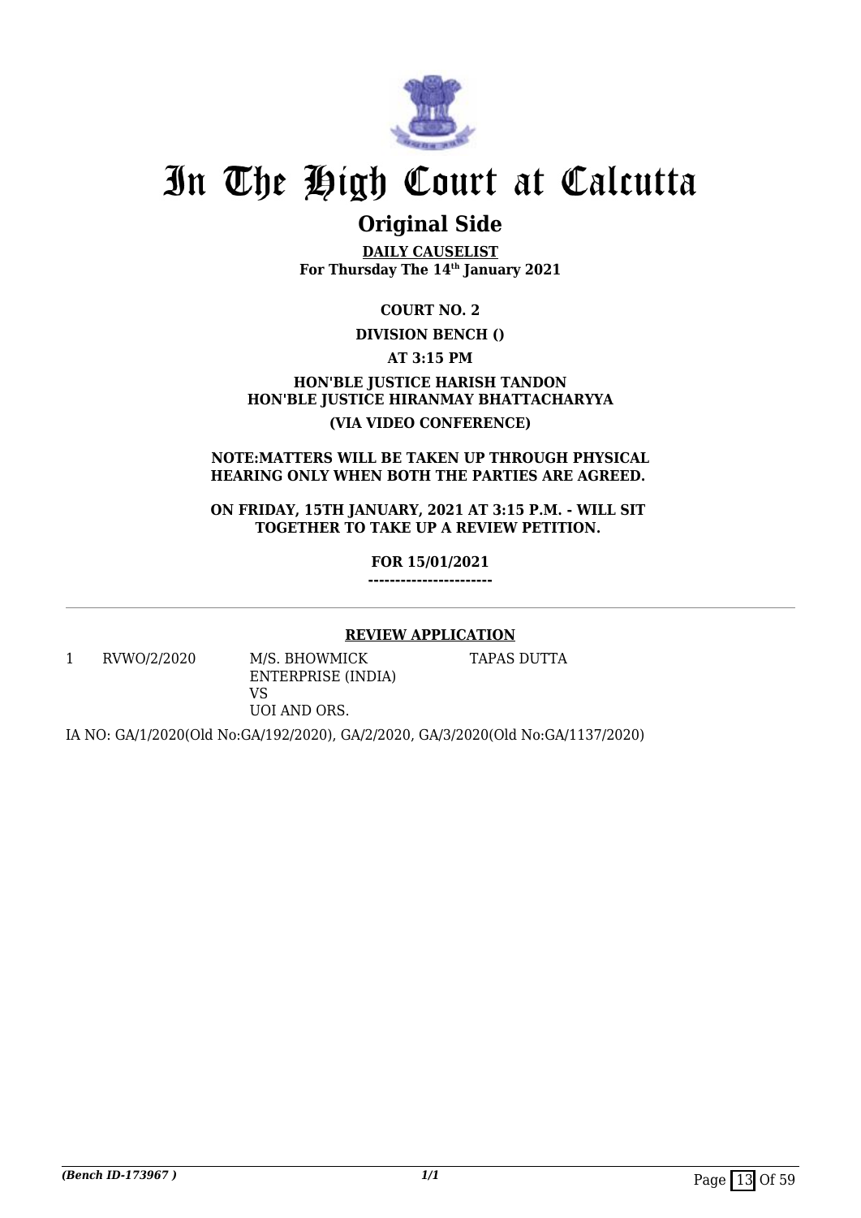# In The High Court at Calcutta

## Original Side

**DAILY CAUSELIST**
**For Thursday The 14th January 2021**

**COURT NO. 2**

**DIVISION BENCH ()**

**AT 3:15 PM**

**HON'BLE JUSTICE HARISH TANDON**
**HON'BLE JUSTICE HIRANMAY BHATTACHARYYA**

**(VIA VIDEO CONFERENCE)**

**NOTE:MATTERS WILL BE TAKEN UP THROUGH PHYSICAL HEARING ONLY WHEN BOTH THE PARTIES ARE AGREED.**

**ON FRIDAY, 15TH JANUARY, 2021 AT 3:15 P.M. - WILL SIT TOGETHER TO TAKE UP A REVIEW PETITION.**

**FOR 15/01/2021**
**-----------------------**

**REVIEW APPLICATION**

| | | | |
|---|---|---|---|
| 1 | RVWO/2/2020 | M/S. BHOWMICK ENTERPRISE (INDIA) VS UOI AND ORS. | TAPAS DUTTA |

IA NO: GA/1/2020(Old No:GA/192/2020), GA/2/2020, GA/3/2020(Old No:GA/1137/2020)

*(Bench ID-173967 )* 1/1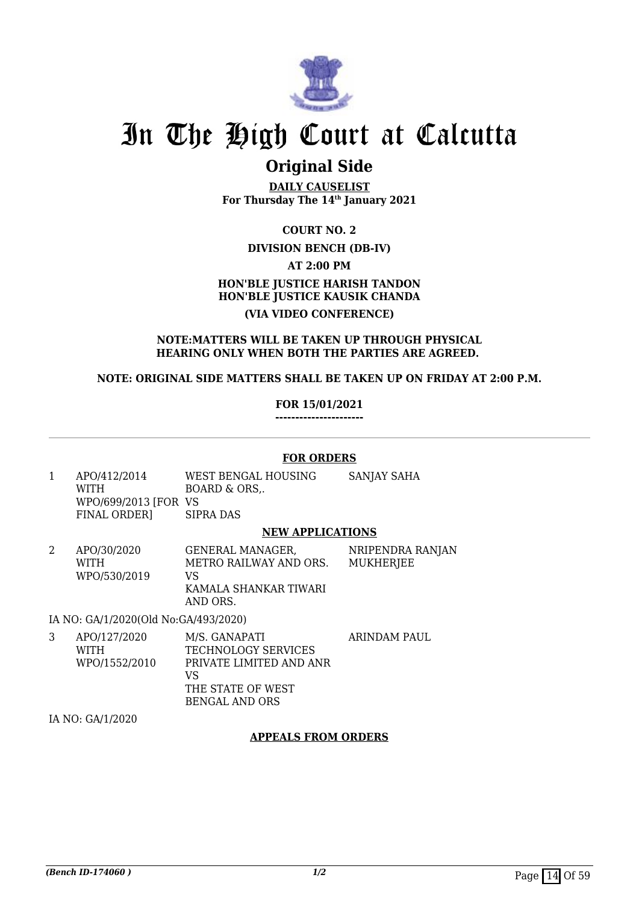# In The High Court at Calcutta

## Original Side

**DAILY CAUSELIST**
**For Thursday The 14th January 2021**

**COURT NO. 2**

**DIVISION BENCH (DB-IV)**

**AT 2:00 PM**

**HON'BLE JUSTICE HARISH TANDON**
**HON'BLE JUSTICE KAUSIK CHANDA**

**(VIA VIDEO CONFERENCE)**

**NOTE:MATTERS WILL BE TAKEN UP THROUGH PHYSICAL HEARING ONLY WHEN BOTH THE PARTIES ARE AGREED.**

**NOTE: ORIGINAL SIDE MATTERS SHALL BE TAKEN UP ON FRIDAY AT 2:00 P.M.**

**FOR 15/01/2021**
**---------------------**

---

**FOR ORDERS**

| | | | |
|---|---|---|---|
| 1 | APO/412/2014 WITH WPO/699/2013 [FOR FINAL ORDER] | WEST BENGAL HOUSING BOARD & ORS,. VS SIPRA DAS | SANJAY SAHA |

**NEW APPLICATIONS**

| | | | |
|---|---|---|---|
| 2 | APO/30/2020 WITH WPO/530/2019 | GENERAL MANAGER, METRO RAILWAY AND ORS. VS KAMALA SHANKAR TIWARI AND ORS. | NRIPENDRA RANJAN MUKHERJEE |

IA NO: GA/1/2020(Old No:GA/493/2020)

| | | | |
|---|---|---|---|
| 3 | APO/127/2020 WITH WPO/1552/2010 | M/S. GANAPATI TECHNOLOGY SERVICES PRIVATE LIMITED AND ANR VS THE STATE OF WEST BENGAL AND ORS | ARINDAM PAUL |

IA NO: GA/1/2020

**APPEALS FROM ORDERS**

*(Bench ID-174060 )* 1/2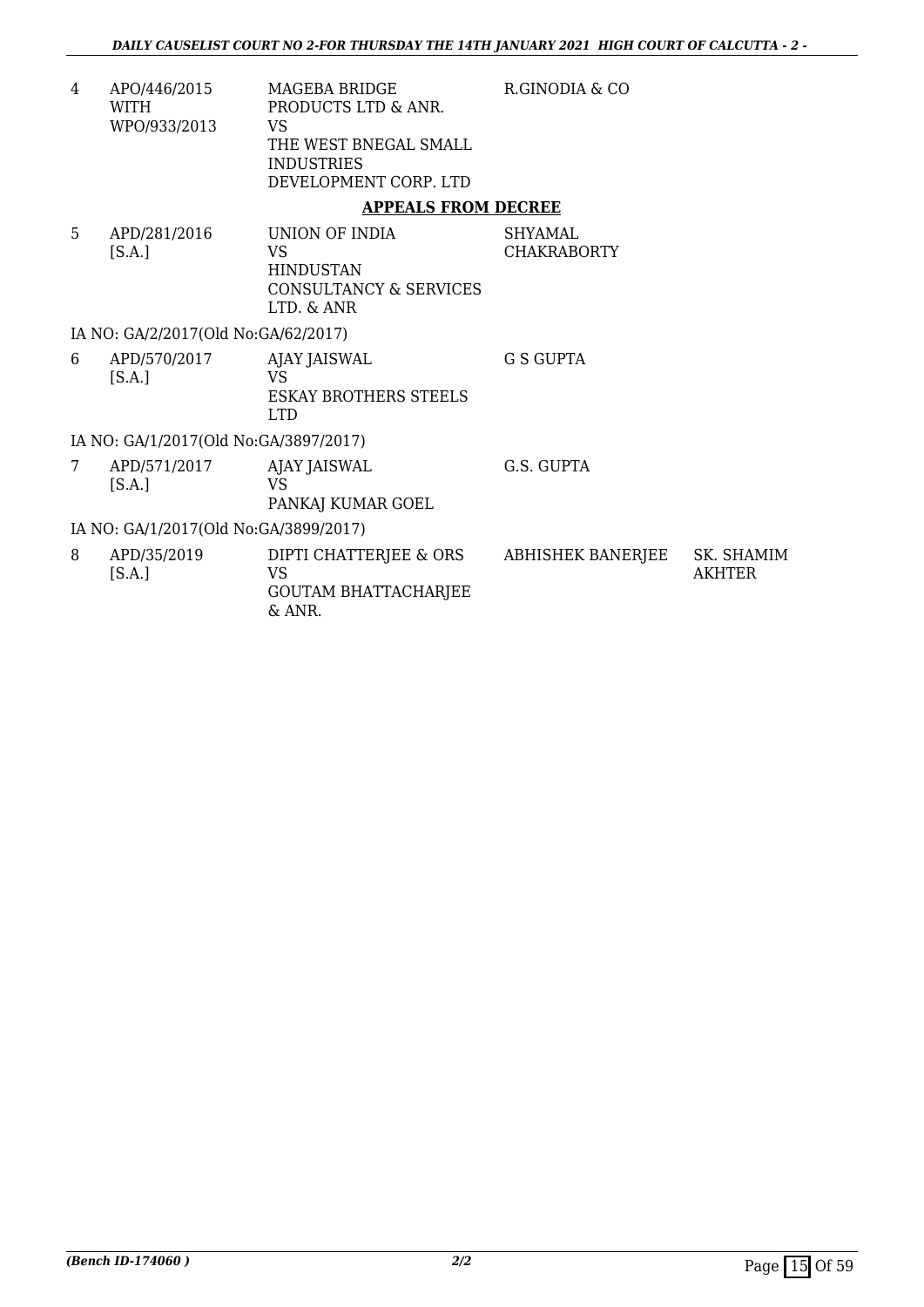| | | | | |
|---|---|---|---|---|
| 4 | APO/446/2015 WITH WPO/933/2013 | MAGEBA BRIDGE PRODUCTS LTD & ANR. VS THE WEST BNEGAL SMALL INDUSTRIES DEVELOPMENT CORP. LTD | R.GINODIA & CO | |

**APPEALS FROM DECREE**

| | | | | |
|---|---|---|---|---|
| 5 | APD/281/2016 [S.A.] | UNION OF INDIA VS HINDUSTAN CONSULTANCY & SERVICES LTD. & ANR | SHYAMAL CHAKRABORTY | |
| | IA NO: GA/2/2017(Old No:GA/62/2017) | | | |
| 6 | APD/570/2017 [S.A.] | AJAY JAISWAL VS ESKAY BROTHERS STEELS LTD | G S GUPTA | |
| | IA NO: GA/1/2017(Old No:GA/3897/2017) | | | |
| 7 | APD/571/2017 [S.A.] | AJAY JAISWAL VS PANKAJ KUMAR GOEL | G.S. GUPTA | |
| | IA NO: GA/1/2017(Old No:GA/3899/2017) | | | |
| 8 | APD/35/2019 [S.A.] | DIPTI CHATTERJEE & ORS VS GOUTAM BHATTACHARJEE & ANR. | ABHISHEK BANERJEE | SK. SHAMIM AKHTER |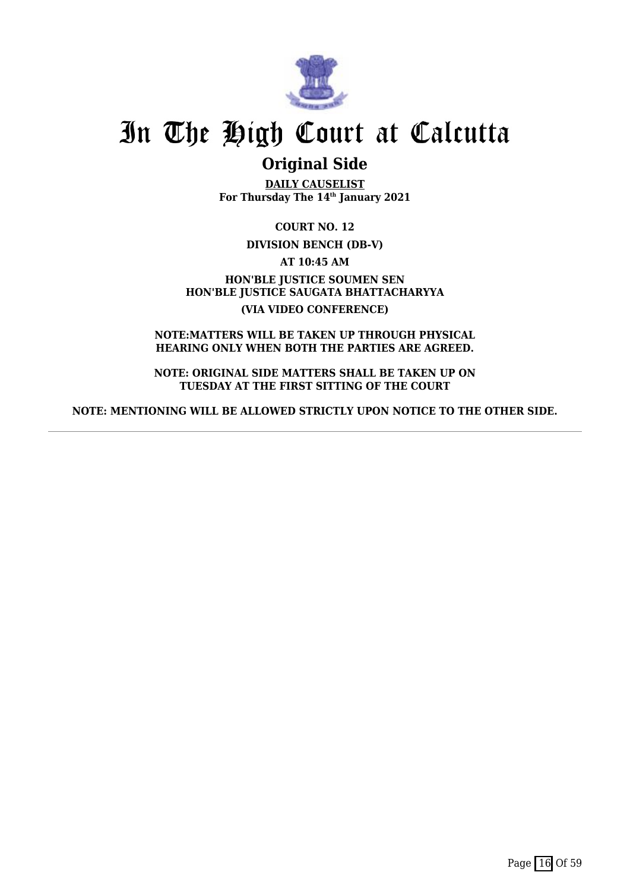# In The High Court at Calcutta

## Original Side

**DAILY CAUSELIST**
**For Thursday The 14th January 2021**

**COURT NO. 12**

**DIVISION BENCH (DB-V)**

**AT 10:45 AM**

**HON'BLE JUSTICE SOUMEN SEN**
**HON'BLE JUSTICE SAUGATA BHATTACHARYYA**

**(VIA VIDEO CONFERENCE)**

**NOTE:MATTERS WILL BE TAKEN UP THROUGH PHYSICAL HEARING ONLY WHEN BOTH THE PARTIES ARE AGREED.**

**NOTE: ORIGINAL SIDE MATTERS SHALL BE TAKEN UP ON TUESDAY AT THE FIRST SITTING OF THE COURT**

**NOTE: MENTIONING WILL BE ALLOWED STRICTLY UPON NOTICE TO THE OTHER SIDE.**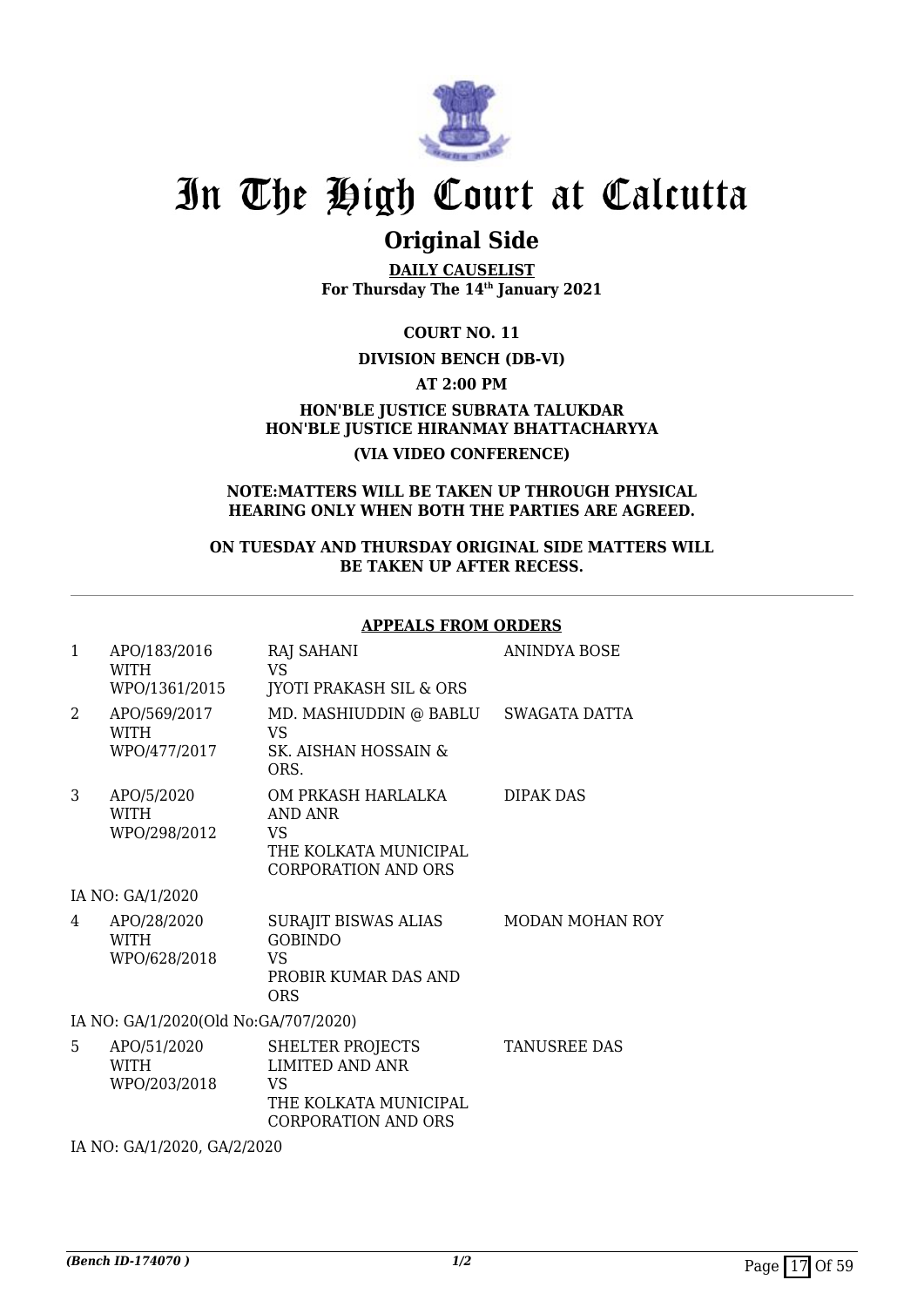# In The High Court at Calcutta

## Original Side

**DAILY CAUSELIST**
**For Thursday The 14th January 2021**

**COURT NO. 11**

**DIVISION BENCH (DB-VI)**

**AT 2:00 PM**

**HON'BLE JUSTICE SUBRATA TALUKDAR**
**HON'BLE JUSTICE HIRANMAY BHATTACHARYYA**

**(VIA VIDEO CONFERENCE)**

**NOTE:MATTERS WILL BE TAKEN UP THROUGH PHYSICAL HEARING ONLY WHEN BOTH THE PARTIES ARE AGREED.**

**ON TUESDAY AND THURSDAY ORIGINAL SIDE MATTERS WILL BE TAKEN UP AFTER RECESS.**

---

**APPEALS FROM ORDERS**

| | | | |
|---|---|---|---|
| 1 | APO/183/2016 WITH WPO/1361/2015 | RAJ SAHANI VS JYOTI PRAKASH SIL & ORS | ANINDYA BOSE |
| 2 | APO/569/2017 WITH WPO/477/2017 | MD. MASHIUDDIN @ BABLU VS SK. AISHAN HOSSAIN & ORS. | SWAGATA DATTA |
| 3 | APO/5/2020 WITH WPO/298/2012 | OM PRKASH HARLALKA AND ANR VS THE KOLKATA MUNICIPAL CORPORATION AND ORS | DIPAK DAS |
| | IA NO: GA/1/2020 | | |
| 4 | APO/28/2020 WITH WPO/628/2018 | SURAJIT BISWAS ALIAS GOBINDO VS PROBIR KUMAR DAS AND ORS | MODAN MOHAN ROY |
| | IA NO: GA/1/2020(Old No:GA/707/2020) | | |
| 5 | APO/51/2020 WITH WPO/203/2018 | SHELTER PROJECTS LIMITED AND ANR VS THE KOLKATA MUNICIPAL CORPORATION AND ORS | TANUSREE DAS |
| | IA NO: GA/1/2020, GA/2/2020 | | |

*(Bench ID-174070 )* 1/2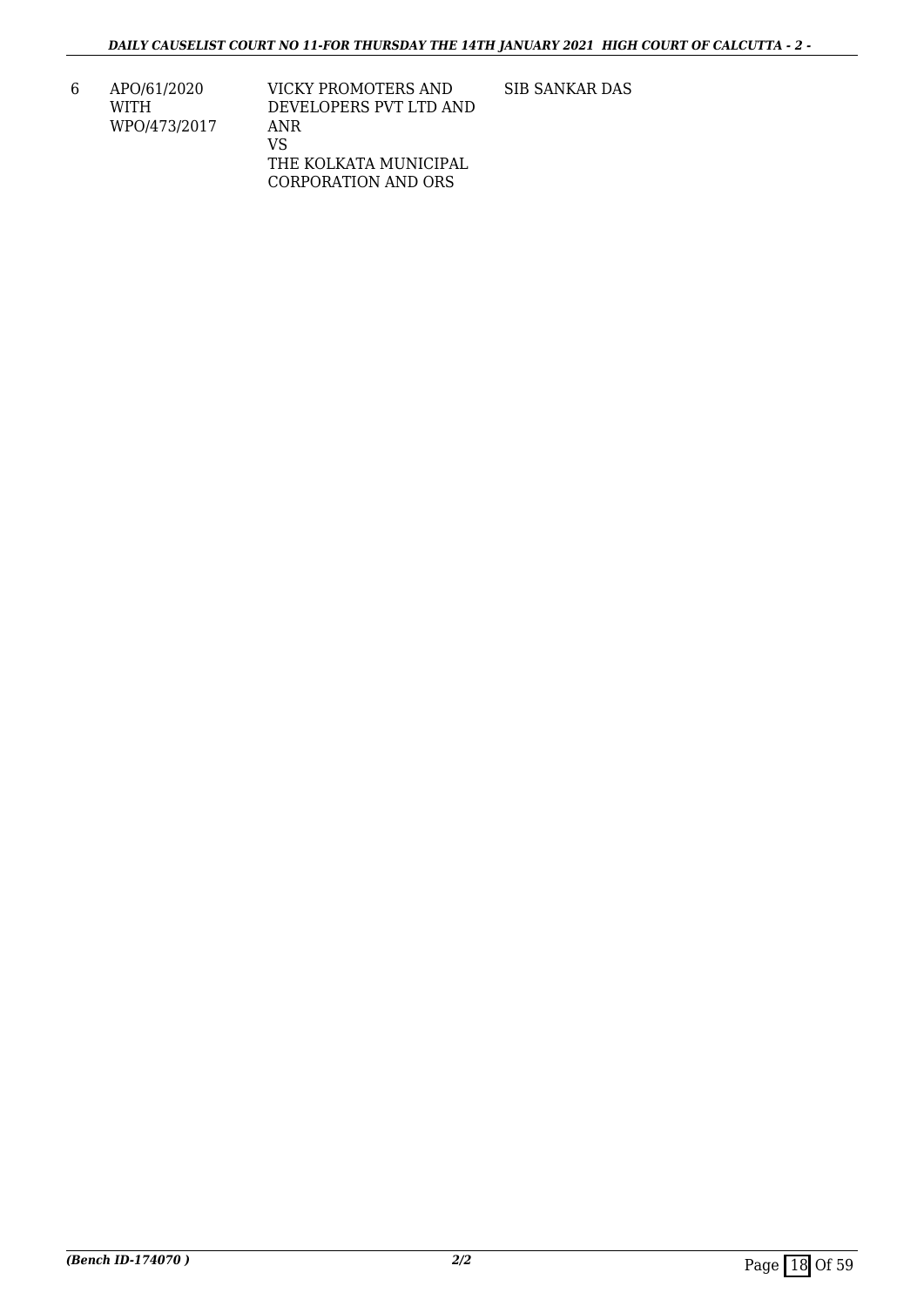| 6 | APO/61/2020 WITH WPO/473/2017 | VICKY PROMOTERS AND DEVELOPERS PVT LTD AND ANR VS THE KOLKATA MUNICIPAL CORPORATION AND ORS | SIB SANKAR DAS |
|---|---|---|---|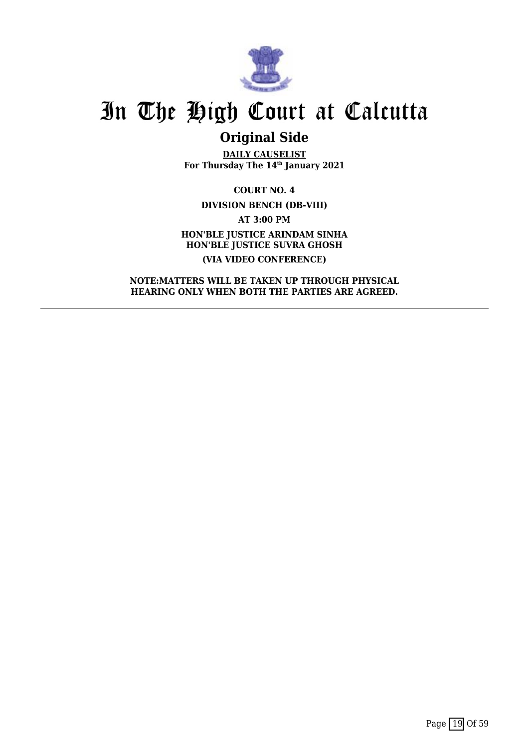# In The High Court at Calcutta

## Original Side

**DAILY CAUSELIST**
**For Thursday The 14th January 2021**

**COURT NO. 4**

**DIVISION BENCH (DB-VIII)**

**AT 3:00 PM**

**HON'BLE JUSTICE ARINDAM SINHA**
**HON'BLE JUSTICE SUVRA GHOSH**

**(VIA VIDEO CONFERENCE)**

**NOTE:MATTERS WILL BE TAKEN UP THROUGH PHYSICAL HEARING ONLY WHEN BOTH THE PARTIES ARE AGREED.**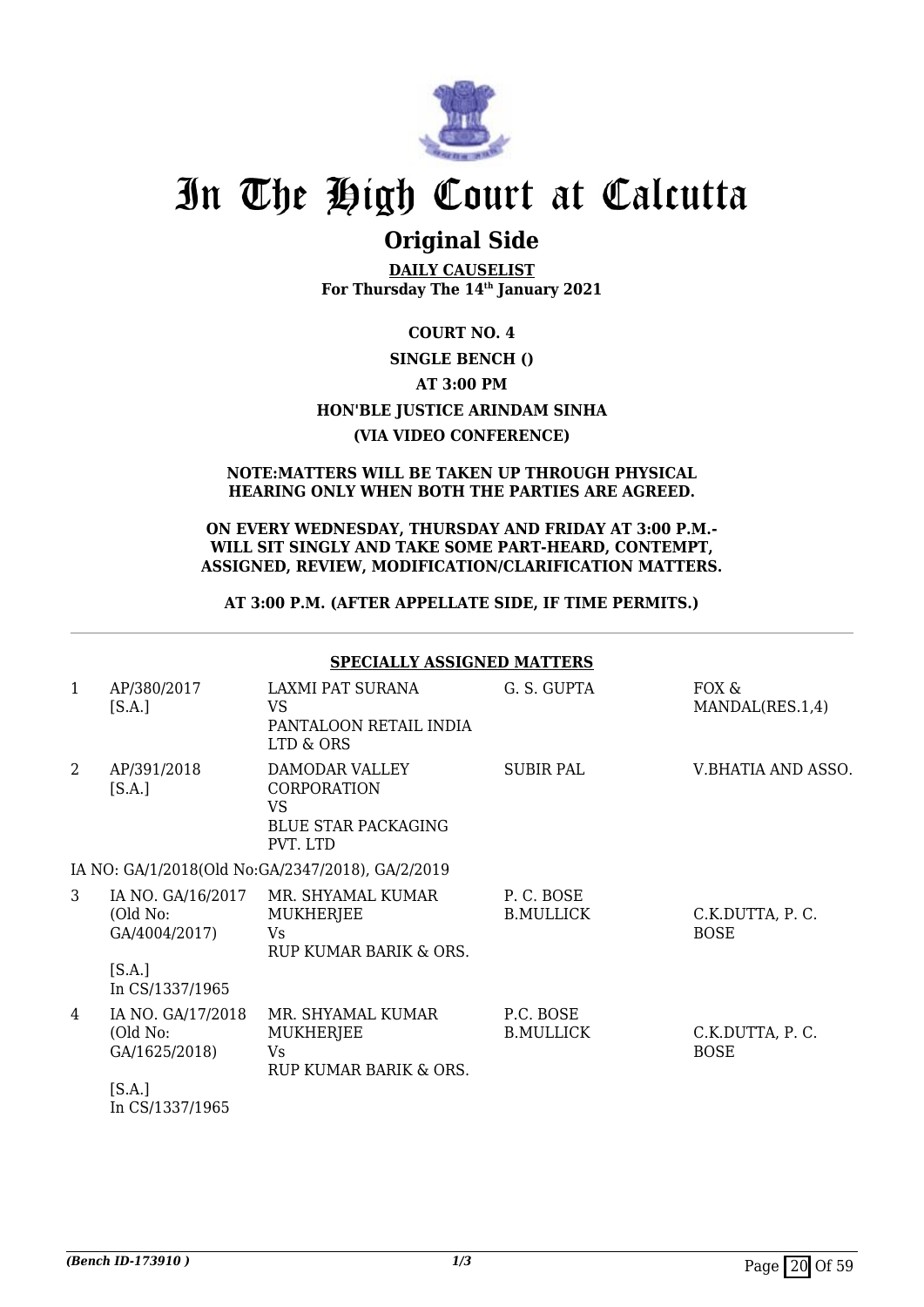# In The High Court at Calcutta

## Original Side

**DAILY CAUSELIST**
**For Thursday The 14th January 2021**

**COURT NO. 4**

**SINGLE BENCH ()**

**AT 3:00 PM**

**HON'BLE JUSTICE ARINDAM SINHA**

**(VIA VIDEO CONFERENCE)**

**NOTE:MATTERS WILL BE TAKEN UP THROUGH PHYSICAL HEARING ONLY WHEN BOTH THE PARTIES ARE AGREED.**

**ON EVERY WEDNESDAY, THURSDAY AND FRIDAY AT 3:00 P.M.- WILL SIT SINGLY AND TAKE SOME PART-HEARD, CONTEMPT, ASSIGNED, REVIEW, MODIFICATION/CLARIFICATION MATTERS.**

**AT 3:00 P.M. (AFTER APPELLATE SIDE, IF TIME PERMITS.)**

**SPECIALLY ASSIGNED MATTERS**

| | | | | |
|---|---|---|---|---|
| 1 | AP/380/2017 [S.A.] | LAXMI PAT SURANA VS PANTALOON RETAIL INDIA LTD & ORS | G. S. GUPTA | FOX & MANDAL(RES.1,4) |
| 2 | AP/391/2018 [S.A.] | DAMODAR VALLEY CORPORATION VS BLUE STAR PACKAGING PVT. LTD | SUBIR PAL | V.BHATIA AND ASSO. |
| | IA NO: GA/1/2018(Old No:GA/2347/2018), GA/2/2019 | | | |
| 3 | IA NO. GA/16/2017 (Old No: GA/4004/2017) [S.A.] In CS/1337/1965 | MR. SHYAMAL KUMAR MUKHERJEE Vs RUP KUMAR BARIK & ORS. | P. C. BOSE B.MULLICK | C.K.DUTTA, P. C. BOSE |
| 4 | IA NO. GA/17/2018 (Old No: GA/1625/2018) [S.A.] In CS/1337/1965 | MR. SHYAMAL KUMAR MUKHERJEE Vs RUP KUMAR BARIK & ORS. | P.C. BOSE B.MULLICK | C.K.DUTTA, P. C. BOSE |

*(Bench ID-173910 )* 1/3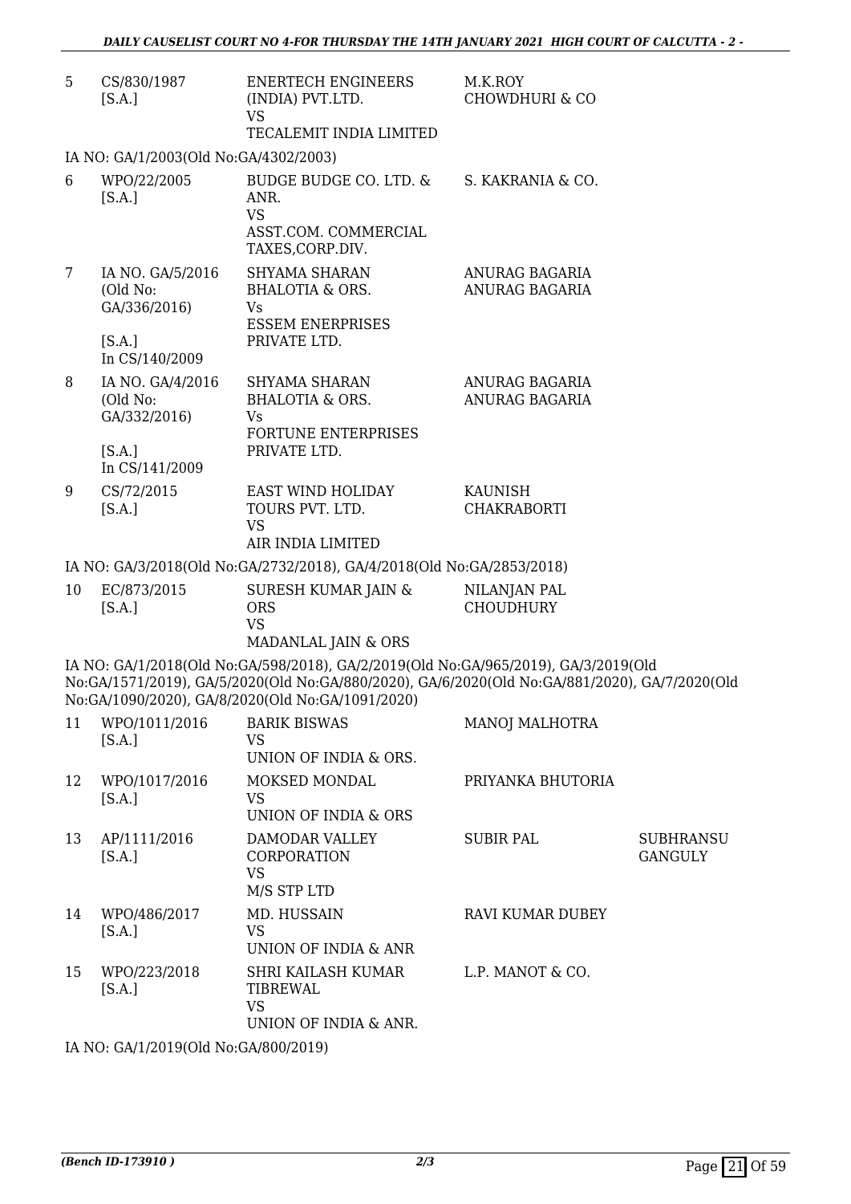| | | | | |
|---|---|---|---|---|
| 5 | CS/830/1987 [S.A.] | ENERTECH ENGINEERS (INDIA) PVT.LTD. VS TECALEMIT INDIA LIMITED | M.K.ROY CHOWDHURI & CO | |

IA NO: GA/1/2003(Old No:GA/4302/2003)

| | | | | |
|---|---|---|---|---|
| 6 | WPO/22/2005 [S.A.] | BUDGE BUDGE CO. LTD. & ANR. VS ASST.COM. COMMERCIAL TAXES,CORP.DIV. | S. KAKRANIA & CO. | |
| 7 | IA NO. GA/5/2016 (Old No: GA/336/2016) [S.A.] In CS/140/2009 | SHYAMA SHARAN BHALOTIA & ORS. Vs ESSEM ENERPRISES PRIVATE LTD. | ANURAG BAGARIA ANURAG BAGARIA | |
| 8 | IA NO. GA/4/2016 (Old No: GA/332/2016) [S.A.] In CS/141/2009 | SHYAMA SHARAN BHALOTIA & ORS. Vs FORTUNE ENTERPRISES PRIVATE LTD. | ANURAG BAGARIA ANURAG BAGARIA | |
| 9 | CS/72/2015 [S.A.] | EAST WIND HOLIDAY TOURS PVT. LTD. VS AIR INDIA LIMITED | KAUNISH CHAKRABORTI | |

IA NO: GA/3/2018(Old No:GA/2732/2018), GA/4/2018(Old No:GA/2853/2018)

| | | | | |
|---|---|---|---|---|
| 10 | EC/873/2015 [S.A.] | SURESH KUMAR JAIN & ORS VS MADANLAL JAIN & ORS | NILANJAN PAL CHOUDHURY | |

IA NO: GA/1/2018(Old No:GA/598/2018), GA/2/2019(Old No:GA/965/2019), GA/3/2019(Old No:GA/1571/2019), GA/5/2020(Old No:GA/880/2020), GA/6/2020(Old No:GA/881/2020), GA/7/2020(Old No:GA/1090/2020), GA/8/2020(Old No:GA/1091/2020)

| | | | | |
|---|---|---|---|---|
| 11 | WPO/1011/2016 [S.A.] | BARIK BISWAS VS UNION OF INDIA & ORS. | MANOJ MALHOTRA | |
| 12 | WPO/1017/2016 [S.A.] | MOKSED MONDAL VS UNION OF INDIA & ORS | PRIYANKA BHUTORIA | |
| 13 | AP/1111/2016 [S.A.] | DAMODAR VALLEY CORPORATION VS M/S STP LTD | SUBIR PAL | SUBHRANSU GANGULY |
| 14 | WPO/486/2017 [S.A.] | MD. HUSSAIN VS UNION OF INDIA & ANR | RAVI KUMAR DUBEY | |
| 15 | WPO/223/2018 [S.A.] | SHRI KAILASH KUMAR TIBREWAL VS UNION OF INDIA & ANR. | L.P. MANOT & CO. | |

IA NO: GA/1/2019(Old No:GA/800/2019)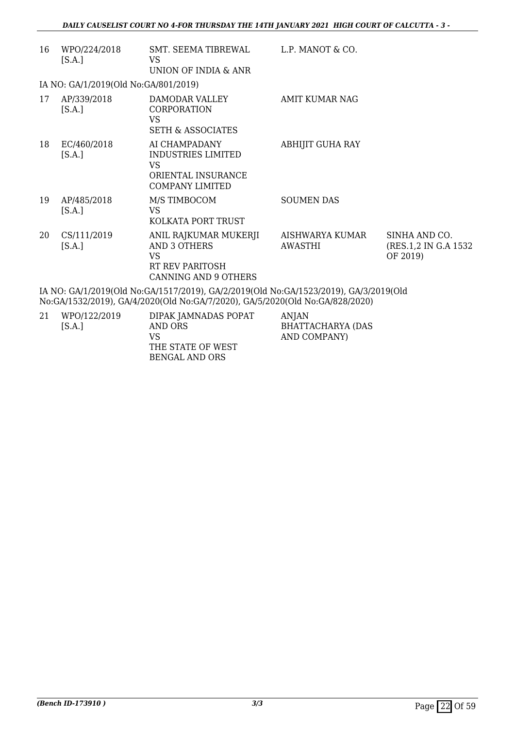| | | | | |
|---|---|---|---|---|
| 16 | WPO/224/2018 [S.A.] | SMT. SEEMA TIBREWAL VS UNION OF INDIA & ANR | L.P. MANOT & CO. | |

IA NO: GA/1/2019(Old No:GA/801/2019)

| | | | | |
|---|---|---|---|---|
| 17 | AP/339/2018 [S.A.] | DAMODAR VALLEY CORPORATION VS SETH & ASSOCIATES | AMIT KUMAR NAG | |
| 18 | EC/460/2018 [S.A.] | AI CHAMPADANY INDUSTRIES LIMITED VS ORIENTAL INSURANCE COMPANY LIMITED | ABHIJIT GUHA RAY | |
| 19 | AP/485/2018 [S.A.] | M/S TIMBOCOM VS KOLKATA PORT TRUST | SOUMEN DAS | |
| 20 | CS/111/2019 [S.A.] | ANIL RAJKUMAR MUKERJI AND 3 OTHERS VS RT REV PARITOSH CANNING AND 9 OTHERS | AISHWARYA KUMAR AWASTHI | SINHA AND CO. (RES.1,2 IN G.A 1532 OF 2019) |

IA NO: GA/1/2019(Old No:GA/1517/2019), GA/2/2019(Old No:GA/1523/2019), GA/3/2019(Old No:GA/1532/2019), GA/4/2020(Old No:GA/7/2020), GA/5/2020(Old No:GA/828/2020)

| | | | | |
|---|---|---|---|---|
| 21 | WPO/122/2019 [S.A.] | DIPAK JAMNADAS POPAT AND ORS VS THE STATE OF WEST BENGAL AND ORS | ANJAN BHATTACHARYA (DAS AND COMPANY) | |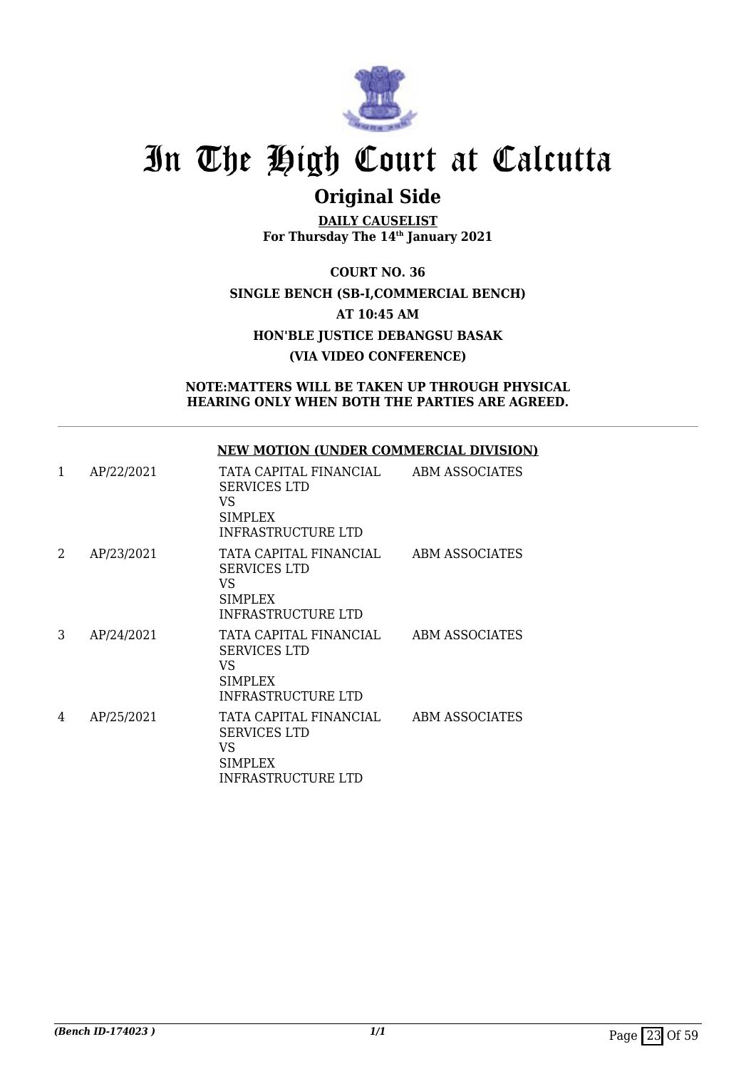# In The High Court at Calcutta

## Original Side

**DAILY CAUSELIST**
**For Thursday The 14th January 2021**

**COURT NO. 36**

**SINGLE BENCH (SB-I,COMMERCIAL BENCH)**

**AT 10:45 AM**

**HON'BLE JUSTICE DEBANGSU BASAK**

**(VIA VIDEO CONFERENCE)**

**NOTE:MATTERS WILL BE TAKEN UP THROUGH PHYSICAL HEARING ONLY WHEN BOTH THE PARTIES ARE AGREED.**

**NEW MOTION (UNDER COMMERCIAL DIVISION)**

| | | | |
|---|---|---|---|
| 1 | AP/22/2021 | TATA CAPITAL FINANCIAL SERVICES LTD<br>VS<br>SIMPLEX INFRASTRUCTURE LTD | ABM ASSOCIATES |
| 2 | AP/23/2021 | TATA CAPITAL FINANCIAL SERVICES LTD<br>VS<br>SIMPLEX INFRASTRUCTURE LTD | ABM ASSOCIATES |
| 3 | AP/24/2021 | TATA CAPITAL FINANCIAL SERVICES LTD<br>VS<br>SIMPLEX INFRASTRUCTURE LTD | ABM ASSOCIATES |
| 4 | AP/25/2021 | TATA CAPITAL FINANCIAL SERVICES LTD<br>VS<br>SIMPLEX INFRASTRUCTURE LTD | ABM ASSOCIATES |

*(Bench ID-174023 )*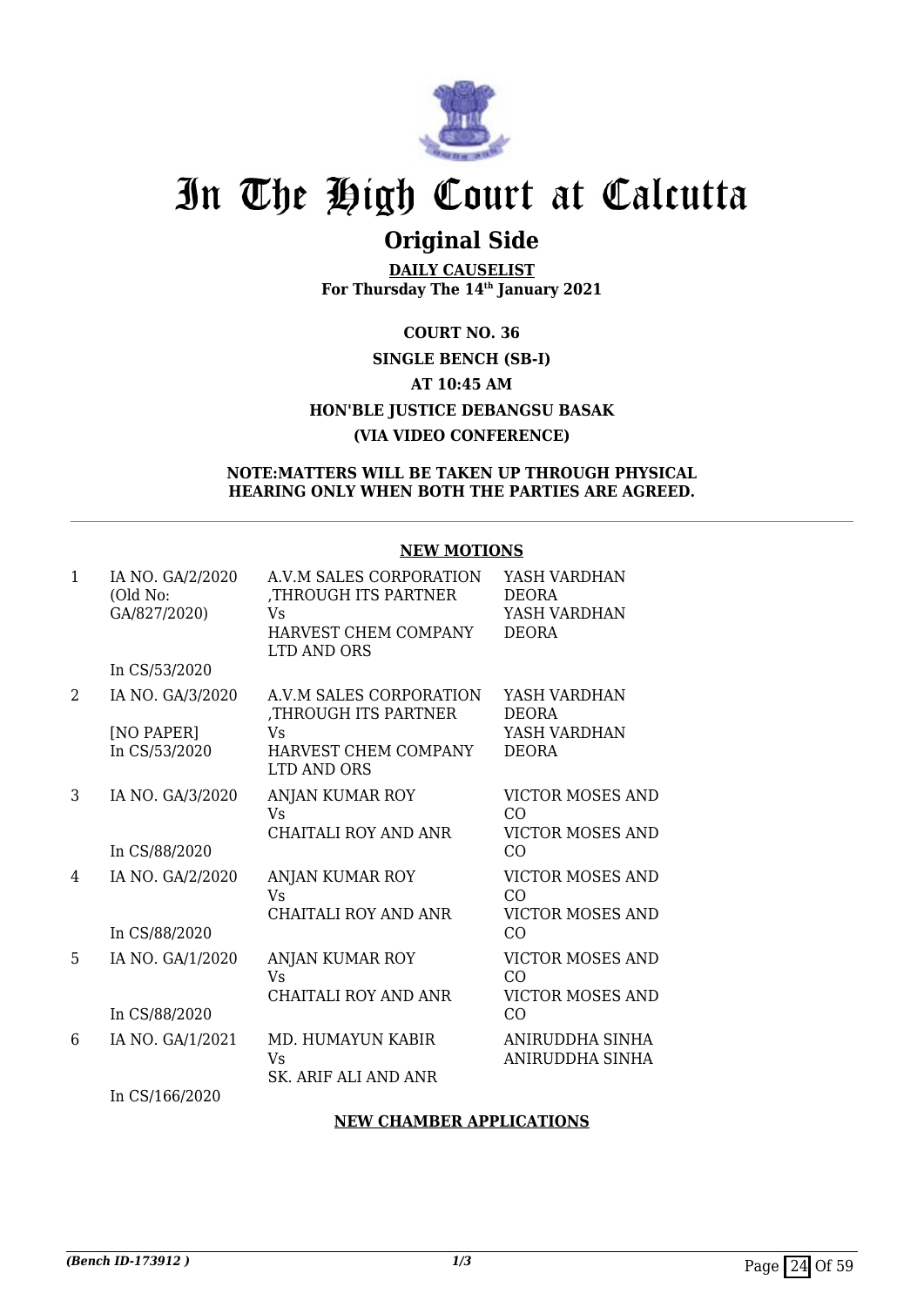# In The High Court at Calcutta

## Original Side

**DAILY CAUSELIST**
**For Thursday The 14th January 2021**

**COURT NO. 36**
**SINGLE BENCH (SB-I)**
**AT 10:45 AM**
**HON'BLE JUSTICE DEBANGSU BASAK**
**(VIA VIDEO CONFERENCE)**

**NOTE:MATTERS WILL BE TAKEN UP THROUGH PHYSICAL HEARING ONLY WHEN BOTH THE PARTIES ARE AGREED.**

**NEW MOTIONS**

| | | | |
|---|---|---|---|
| 1 | IA NO. GA/2/2020 (Old No: GA/827/2020) In CS/53/2020 | A.V.M SALES CORPORATION ,THROUGH ITS PARTNER Vs HARVEST CHEM COMPANY LTD AND ORS | YASH VARDHAN DEORA YASH VARDHAN DEORA |
| 2 | IA NO. GA/3/2020 [NO PAPER] In CS/53/2020 | A.V.M SALES CORPORATION ,THROUGH ITS PARTNER Vs HARVEST CHEM COMPANY LTD AND ORS | YASH VARDHAN DEORA YASH VARDHAN DEORA |
| 3 | IA NO. GA/3/2020 In CS/88/2020 | ANJAN KUMAR ROY Vs CHAITALI ROY AND ANR | VICTOR MOSES AND CO VICTOR MOSES AND CO |
| 4 | IA NO. GA/2/2020 In CS/88/2020 | ANJAN KUMAR ROY Vs CHAITALI ROY AND ANR | VICTOR MOSES AND CO VICTOR MOSES AND CO |
| 5 | IA NO. GA/1/2020 In CS/88/2020 | ANJAN KUMAR ROY Vs CHAITALI ROY AND ANR | VICTOR MOSES AND CO VICTOR MOSES AND CO |
| 6 | IA NO. GA/1/2021 In CS/166/2020 | MD. HUMAYUN KABIR Vs SK. ARIF ALI AND ANR | ANIRUDDHA SINHA ANIRUDDHA SINHA |

**NEW CHAMBER APPLICATIONS**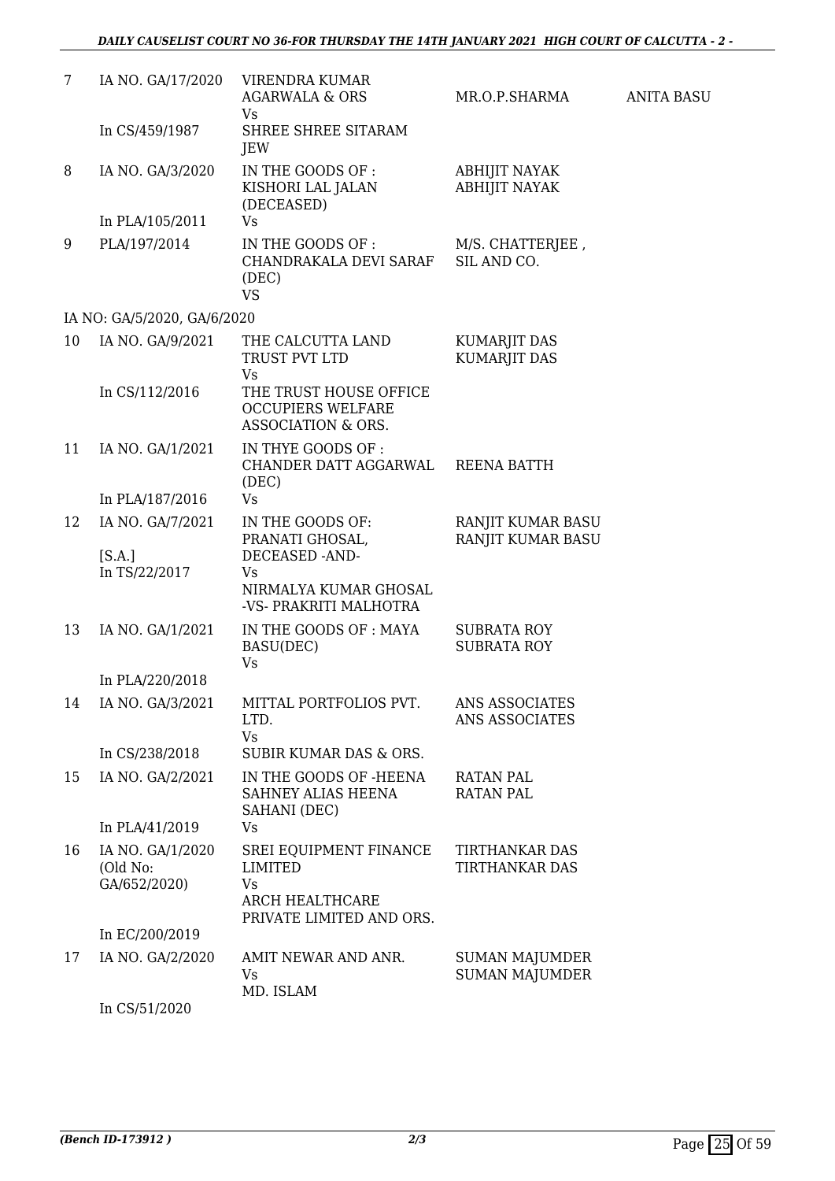| | | | | |
|---|---|---|---|---|
| 7 | IA NO. GA/17/2020<br><br>In CS/459/1987 | VIRENDRA KUMAR AGARWALA & ORS<br>Vs<br>SHREE SHREE SITARAM JEW | MR.O.P.SHARMA | ANITA BASU |
| 8 | IA NO. GA/3/2020<br><br>In PLA/105/2011 | IN THE GOODS OF : KISHORI LAL JALAN (DECEASED)<br>Vs | ABHIJIT NAYAK<br>ABHIJIT NAYAK | |
| 9 | PLA/197/2014 | IN THE GOODS OF : CHANDRAKALA DEVI SARAF (DEC)<br>VS | M/S. CHATTERJEE , SIL AND CO. | |
| | IA NO: GA/5/2020, GA/6/2020 | | | |
| 10 | IA NO. GA/9/2021<br><br>In CS/112/2016 | THE CALCUTTA LAND TRUST PVT LTD<br>Vs<br>THE TRUST HOUSE OFFICE OCCUPIERS WELFARE ASSOCIATION & ORS. | KUMARJIT DAS<br>KUMARJIT DAS | |
| 11 | IA NO. GA/1/2021<br><br>In PLA/187/2016 | IN THYE GOODS OF : CHANDER DATT AGGARWAL (DEC)<br>Vs | REENA BATTH | |
| 12 | IA NO. GA/7/2021<br>[S.A.]<br>In TS/22/2017 | IN THE GOODS OF: PRANATI GHOSAL, DECEASED -AND-<br>Vs<br>NIRMALYA KUMAR GHOSAL -VS- PRAKRITI MALHOTRA | RANJIT KUMAR BASU<br>RANJIT KUMAR BASU | |
| 13 | IA NO. GA/1/2021<br><br>In PLA/220/2018 | IN THE GOODS OF : MAYA BASU(DEC)<br>Vs | SUBRATA ROY<br>SUBRATA ROY | |
| 14 | IA NO. GA/3/2021<br><br>In CS/238/2018 | MITTAL PORTFOLIOS PVT. LTD.<br>Vs<br>SUBIR KUMAR DAS & ORS. | ANS ASSOCIATES<br>ANS ASSOCIATES | |
| 15 | IA NO. GA/2/2021<br><br>In PLA/41/2019 | IN THE GOODS OF -HEENA SAHNEY ALIAS HEENA SAHANI (DEC)<br>Vs | RATAN PAL<br>RATAN PAL | |
| 16 | IA NO. GA/1/2020 (Old No: GA/652/2020)<br><br>In EC/200/2019 | SREI EQUIPMENT FINANCE LIMITED<br>Vs<br>ARCH HEALTHCARE PRIVATE LIMITED AND ORS. | TIRTHANKAR DAS<br>TIRTHANKAR DAS | |
| 17 | IA NO. GA/2/2020<br><br>In CS/51/2020 | AMIT NEWAR AND ANR.<br>Vs<br>MD. ISLAM | SUMAN MAJUMDER<br>SUMAN MAJUMDER | |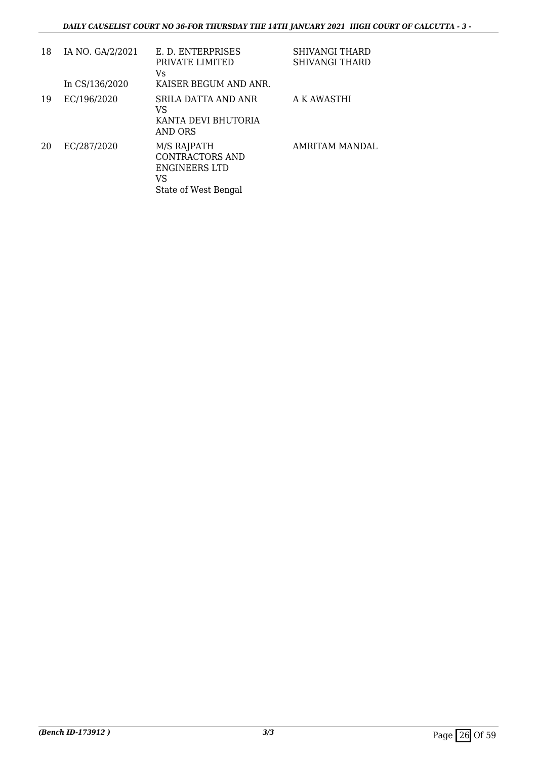| 18 | IA NO. GA/2/2021<br><br>In CS/136/2020 | E. D. ENTERPRISES PRIVATE LIMITED<br>Vs<br>KAISER BEGUM AND ANR. | SHIVANGI THARD<br>SHIVANGI THARD |
|---|---|---|---|
| 19 | EC/196/2020 | SRILA DATTA AND ANR<br>VS<br>KANTA DEVI BHUTORIA AND ORS | A K AWASTHI |
| 20 | EC/287/2020 | M/S RAJPATH CONTRACTORS AND ENGINEERS LTD<br>VS<br>State of West Bengal | AMRITAM MANDAL |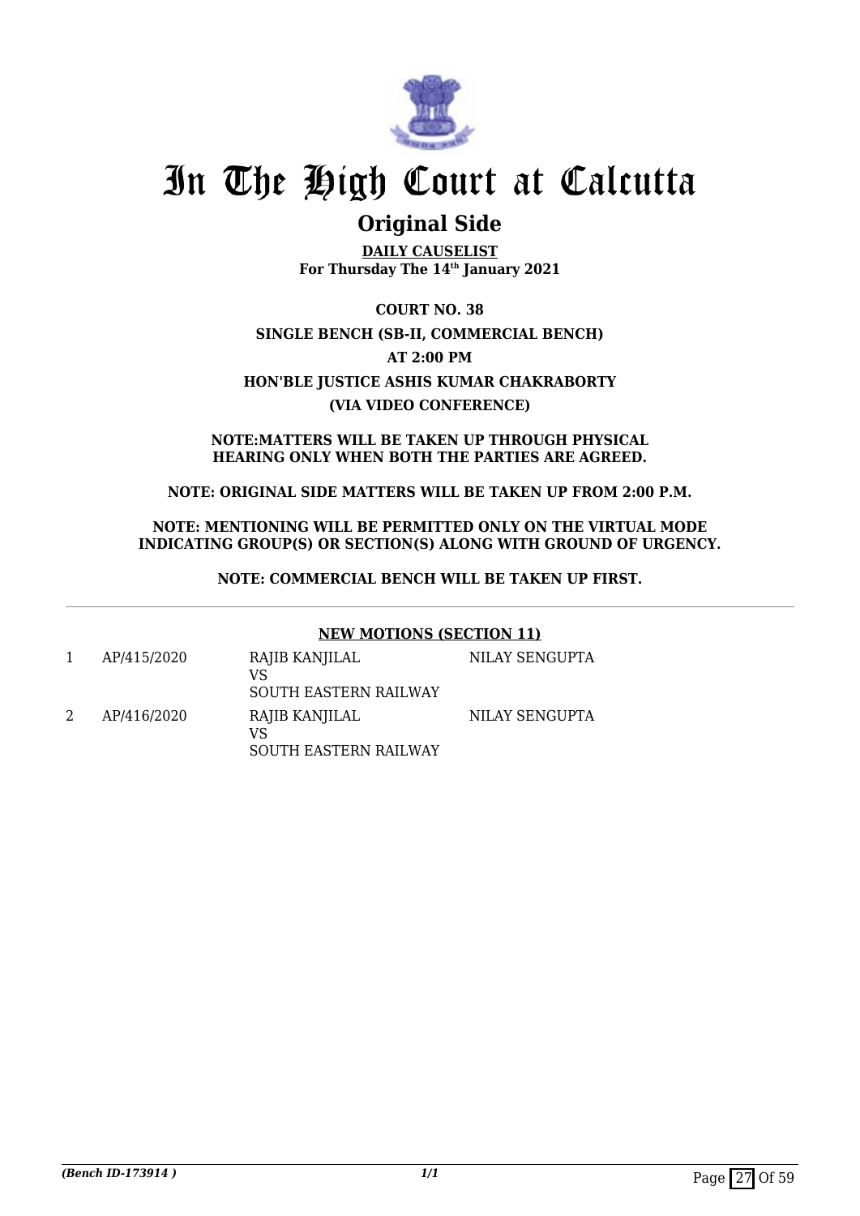# In The High Court at Calcutta

## Original Side

**DAILY CAUSELIST**
**For Thursday The 14th January 2021**

**COURT NO. 38**

**SINGLE BENCH (SB-II, COMMERCIAL BENCH)**

**AT 2:00 PM**

**HON'BLE JUSTICE ASHIS KUMAR CHAKRABORTY**

**(VIA VIDEO CONFERENCE)**

**NOTE:MATTERS WILL BE TAKEN UP THROUGH PHYSICAL HEARING ONLY WHEN BOTH THE PARTIES ARE AGREED.**

**NOTE: ORIGINAL SIDE MATTERS WILL BE TAKEN UP FROM 2:00 P.M.**

**NOTE: MENTIONING WILL BE PERMITTED ONLY ON THE VIRTUAL MODE INDICATING GROUP(S) OR SECTION(S) ALONG WITH GROUND OF URGENCY.**

**NOTE: COMMERCIAL BENCH WILL BE TAKEN UP FIRST.**

---

**NEW MOTIONS (SECTION 11)**

| | | | |
|---|---|---|---|
| 1 | AP/415/2020 | RAJIB KANJILAL<br>VS<br>SOUTH EASTERN RAILWAY | NILAY SENGUPTA |
| 2 | AP/416/2020 | RAJIB KANJILAL<br>VS<br>SOUTH EASTERN RAILWAY | NILAY SENGUPTA |

*(Bench ID-173914 )* 1/1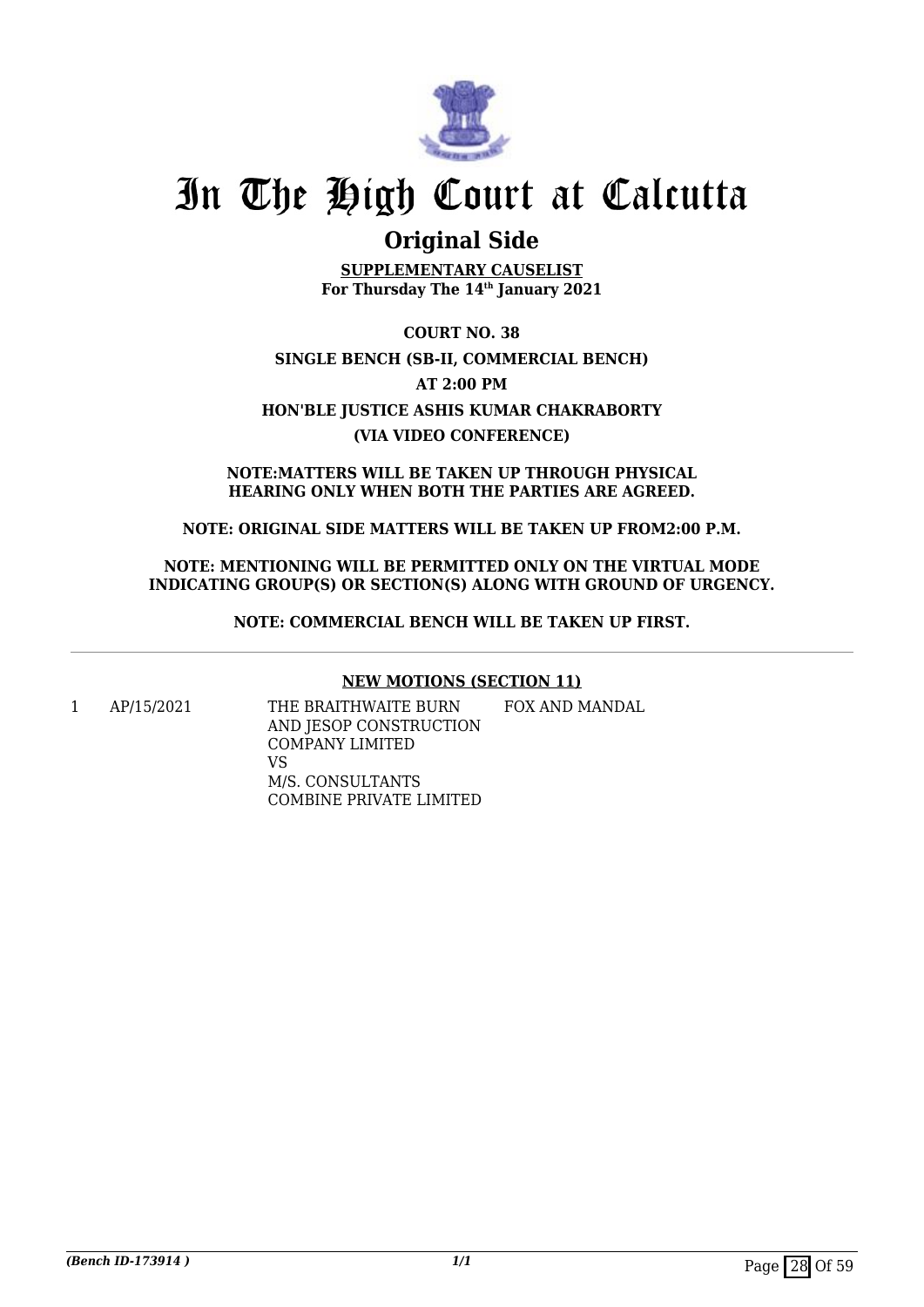# In The High Court at Calcutta

## Original Side

**SUPPLEMENTARY CAUSELIST**
**For Thursday The 14th January 2021**

**COURT NO. 38**

**SINGLE BENCH (SB-II, COMMERCIAL BENCH)**

**AT 2:00 PM**

**HON'BLE JUSTICE ASHIS KUMAR CHAKRABORTY**

**(VIA VIDEO CONFERENCE)**

**NOTE:MATTERS WILL BE TAKEN UP THROUGH PHYSICAL HEARING ONLY WHEN BOTH THE PARTIES ARE AGREED.**

**NOTE: ORIGINAL SIDE MATTERS WILL BE TAKEN UP FROM2:00 P.M.**

**NOTE: MENTIONING WILL BE PERMITTED ONLY ON THE VIRTUAL MODE INDICATING GROUP(S) OR SECTION(S) ALONG WITH GROUND OF URGENCY.**

**NOTE: COMMERCIAL BENCH WILL BE TAKEN UP FIRST.**

**NEW MOTIONS (SECTION 11)**

| | | | |
|---|---|---|---|
| 1 | AP/15/2021 | THE BRAITHWAITE BURN AND JESOP CONSTRUCTION COMPANY LIMITED VS M/S. CONSULTANTS COMBINE PRIVATE LIMITED | FOX AND MANDAL |

*(Bench ID-173914 )*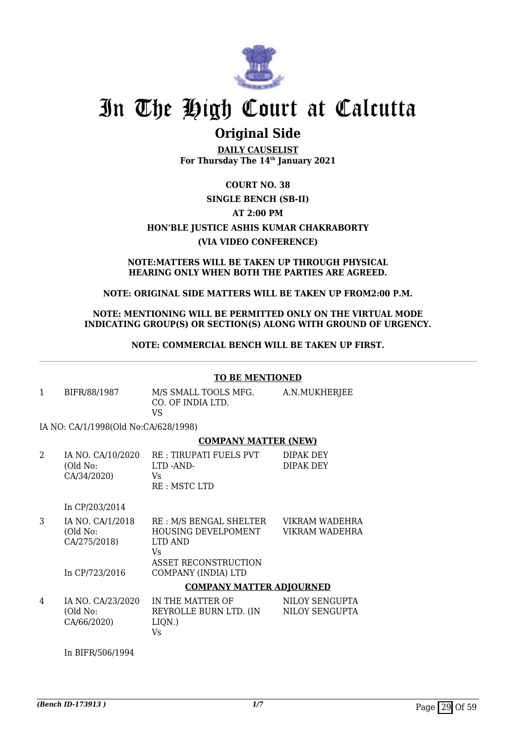# In The High Court at Calcutta

## Original Side

**DAILY CAUSELIST**
**For Thursday The 14th January 2021**

**COURT NO. 38**

**SINGLE BENCH (SB-II)**

**AT 2:00 PM**

**HON'BLE JUSTICE ASHIS KUMAR CHAKRABORTY**

**(VIA VIDEO CONFERENCE)**

**NOTE:MATTERS WILL BE TAKEN UP THROUGH PHYSICAL HEARING ONLY WHEN BOTH THE PARTIES ARE AGREED.**

**NOTE: ORIGINAL SIDE MATTERS WILL BE TAKEN UP FROM2:00 P.M.**

**NOTE: MENTIONING WILL BE PERMITTED ONLY ON THE VIRTUAL MODE INDICATING GROUP(S) OR SECTION(S) ALONG WITH GROUND OF URGENCY.**

**NOTE: COMMERCIAL BENCH WILL BE TAKEN UP FIRST.**

---

**TO BE MENTIONED**

| | | | |
|---|---|---|---|
| 1 | BIFR/88/1987 | M/S SMALL TOOLS MFG. CO. OF INDIA LTD. VS | A.N.MUKHERJEE |

IA NO: CA/1/1998(Old No:CA/628/1998)

**COMPANY MATTER (NEW)**

| | | | |
|---|---|---|---|
| 2 | IA NO. CA/10/2020 (Old No: CA/34/2020)<br><br>In CP/203/2014 | RE : TIRUPATI FUELS PVT LTD -AND- Vs RE : MSTC LTD | DIPAK DEY<br>DIPAK DEY |
| 3 | IA NO. CA/1/2018 (Old No: CA/275/2018)<br><br>In CP/723/2016 | RE : M/S BENGAL SHELTER HOUSING DEVELPOMENT LTD AND Vs ASSET RECONSTRUCTION COMPANY (INDIA) LTD | VIKRAM WADEHRA<br>VIKRAM WADEHRA |

**COMPANY MATTER ADJOURNED**

| | | | |
|---|---|---|---|
| 4 | IA NO. CA/23/2020 (Old No: CA/66/2020)<br><br>In BIFR/506/1994 | IN THE MATTER OF REYROLLE BURN LTD. (IN LIQN.) Vs | NILOY SENGUPTA<br>NILOY SENGUPTA |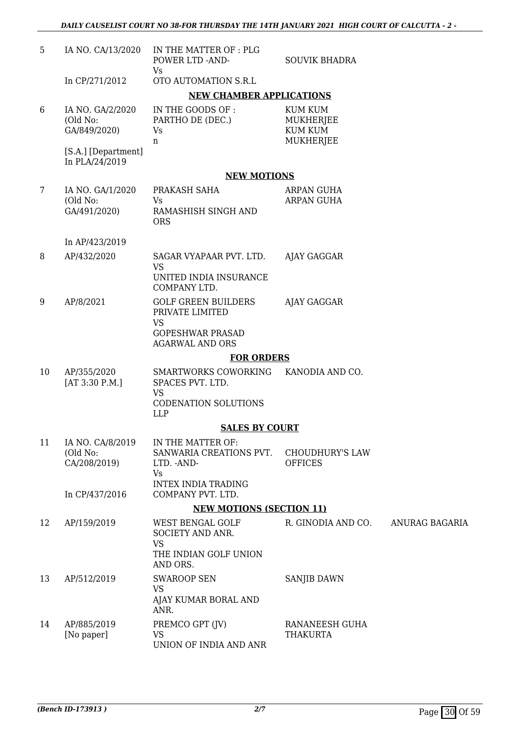| | | | | |
|---|---|---|---|---|
| 5 | IA NO. CA/13/2020<br><br>In CP/271/2012 | IN THE MATTER OF : PLG POWER LTD -AND-<br>Vs<br>OTO AUTOMATION S.R.L | SOUVIK BHADRA | |

**NEW CHAMBER APPLICATIONS**

| | | | | |
|---|---|---|---|---|
| 6 | IA NO. GA/2/2020<br>(Old No:<br>GA/849/2020)<br><br>[S.A.] [Department]<br>In PLA/24/2019 | IN THE GOODS OF :<br>PARTHO DE (DEC.)<br>Vs<br>n | KUM KUM MUKHERJEE<br>KUM KUM MUKHERJEE | |

**NEW MOTIONS**

| | | | | |
|---|---|---|---|---|
| 7 | IA NO. GA/1/2020<br>(Old No:<br>GA/491/2020)<br><br>In AP/423/2019 | PRAKASH SAHA<br>Vs<br>RAMASHISH SINGH AND ORS | ARPAN GUHA<br>ARPAN GUHA | |
| 8 | AP/432/2020 | SAGAR VYAPAAR PVT. LTD.<br>VS<br>UNITED INDIA INSURANCE COMPANY LTD. | AJAY GAGGAR | |
| 9 | AP/8/2021 | GOLF GREEN BUILDERS PRIVATE LIMITED<br>VS<br>GOPESHWAR PRASAD AGARWAL AND ORS | AJAY GAGGAR | |

**FOR ORDERS**

| | | | | |
|---|---|---|---|---|
| 10 | AP/355/2020<br>[AT 3:30 P.M.] | SMARTWORKS COWORKING SPACES PVT. LTD.<br>VS<br>CODENATION SOLUTIONS LLP | KANODIA AND CO. | |

**SALES BY COURT**

| | | | | |
|---|---|---|---|---|
| 11 | IA NO. CA/8/2019<br>(Old No:<br>CA/208/2019)<br><br>In CP/437/2016 | IN THE MATTER OF:<br>SANWARIA CREATIONS PVT. LTD. -AND-<br>Vs<br>INTEX INDIA TRADING COMPANY PVT. LTD. | CHOUDHURY'S LAW OFFICES | |

**NEW MOTIONS (SECTION 11)**

| | | | | |
|---|---|---|---|---|
| 12 | AP/159/2019 | WEST BENGAL GOLF SOCIETY AND ANR.<br>VS<br>THE INDIAN GOLF UNION AND ORS. | R. GINODIA AND CO. | ANURAG BAGARIA |
| 13 | AP/512/2019 | SWAROOP SEN<br>VS<br>AJAY KUMAR BORAL AND ANR. | SANJIB DAWN | |
| 14 | AP/885/2019<br>[No paper] | PREMCO GPT (JV)<br>VS<br>UNION OF INDIA AND ANR | RANANEESH GUHA THAKURTA | |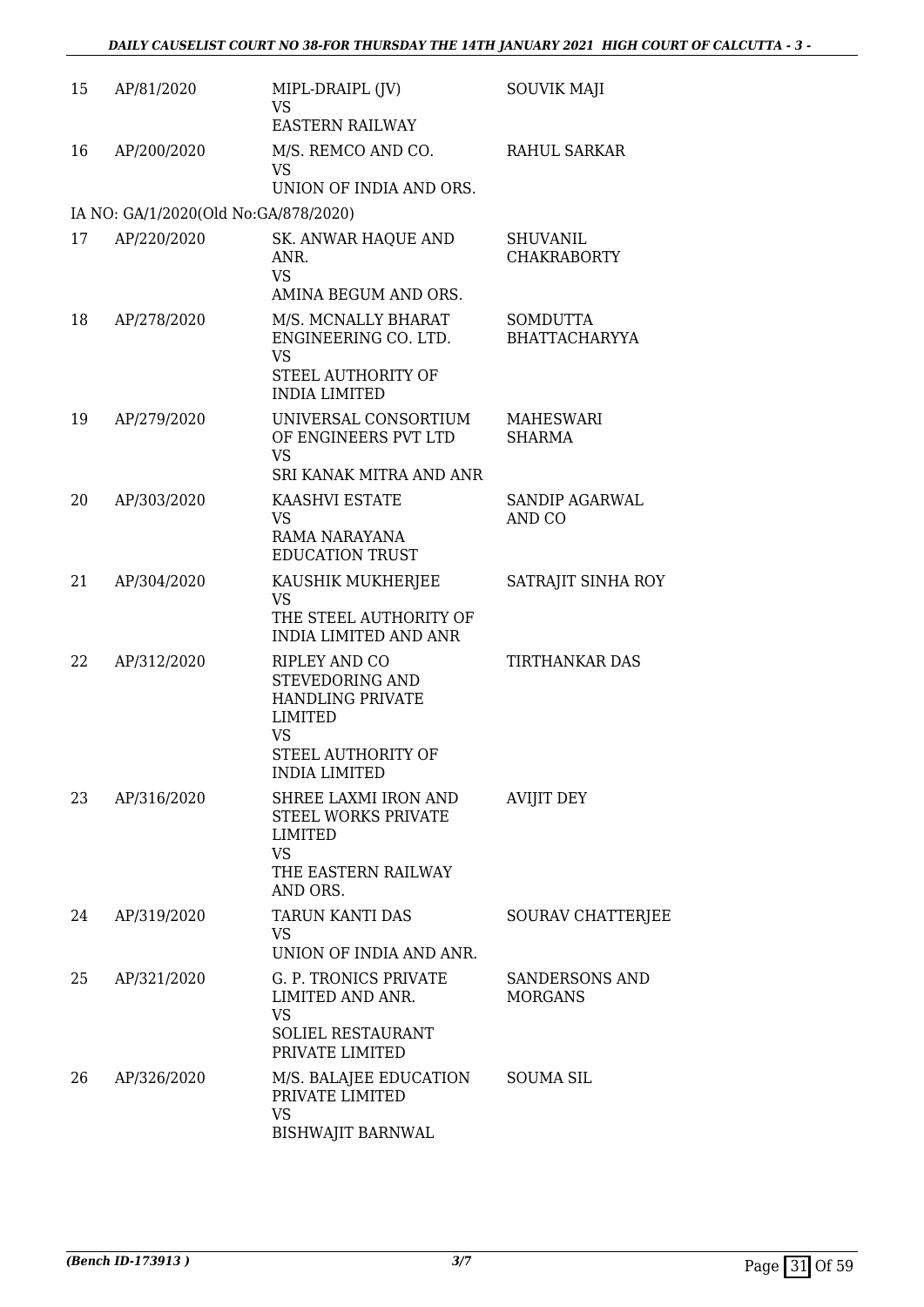| | | | |
|---|---|---|---|
| 15 | AP/81/2020 | MIPL-DRAIPL (JV)<br>VS<br>EASTERN RAILWAY | SOUVIK MAJI |
| 16 | AP/200/2020 | M/S. REMCO AND CO.<br>VS<br>UNION OF INDIA AND ORS. | RAHUL SARKAR |
| IA NO: GA/1/2020(Old No:GA/878/2020) | | | |
| 17 | AP/220/2020 | SK. ANWAR HAQUE AND ANR.<br>VS<br>AMINA BEGUM AND ORS. | SHUVANIL CHAKRABORTY |
| 18 | AP/278/2020 | M/S. MCNALLY BHARAT ENGINEERING CO. LTD.<br>VS<br>STEEL AUTHORITY OF INDIA LIMITED | SOMDUTTA BHATTACHARYYA |
| 19 | AP/279/2020 | UNIVERSAL CONSORTIUM OF ENGINEERS PVT LTD<br>VS<br>SRI KANAK MITRA AND ANR | MAHESWARI SHARMA |
| 20 | AP/303/2020 | KAASHVI ESTATE<br>VS<br>RAMA NARAYANA EDUCATION TRUST | SANDIP AGARWAL AND CO |
| 21 | AP/304/2020 | KAUSHIK MUKHERJEE<br>VS<br>THE STEEL AUTHORITY OF INDIA LIMITED AND ANR | SATRAJIT SINHA ROY |
| 22 | AP/312/2020 | RIPLEY AND CO STEVEDORING AND HANDLING PRIVATE LIMITED<br>VS<br>STEEL AUTHORITY OF INDIA LIMITED | TIRTHANKAR DAS |
| 23 | AP/316/2020 | SHREE LAXMI IRON AND STEEL WORKS PRIVATE LIMITED<br>VS<br>THE EASTERN RAILWAY AND ORS. | AVIJIT DEY |
| 24 | AP/319/2020 | TARUN KANTI DAS<br>VS<br>UNION OF INDIA AND ANR. | SOURAV CHATTERJEE |
| 25 | AP/321/2020 | G. P. TRONICS PRIVATE LIMITED AND ANR.<br>VS<br>SOLIEL RESTAURANT PRIVATE LIMITED | SANDERSONS AND MORGANS |
| 26 | AP/326/2020 | M/S. BALAJEE EDUCATION PRIVATE LIMITED<br>VS<br>BISHWAJIT BARNWAL | SOUMA SIL |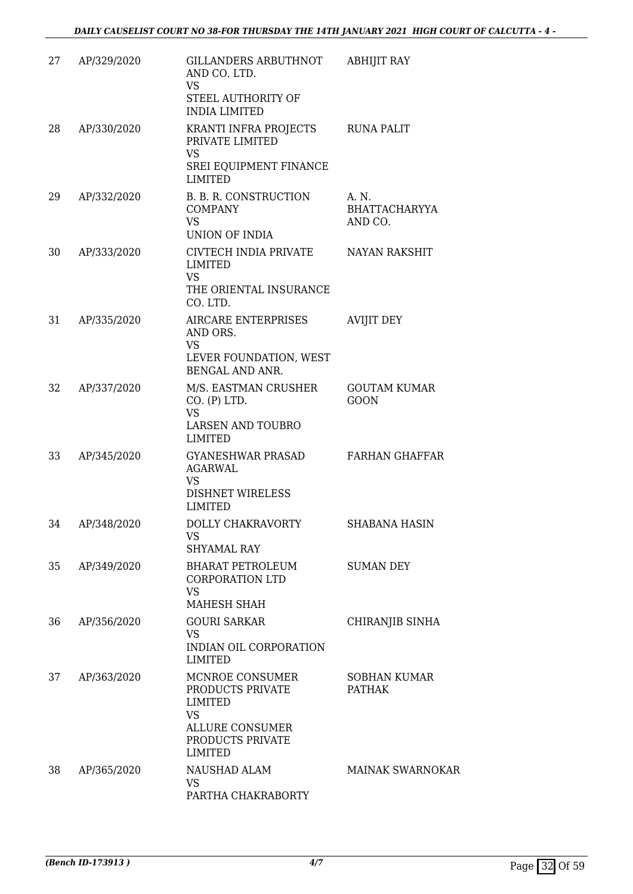| 27 | AP/329/2020 | GILLANDERS ARBUTHNOT AND CO. LTD.<br>VS<br>STEEL AUTHORITY OF INDIA LIMITED | ABHIJIT RAY |
|---|---|---|---|
| 28 | AP/330/2020 | KRANTI INFRA PROJECTS PRIVATE LIMITED<br>VS<br>SREI EQUIPMENT FINANCE LIMITED | RUNA PALIT |
| 29 | AP/332/2020 | B. B. R. CONSTRUCTION COMPANY<br>VS<br>UNION OF INDIA | A. N. BHATTACHARYYA AND CO. |
| 30 | AP/333/2020 | CIVTECH INDIA PRIVATE LIMITED<br>VS<br>THE ORIENTAL INSURANCE CO. LTD. | NAYAN RAKSHIT |
| 31 | AP/335/2020 | AIRCARE ENTERPRISES AND ORS.<br>VS<br>LEVER FOUNDATION, WEST BENGAL AND ANR. | AVIJIT DEY |
| 32 | AP/337/2020 | M/S. EASTMAN CRUSHER CO. (P) LTD.<br>VS<br>LARSEN AND TOUBRO LIMITED | GOUTAM KUMAR GOON |
| 33 | AP/345/2020 | GYANESHWAR PRASAD AGARWAL<br>VS<br>DISHNET WIRELESS LIMITED | FARHAN GHAFFAR |
| 34 | AP/348/2020 | DOLLY CHAKRAVORTY<br>VS<br>SHYAMAL RAY | SHABANA HASIN |
| 35 | AP/349/2020 | BHARAT PETROLEUM CORPORATION LTD<br>VS<br>MAHESH SHAH | SUMAN DEY |
| 36 | AP/356/2020 | GOURI SARKAR<br>VS<br>INDIAN OIL CORPORATION LIMITED | CHIRANJIB SINHA |
| 37 | AP/363/2020 | MCNROE CONSUMER PRODUCTS PRIVATE LIMITED<br>VS<br>ALLURE CONSUMER PRODUCTS PRIVATE LIMITED | SOBHAN KUMAR PATHAK |
| 38 | AP/365/2020 | NAUSHAD ALAM<br>VS<br>PARTHA CHAKRABORTY | MAINAK SWARNOKAR |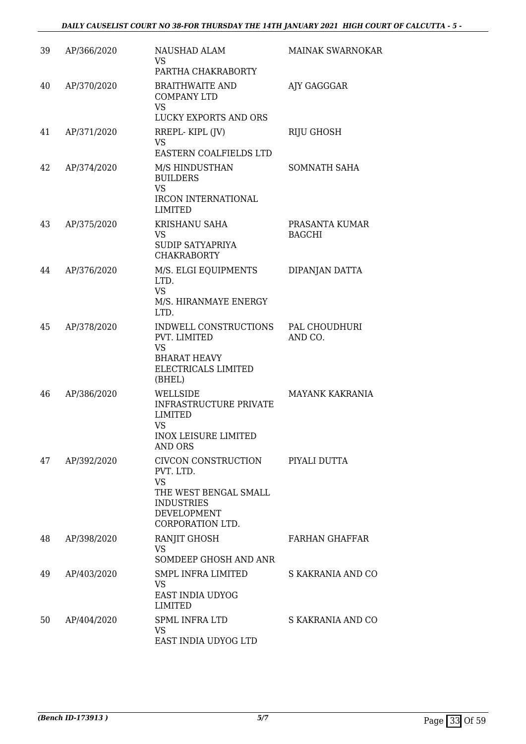| 39 | AP/366/2020 | NAUSHAD ALAM<br>VS<br>PARTHA CHAKRABORTY | MAINAK SWARNOKAR |
|---|---|---|---|
| 40 | AP/370/2020 | BRAITHWAITE AND COMPANY LTD<br>VS<br>LUCKY EXPORTS AND ORS | AJY GAGGGAR |
| 41 | AP/371/2020 | RREPL- KIPL (JV)<br>VS<br>EASTERN COALFIELDS LTD | RIJU GHOSH |
| 42 | AP/374/2020 | M/S HINDUSTHAN BUILDERS<br>VS<br>IRCON INTERNATIONAL LIMITED | SOMNATH SAHA |
| 43 | AP/375/2020 | KRISHANU SAHA<br>VS<br>SUDIP SATYAPRIYA CHAKRABORTY | PRASANTA KUMAR BAGCHI |
| 44 | AP/376/2020 | M/S. ELGI EQUIPMENTS LTD.<br>VS<br>M/S. HIRANMAYE ENERGY LTD. | DIPANJAN DATTA |
| 45 | AP/378/2020 | INDWELL CONSTRUCTIONS PVT. LIMITED<br>VS<br>BHARAT HEAVY ELECTRICALS LIMITED (BHEL) | PAL CHOUDHURI AND CO. |
| 46 | AP/386/2020 | WELLSIDE INFRASTRUCTURE PRIVATE LIMITED<br>VS<br>INOX LEISURE LIMITED AND ORS | MAYANK KAKRANIA |
| 47 | AP/392/2020 | CIVCON CONSTRUCTION PVT. LTD.<br>VS<br>THE WEST BENGAL SMALL INDUSTRIES DEVELOPMENT CORPORATION LTD. | PIYALI DUTTA |
| 48 | AP/398/2020 | RANJIT GHOSH<br>VS<br>SOMDEEP GHOSH AND ANR | FARHAN GHAFFAR |
| 49 | AP/403/2020 | SMPL INFRA LIMITED<br>VS<br>EAST INDIA UDYOG LIMITED | S KAKRANIA AND CO |
| 50 | AP/404/2020 | SPML INFRA LTD<br>VS<br>EAST INDIA UDYOG LTD | S KAKRANIA AND CO |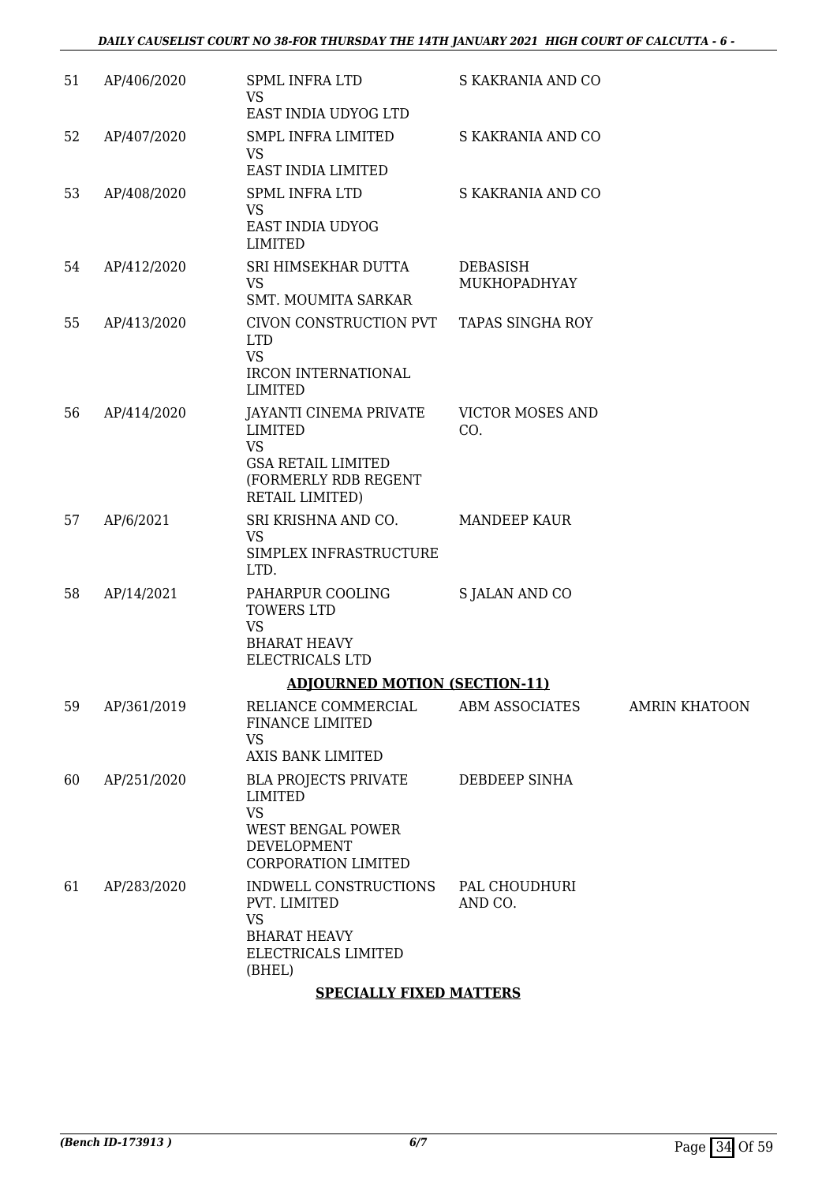| 51 | AP/406/2020 | SPML INFRA LTD<br>VS<br>EAST INDIA UDYOG LTD | S KAKRANIA AND CO | |
|---|---|---|---|---|
| 52 | AP/407/2020 | SMPL INFRA LIMITED<br>VS<br>EAST INDIA LIMITED | S KAKRANIA AND CO | |
| 53 | AP/408/2020 | SPML INFRA LTD<br>VS<br>EAST INDIA UDYOG LIMITED | S KAKRANIA AND CO | |
| 54 | AP/412/2020 | SRI HIMSEKHAR DUTTA<br>VS<br>SMT. MOUMITA SARKAR | DEBASISH MUKHOPADHYAY | |
| 55 | AP/413/2020 | CIVON CONSTRUCTION PVT LTD<br>VS<br>IRCON INTERNATIONAL LIMITED | TAPAS SINGHA ROY | |
| 56 | AP/414/2020 | JAYANTI CINEMA PRIVATE LIMITED<br>VS<br>GSA RETAIL LIMITED (FORMERLY RDB REGENT RETAIL LIMITED) | VICTOR MOSES AND CO. | |
| 57 | AP/6/2021 | SRI KRISHNA AND CO.<br>VS<br>SIMPLEX INFRASTRUCTURE LTD. | MANDEEP KAUR | |
| 58 | AP/14/2021 | PAHARPUR COOLING TOWERS LTD<br>VS<br>BHARAT HEAVY ELECTRICALS LTD | S JALAN AND CO | |

**ADJOURNED MOTION (SECTION-11)**

| 59 | AP/361/2019 | RELIANCE COMMERCIAL FINANCE LIMITED<br>VS<br>AXIS BANK LIMITED | ABM ASSOCIATES | AMRIN KHATOON |
|---|---|---|---|---|
| 60 | AP/251/2020 | BLA PROJECTS PRIVATE LIMITED<br>VS<br>WEST BENGAL POWER DEVELOPMENT CORPORATION LIMITED | DEBDEEP SINHA | |
| 61 | AP/283/2020 | INDWELL CONSTRUCTIONS PVT. LIMITED<br>VS<br>BHARAT HEAVY ELECTRICALS LIMITED (BHEL) | PAL CHOUDHURI AND CO. | |

**SPECIALLY FIXED MATTERS**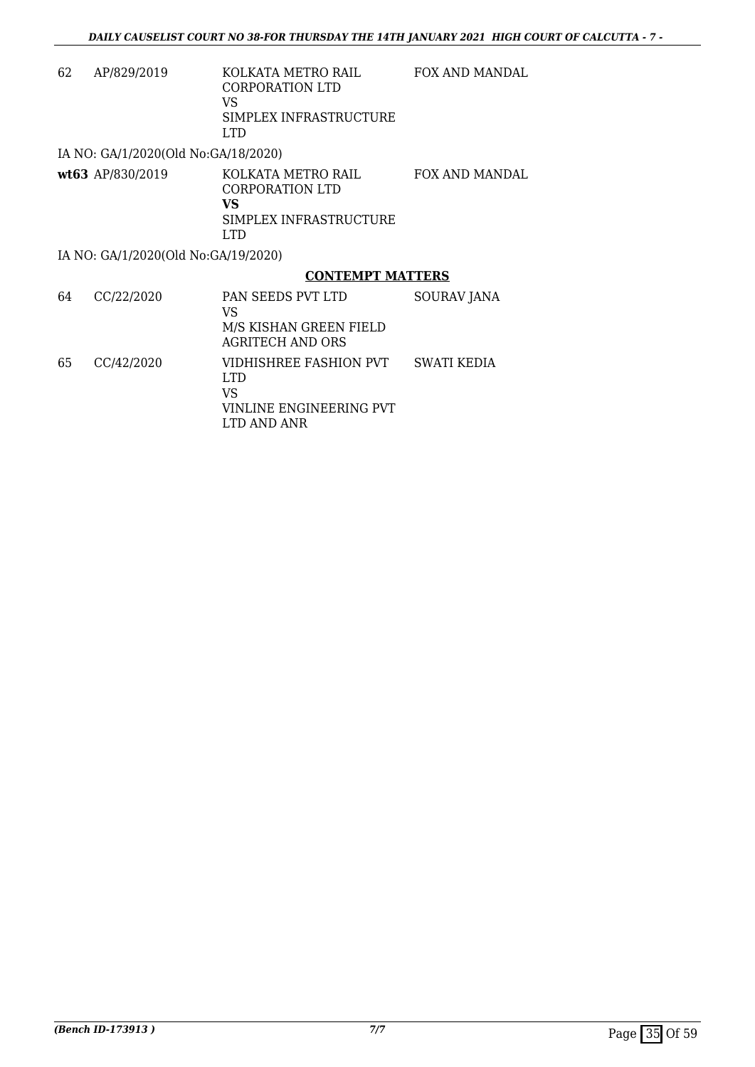| | | | |
|---|---|---|---|
| 62 | AP/829/2019 | KOLKATA METRO RAIL CORPORATION LTD<br>VS<br>SIMPLEX INFRASTRUCTURE LTD | FOX AND MANDAL |

IA NO: GA/1/2020(Old No:GA/18/2020)

| | | | |
|---|---|---|---|
| **wt63** | AP/830/2019 | KOLKATA METRO RAIL CORPORATION LTD<br>**VS**<br>SIMPLEX INFRASTRUCTURE LTD | FOX AND MANDAL |

IA NO: GA/1/2020(Old No:GA/19/2020)

## CONTEMPT MATTERS

| | | | |
|---|---|---|---|
| 64 | CC/22/2020 | PAN SEEDS PVT LTD<br>VS<br>M/S KISHAN GREEN FIELD AGRITECH AND ORS | SOURAV JANA |
| 65 | CC/42/2020 | VIDHISHREE FASHION PVT LTD<br>VS<br>VINLINE ENGINEERING PVT LTD AND ANR | SWATI KEDIA |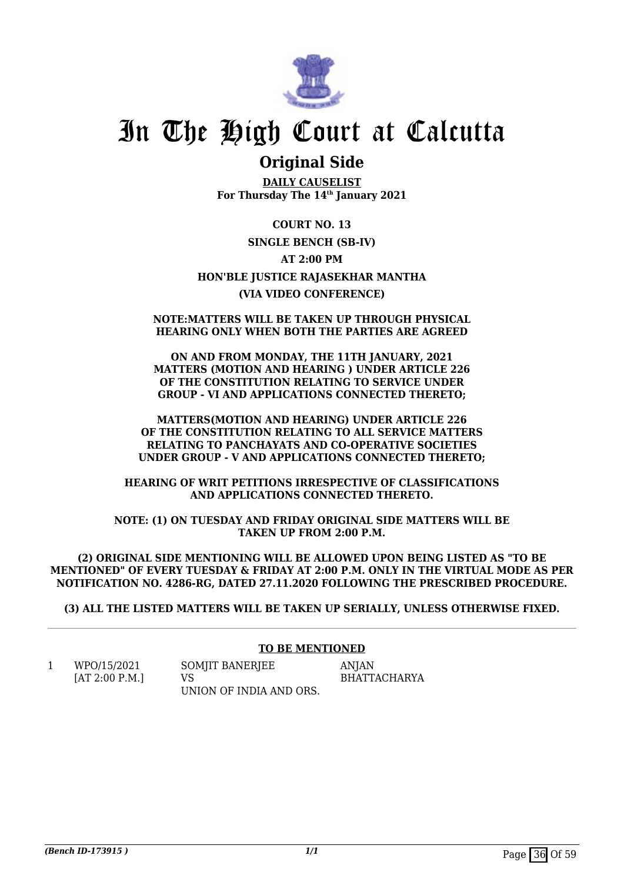# In The High Court at Calcutta

## Original Side

**DAILY CAUSELIST**
**For Thursday The 14th January 2021**

**COURT NO. 13**

**SINGLE BENCH (SB-IV)**

**AT 2:00 PM**

**HON'BLE JUSTICE RAJASEKHAR MANTHA**

**(VIA VIDEO CONFERENCE)**

**NOTE:MATTERS WILL BE TAKEN UP THROUGH PHYSICAL HEARING ONLY WHEN BOTH THE PARTIES ARE AGREED**

**ON AND FROM MONDAY, THE 11TH JANUARY, 2021 MATTERS (MOTION AND HEARING ) UNDER ARTICLE 226 OF THE CONSTITUTION RELATING TO SERVICE UNDER GROUP - VI AND APPLICATIONS CONNECTED THERETO;**

**MATTERS(MOTION AND HEARING) UNDER ARTICLE 226 OF THE CONSTITUTION RELATING TO ALL SERVICE MATTERS RELATING TO PANCHAYATS AND CO-OPERATIVE SOCIETIES UNDER GROUP - V AND APPLICATIONS CONNECTED THERETO;**

**HEARING OF WRIT PETITIONS IRRESPECTIVE OF CLASSIFICATIONS AND APPLICATIONS CONNECTED THERETO.**

**NOTE: (1) ON TUESDAY AND FRIDAY ORIGINAL SIDE MATTERS WILL BE TAKEN UP FROM 2:00 P.M.**

**(2) ORIGINAL SIDE MENTIONING WILL BE ALLOWED UPON BEING LISTED AS "TO BE MENTIONED" OF EVERY TUESDAY & FRIDAY AT 2:00 P.M. ONLY IN THE VIRTUAL MODE AS PER NOTIFICATION NO. 4286-RG, DATED 27.11.2020 FOLLOWING THE PRESCRIBED PROCEDURE.**

**(3) ALL THE LISTED MATTERS WILL BE TAKEN UP SERIALLY, UNLESS OTHERWISE FIXED.**

---

**TO BE MENTIONED**

| | | | |
|---|---|---|---|
| 1 | WPO/15/2021 [AT 2:00 P.M.] | SOMJIT BANERJEE VS UNION OF INDIA AND ORS. | ANJAN BHATTACHARYA |

*(Bench ID-173915 )*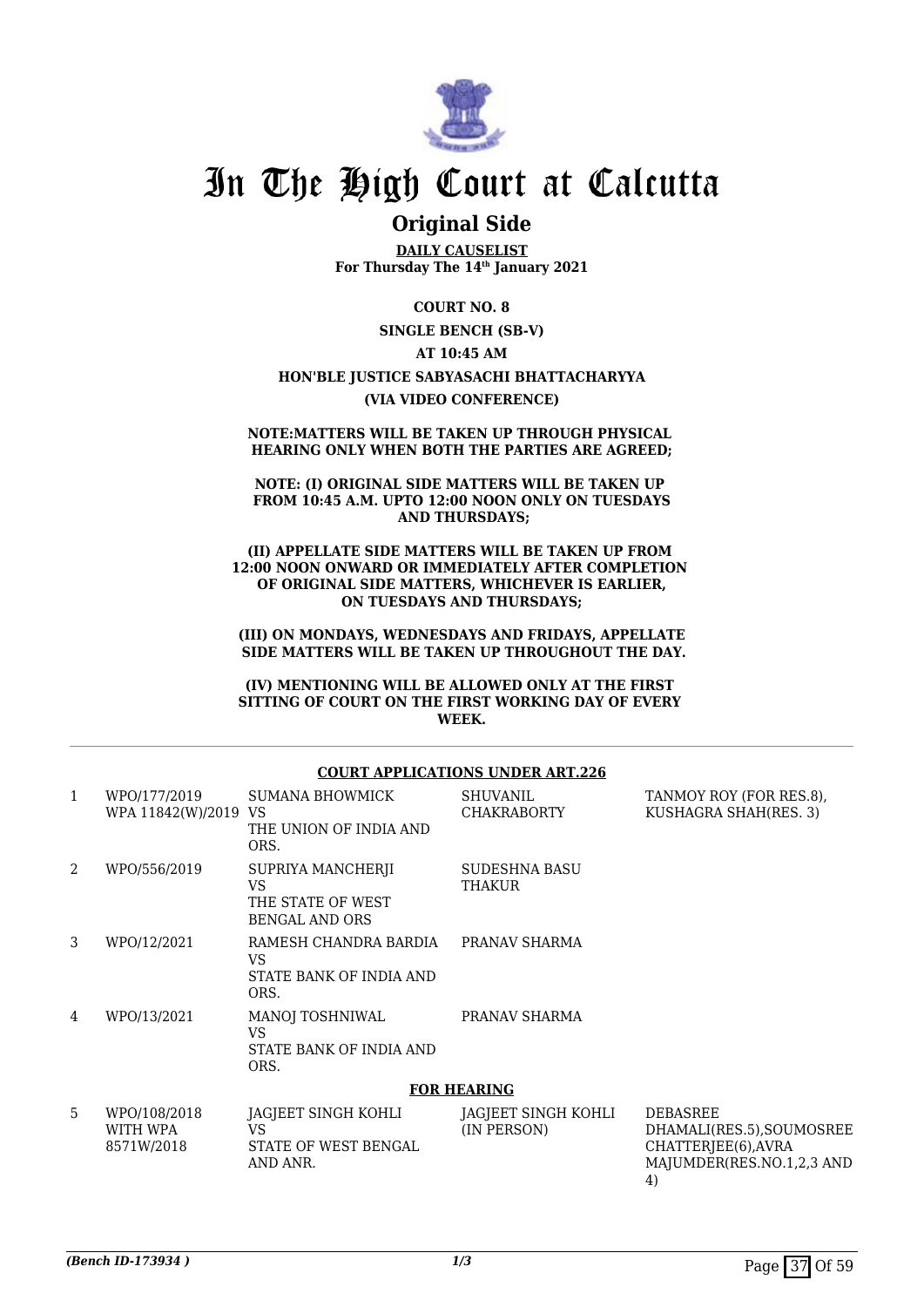# In The High Court at Calcutta

## Original Side

**DAILY CAUSELIST**
**For Thursday The 14th January 2021**

**COURT NO. 8**

**SINGLE BENCH (SB-V)**

**AT 10:45 AM**

**HON'BLE JUSTICE SABYASACHI BHATTACHARYYA**

**(VIA VIDEO CONFERENCE)**

**NOTE:MATTERS WILL BE TAKEN UP THROUGH PHYSICAL HEARING ONLY WHEN BOTH THE PARTIES ARE AGREED;**

**NOTE: (I) ORIGINAL SIDE MATTERS WILL BE TAKEN UP FROM 10:45 A.M. UPTO 12:00 NOON ONLY ON TUESDAYS AND THURSDAYS;**

**(II) APPELLATE SIDE MATTERS WILL BE TAKEN UP FROM 12:00 NOON ONWARD OR IMMEDIATELY AFTER COMPLETION OF ORIGINAL SIDE MATTERS, WHICHEVER IS EARLIER, ON TUESDAYS AND THURSDAYS;**

**(III) ON MONDAYS, WEDNESDAYS AND FRIDAYS, APPELLATE SIDE MATTERS WILL BE TAKEN UP THROUGHOUT THE DAY.**

**(IV) MENTIONING WILL BE ALLOWED ONLY AT THE FIRST SITTING OF COURT ON THE FIRST WORKING DAY OF EVERY WEEK.**

**COURT APPLICATIONS UNDER ART.226**

| | | | | |
|---|---|---|---|---|
| 1 | WPO/177/2019 WPA 11842(W)/2019 | SUMANA BHOWMICK VS THE UNION OF INDIA AND ORS. | SHUVANIL CHAKRABORTY | TANMOY ROY (FOR RES.8), KUSHAGRA SHAH(RES. 3) |
| 2 | WPO/556/2019 | SUPRIYA MANCHERJI VS THE STATE OF WEST BENGAL AND ORS | SUDESHNA BASU THAKUR | |
| 3 | WPO/12/2021 | RAMESH CHANDRA BARDIA VS STATE BANK OF INDIA AND ORS. | PRANAV SHARMA | |
| 4 | WPO/13/2021 | MANOJ TOSHNIWAL VS STATE BANK OF INDIA AND ORS. | PRANAV SHARMA | |

**FOR HEARING**

| | | | | |
|---|---|---|---|---|
| 5 | WPO/108/2018 WITH WPA 8571W/2018 | JAGJEET SINGH KOHLI VS STATE OF WEST BENGAL AND ANR. | JAGJEET SINGH KOHLI (IN PERSON) | DEBASREE DHAMALI(RES.5),SOUMOSREE CHATTERJEE(6),AVRA MAJUMDER(RES.NO.1,2,3 AND 4) |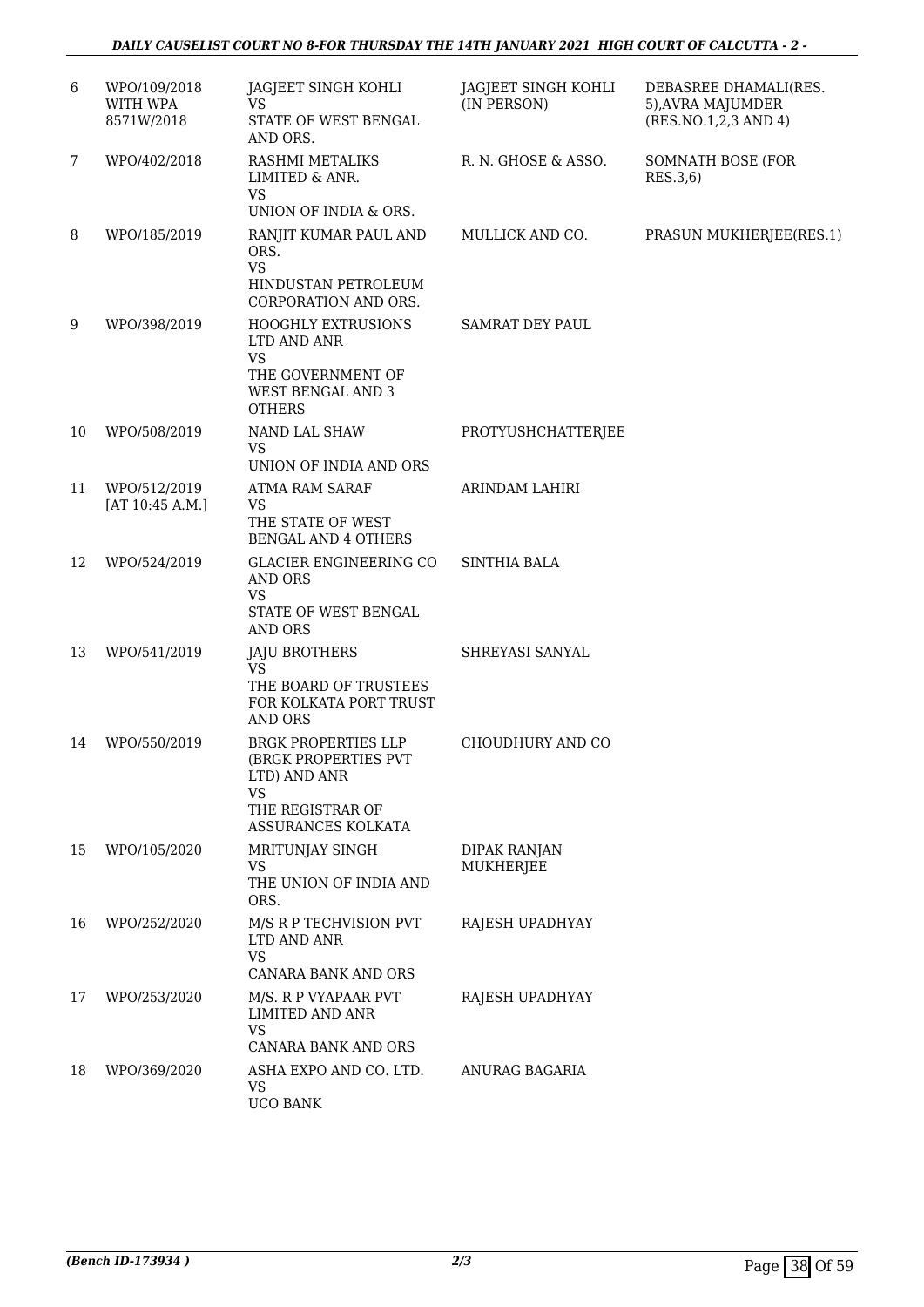| 6 | WPO/109/2018 WITH WPA 8571W/2018 | JAGJEET SINGH KOHLI VS STATE OF WEST BENGAL AND ORS. | JAGJEET SINGH KOHLI (IN PERSON) | DEBASREE DHAMALI(RES. 5),AVRA MAJUMDER (RES.NO.1,2,3 AND 4) |
|---|---|---|---|---|
| 7 | WPO/402/2018 | RASHMI METALIKS LIMITED & ANR. VS UNION OF INDIA & ORS. | R. N. GHOSE & ASSO. | SOMNATH BOSE (FOR RES.3,6) |
| 8 | WPO/185/2019 | RANJIT KUMAR PAUL AND ORS. VS HINDUSTAN PETROLEUM CORPORATION AND ORS. | MULLICK AND CO. | PRASUN MUKHERJEE(RES.1) |
| 9 | WPO/398/2019 | HOOGHLY EXTRUSIONS LTD AND ANR VS THE GOVERNMENT OF WEST BENGAL AND 3 OTHERS | SAMRAT DEY PAUL | |
| 10 | WPO/508/2019 | NAND LAL SHAW VS UNION OF INDIA AND ORS | PROTYUSHCHATTERJEE | |
| 11 | WPO/512/2019 [AT 10:45 A.M.] | ATMA RAM SARAF VS THE STATE OF WEST BENGAL AND 4 OTHERS | ARINDAM LAHIRI | |
| 12 | WPO/524/2019 | GLACIER ENGINEERING CO AND ORS VS STATE OF WEST BENGAL AND ORS | SINTHIA BALA | |
| 13 | WPO/541/2019 | JAJU BROTHERS VS THE BOARD OF TRUSTEES FOR KOLKATA PORT TRUST AND ORS | SHREYASI SANYAL | |
| 14 | WPO/550/2019 | BRGK PROPERTIES LLP (BRGK PROPERTIES PVT LTD) AND ANR VS THE REGISTRAR OF ASSURANCES KOLKATA | CHOUDHURY AND CO | |
| 15 | WPO/105/2020 | MRITUNJAY SINGH VS THE UNION OF INDIA AND ORS. | DIPAK RANJAN MUKHERJEE | |
| 16 | WPO/252/2020 | M/S R P TECHVISION PVT LTD AND ANR VS CANARA BANK AND ORS | RAJESH UPADHYAY | |
| 17 | WPO/253/2020 | M/S. R P VYAPAAR PVT LIMITED AND ANR VS CANARA BANK AND ORS | RAJESH UPADHYAY | |
| 18 | WPO/369/2020 | ASHA EXPO AND CO. LTD. VS UCO BANK | ANURAG BAGARIA | |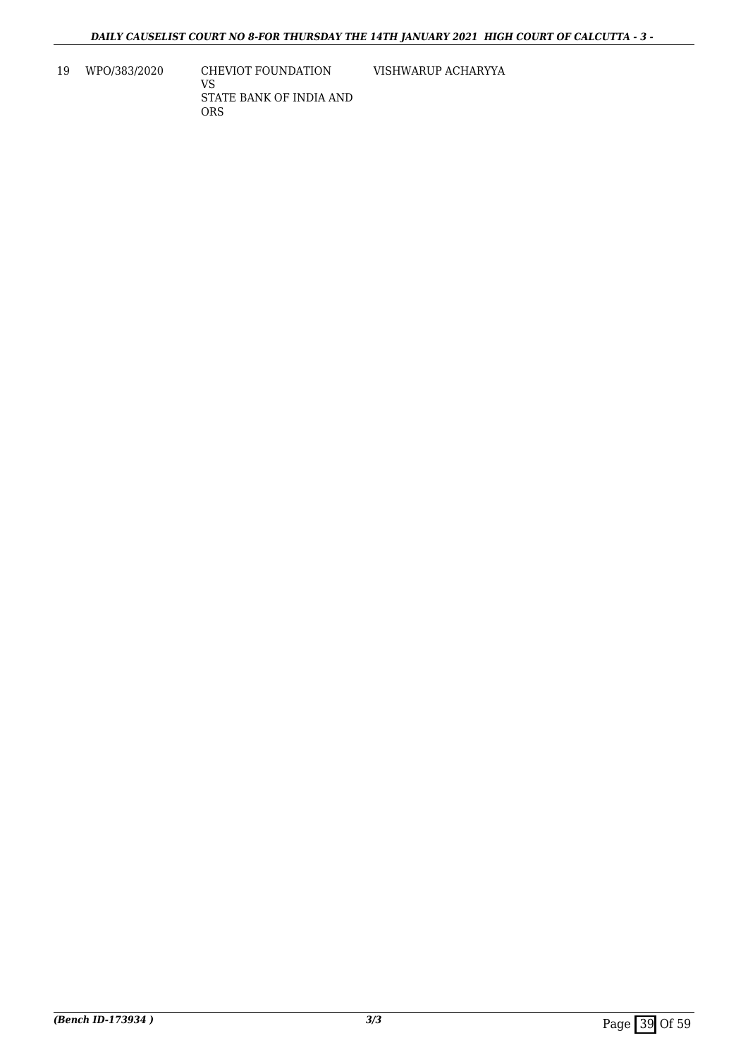| 19 | WPO/383/2020 | CHEVIOT FOUNDATION<br>VS<br>STATE BANK OF INDIA AND ORS | VISHWARUP ACHARYYA |
|---|---|---|---|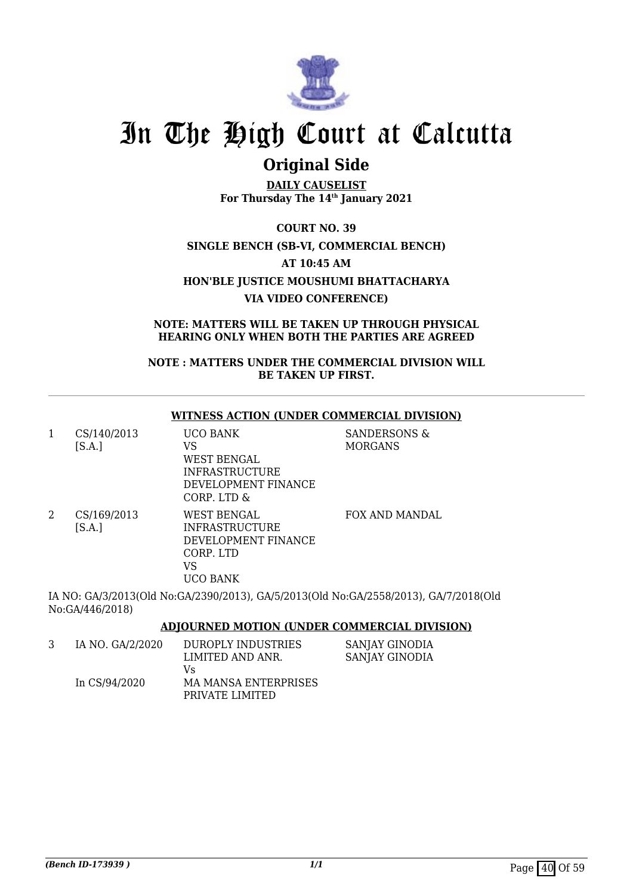# In The High Court at Calcutta

## Original Side

**DAILY CAUSELIST**
**For Thursday The 14th January 2021**

**COURT NO. 39**

**SINGLE BENCH (SB-VI, COMMERCIAL BENCH)**

**AT 10:45 AM**

**HON'BLE JUSTICE MOUSHUMI BHATTACHARYA**

**VIA VIDEO CONFERENCE)**

**NOTE: MATTERS WILL BE TAKEN UP THROUGH PHYSICAL HEARING ONLY WHEN BOTH THE PARTIES ARE AGREED**

**NOTE : MATTERS UNDER THE COMMERCIAL DIVISION WILL BE TAKEN UP FIRST.**

---

**WITNESS ACTION (UNDER COMMERCIAL DIVISION)**

| | | | |
|---|---|---|---|
| 1 | CS/140/2013 [S.A.] | UCO BANK<br>VS<br>WEST BENGAL INFRASTRUCTURE DEVELOPMENT FINANCE CORP. LTD & | SANDERSONS & MORGANS |
| 2 | CS/169/2013 [S.A.] | WEST BENGAL INFRASTRUCTURE DEVELOPMENT FINANCE CORP. LTD<br>VS<br>UCO BANK | FOX AND MANDAL |

IA NO: GA/3/2013(Old No:GA/2390/2013), GA/5/2013(Old No:GA/2558/2013), GA/7/2018(Old No:GA/446/2018)

**ADJOURNED MOTION (UNDER COMMERCIAL DIVISION)**

| | | | |
|---|---|---|---|
| 3 | IA NO. GA/2/2020<br><br>In CS/94/2020 | DUROPLY INDUSTRIES LIMITED AND ANR.<br>Vs<br>MA MANSA ENTERPRISES PRIVATE LIMITED | SANJAY GINODIA<br>SANJAY GINODIA |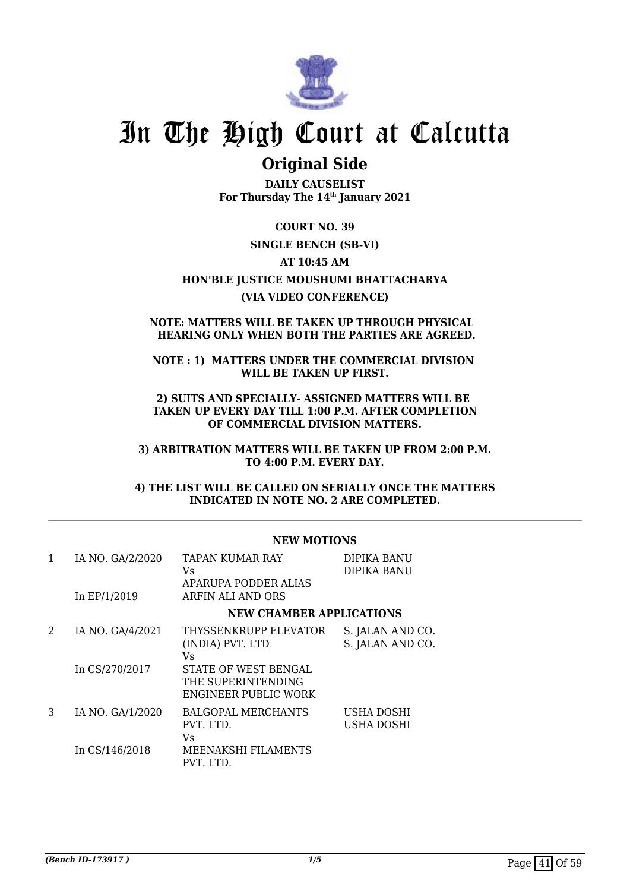# In The High Court at Calcutta

## Original Side

**DAILY CAUSELIST**
**For Thursday The 14th January 2021**

**COURT NO. 39**

**SINGLE BENCH (SB-VI)**

**AT 10:45 AM**

**HON'BLE JUSTICE MOUSHUMI BHATTACHARYA**

**(VIA VIDEO CONFERENCE)**

**NOTE: MATTERS WILL BE TAKEN UP THROUGH PHYSICAL HEARING ONLY WHEN BOTH THE PARTIES ARE AGREED.**

**NOTE : 1) MATTERS UNDER THE COMMERCIAL DIVISION WILL BE TAKEN UP FIRST.**

**2) SUITS AND SPECIALLY- ASSIGNED MATTERS WILL BE TAKEN UP EVERY DAY TILL 1:00 P.M. AFTER COMPLETION OF COMMERCIAL DIVISION MATTERS.**

**3) ARBITRATION MATTERS WILL BE TAKEN UP FROM 2:00 P.M. TO 4:00 P.M. EVERY DAY.**

**4) THE LIST WILL BE CALLED ON SERIALLY ONCE THE MATTERS INDICATED IN NOTE NO. 2 ARE COMPLETED.**

**NEW MOTIONS**

| | | | |
|---|---|---|---|
| 1 | IA NO. GA/2/2020<br><br>In EP/1/2019 | TAPAN KUMAR RAY<br>Vs<br>APARUPA PODDER ALIAS ARFIN ALI AND ORS | DIPIKA BANU<br>DIPIKA BANU |

**NEW CHAMBER APPLICATIONS**

| | | | |
|---|---|---|---|
| 2 | IA NO. GA/4/2021<br><br>In CS/270/2017 | THYSSENKRUPP ELEVATOR (INDIA) PVT. LTD<br>Vs<br>STATE OF WEST BENGAL THE SUPERINTENDING ENGINEER PUBLIC WORK | S. JALAN AND CO.<br>S. JALAN AND CO. |
| 3 | IA NO. GA/1/2020<br><br>In CS/146/2018 | BALGOPAL MERCHANTS PVT. LTD.<br>Vs<br>MEENAKSHI FILAMENTS PVT. LTD. | USHA DOSHI<br>USHA DOSHI |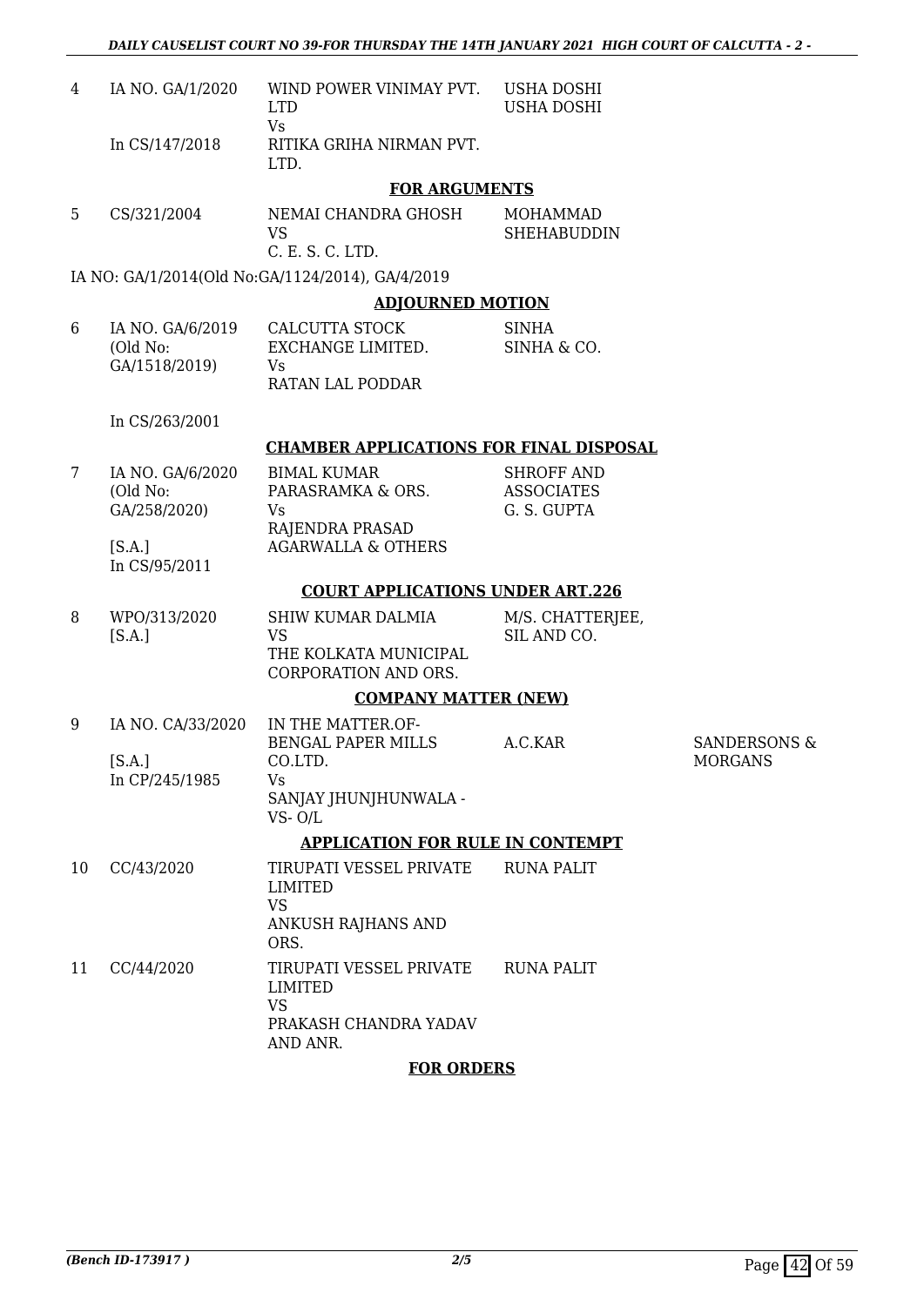| | | | | |
|---|---|---|---|---|
| 4 | IA NO. GA/1/2020<br><br>In CS/147/2018 | WIND POWER VINIMAY PVT. LTD<br>Vs<br>RITIKA GRIHA NIRMAN PVT. LTD. | USHA DOSHI<br>USHA DOSHI | |

**FOR ARGUMENTS**

| | | | | |
|---|---|---|---|---|
| 5 | CS/321/2004 | NEMAI CHANDRA GHOSH<br>VS<br>C. E. S. C. LTD. | MOHAMMAD SHEHABUDDIN | |

IA NO: GA/1/2014(Old No:GA/1124/2014), GA/4/2019

**ADJOURNED MOTION**

| | | | | |
|---|---|---|---|---|
| 6 | IA NO. GA/6/2019<br>(Old No:<br>GA/1518/2019)<br><br>In CS/263/2001 | CALCUTTA STOCK EXCHANGE LIMITED.<br>Vs<br>RATAN LAL PODDAR | SINHA<br>SINHA & CO. | |

**CHAMBER APPLICATIONS FOR FINAL DISPOSAL**

| | | | | |
|---|---|---|---|---|
| 7 | IA NO. GA/6/2020<br>(Old No:<br>GA/258/2020)<br><br>[S.A.]<br>In CS/95/2011 | BIMAL KUMAR PARASRAMKA & ORS.<br>Vs<br>RAJENDRA PRASAD AGARWALLA & OTHERS | SHROFF AND ASSOCIATES<br>G. S. GUPTA | |

**COURT APPLICATIONS UNDER ART.226**

| | | | | |
|---|---|---|---|---|
| 8 | WPO/313/2020<br>[S.A.] | SHIW KUMAR DALMIA<br>VS<br>THE KOLKATA MUNICIPAL CORPORATION AND ORS. | M/S. CHATTERJEE, SIL AND CO. | |

**COMPANY MATTER (NEW)**

| | | | | |
|---|---|---|---|---|
| 9 | IA NO. CA/33/2020<br><br>[S.A.]<br>In CP/245/1985 | IN THE MATTER.OF-<br>BENGAL PAPER MILLS CO.LTD.<br>Vs<br>SANJAY JHUNJHUNWALA - VS- O/L | A.C.KAR | SANDERSONS & MORGANS |

**APPLICATION FOR RULE IN CONTEMPT**

| | | | | |
|---|---|---|---|---|
| 10 | CC/43/2020 | TIRUPATI VESSEL PRIVATE LIMITED<br>VS<br>ANKUSH RAJHANS AND ORS. | RUNA PALIT | |
| 11 | CC/44/2020 | TIRUPATI VESSEL PRIVATE LIMITED<br>VS<br>PRAKASH CHANDRA YADAV AND ANR. | RUNA PALIT | |

**FOR ORDERS**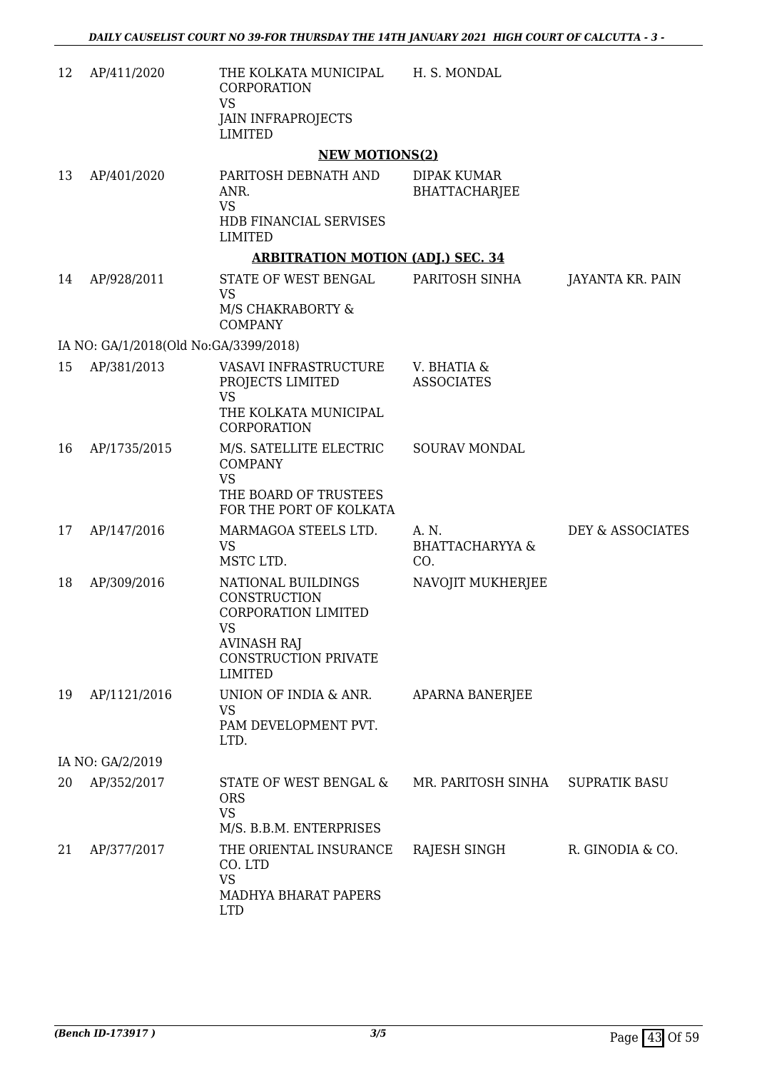| | | | | |
|---|---|---|---|---|
| 12 | AP/411/2020 | THE KOLKATA MUNICIPAL CORPORATION VS JAIN INFRAPROJECTS LIMITED | H. S. MONDAL | |

**NEW MOTIONS(2)**

| | | | | |
|---|---|---|---|---|
| 13 | AP/401/2020 | PARITOSH DEBNATH AND ANR. VS HDB FINANCIAL SERVISES LIMITED | DIPAK KUMAR BHATTACHARJEE | |

**ARBITRATION MOTION (ADJ.) SEC. 34**

| | | | | |
|---|---|---|---|---|
| 14 | AP/928/2011 | STATE OF WEST BENGAL VS M/S CHAKRABORTY & COMPANY | PARITOSH SINHA | JAYANTA KR. PAIN |
| | IA NO: GA/1/2018(Old No:GA/3399/2018) | | | |
| 15 | AP/381/2013 | VASAVI INFRASTRUCTURE PROJECTS LIMITED VS THE KOLKATA MUNICIPAL CORPORATION | V. BHATIA & ASSOCIATES | |
| 16 | AP/1735/2015 | M/S. SATELLITE ELECTRIC COMPANY VS THE BOARD OF TRUSTEES FOR THE PORT OF KOLKATA | SOURAV MONDAL | |
| 17 | AP/147/2016 | MARMAGOA STEELS LTD. VS MSTC LTD. | A. N. BHATTACHARYYA & CO. | DEY & ASSOCIATES |
| 18 | AP/309/2016 | NATIONAL BUILDINGS CONSTRUCTION CORPORATION LIMITED VS AVINASH RAJ CONSTRUCTION PRIVATE LIMITED | NAVOJIT MUKHERJEE | |
| 19 | AP/1121/2016 | UNION OF INDIA & ANR. VS PAM DEVELOPMENT PVT. LTD. | APARNA BANERJEE | |
| | IA NO: GA/2/2019 | | | |
| 20 | AP/352/2017 | STATE OF WEST BENGAL & ORS VS M/S. B.B.M. ENTERPRISES | MR. PARITOSH SINHA | SUPRATIK BASU |
| 21 | AP/377/2017 | THE ORIENTAL INSURANCE CO. LTD VS MADHYA BHARAT PAPERS LTD | RAJESH SINGH | R. GINODIA & CO. |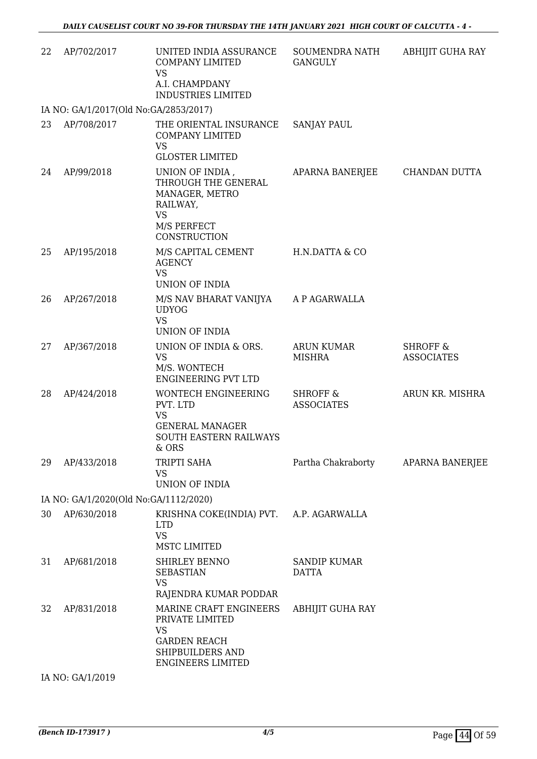| 22 | AP/702/2017 | UNITED INDIA ASSURANCE COMPANY LIMITED VS A.I. CHAMPDANY INDUSTRIES LIMITED | SOUMENDRA NATH GANGULY | ABHIJIT GUHA RAY |
|---|---|---|---|---|
| IA NO: GA/1/2017(Old No:GA/2853/2017) | | | | |
| 23 | AP/708/2017 | THE ORIENTAL INSURANCE COMPANY LIMITED VS GLOSTER LIMITED | SANJAY PAUL | |
| 24 | AP/99/2018 | UNION OF INDIA , THROUGH THE GENERAL MANAGER, METRO RAILWAY, VS M/S PERFECT CONSTRUCTION | APARNA BANERJEE | CHANDAN DUTTA |
| 25 | AP/195/2018 | M/S CAPITAL CEMENT AGENCY VS UNION OF INDIA | H.N.DATTA & CO | |
| 26 | AP/267/2018 | M/S NAV BHARAT VANIJYA UDYOG VS UNION OF INDIA | A P AGARWALLA | |
| 27 | AP/367/2018 | UNION OF INDIA & ORS. VS M/S. WONTECH ENGINEERING PVT LTD | ARUN KUMAR MISHRA | SHROFF & ASSOCIATES |
| 28 | AP/424/2018 | WONTECH ENGINEERING PVT. LTD VS GENERAL MANAGER SOUTH EASTERN RAILWAYS & ORS | SHROFF & ASSOCIATES | ARUN KR. MISHRA |
| 29 | AP/433/2018 | TRIPTI SAHA VS UNION OF INDIA | Partha Chakraborty | APARNA BANERJEE |
| IA NO: GA/1/2020(Old No:GA/1112/2020) | | | | |
| 30 | AP/630/2018 | KRISHNA COKE(INDIA) PVT. LTD VS MSTC LIMITED | A.P. AGARWALLA | |
| 31 | AP/681/2018 | SHIRLEY BENNO SEBASTIAN VS RAJENDRA KUMAR PODDAR | SANDIP KUMAR DATTA | |
| 32 | AP/831/2018 | MARINE CRAFT ENGINEERS PRIVATE LIMITED VS GARDEN REACH SHIPBUILDERS AND ENGINEERS LIMITED | ABHIJIT GUHA RAY | |
| IA NO: GA/1/2019 | | | | |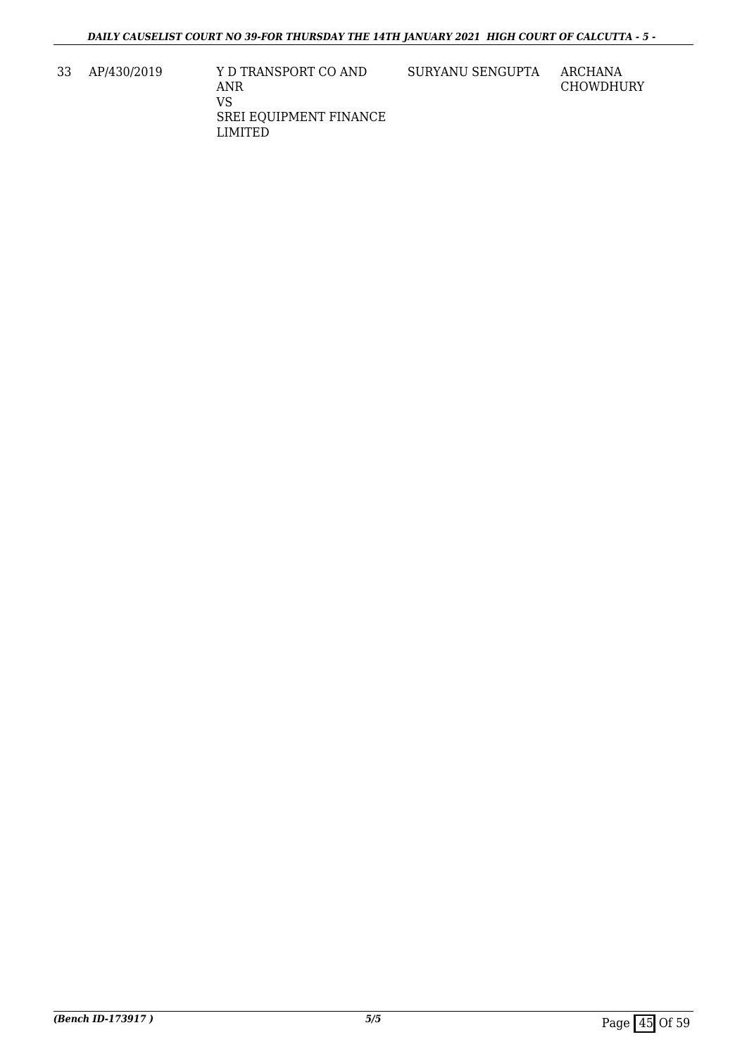| 33 | AP/430/2019 | Y D TRANSPORT CO AND ANR<br>VS<br>SREI EQUIPMENT FINANCE LIMITED | SURYANU SENGUPTA | ARCHANA CHOWDHURY |
|---|---|---|---|---|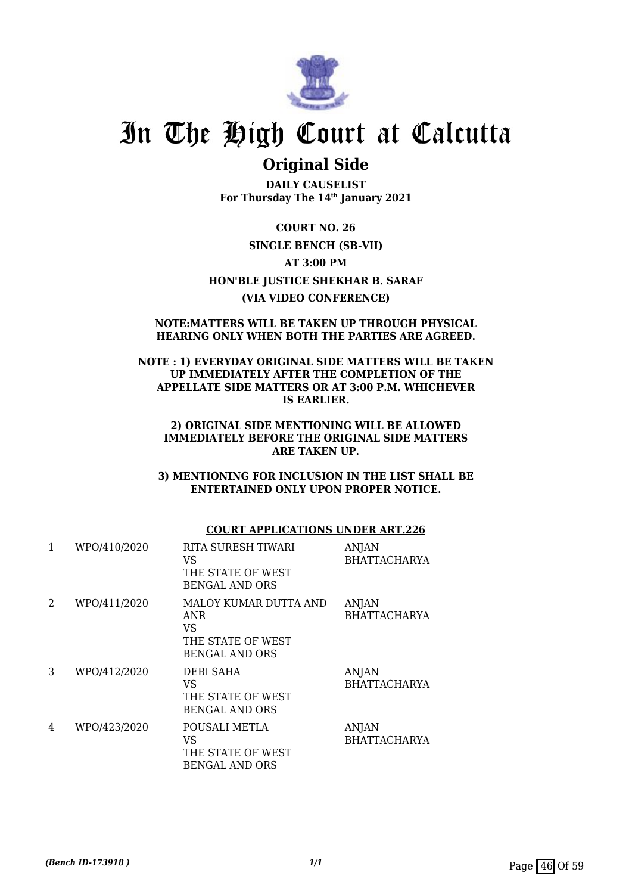# In The High Court at Calcutta

## Original Side

**DAILY CAUSELIST**
**For Thursday The 14th January 2021**

**COURT NO. 26**

**SINGLE BENCH (SB-VII)**

**AT 3:00 PM**

**HON'BLE JUSTICE SHEKHAR B. SARAF**

**(VIA VIDEO CONFERENCE)**

**NOTE:MATTERS WILL BE TAKEN UP THROUGH PHYSICAL HEARING ONLY WHEN BOTH THE PARTIES ARE AGREED.**

**NOTE : 1) EVERYDAY ORIGINAL SIDE MATTERS WILL BE TAKEN UP IMMEDIATELY AFTER THE COMPLETION OF THE APPELLATE SIDE MATTERS OR AT 3:00 P.M. WHICHEVER IS EARLIER.**

**2) ORIGINAL SIDE MENTIONING WILL BE ALLOWED IMMEDIATELY BEFORE THE ORIGINAL SIDE MATTERS ARE TAKEN UP.**

**3) MENTIONING FOR INCLUSION IN THE LIST SHALL BE ENTERTAINED ONLY UPON PROPER NOTICE.**

---

**COURT APPLICATIONS UNDER ART.226**

| | | | |
|---|---|---|---|
| 1 | WPO/410/2020 | RITA SURESH TIWARI<br>VS<br>THE STATE OF WEST BENGAL AND ORS | ANJAN BHATTACHARYA |
| 2 | WPO/411/2020 | MALOY KUMAR DUTTA AND ANR<br>VS<br>THE STATE OF WEST BENGAL AND ORS | ANJAN BHATTACHARYA |
| 3 | WPO/412/2020 | DEBI SAHA<br>VS<br>THE STATE OF WEST BENGAL AND ORS | ANJAN BHATTACHARYA |
| 4 | WPO/423/2020 | POUSALI METLA<br>VS<br>THE STATE OF WEST BENGAL AND ORS | ANJAN BHATTACHARYA |

*(Bench ID-173918 )*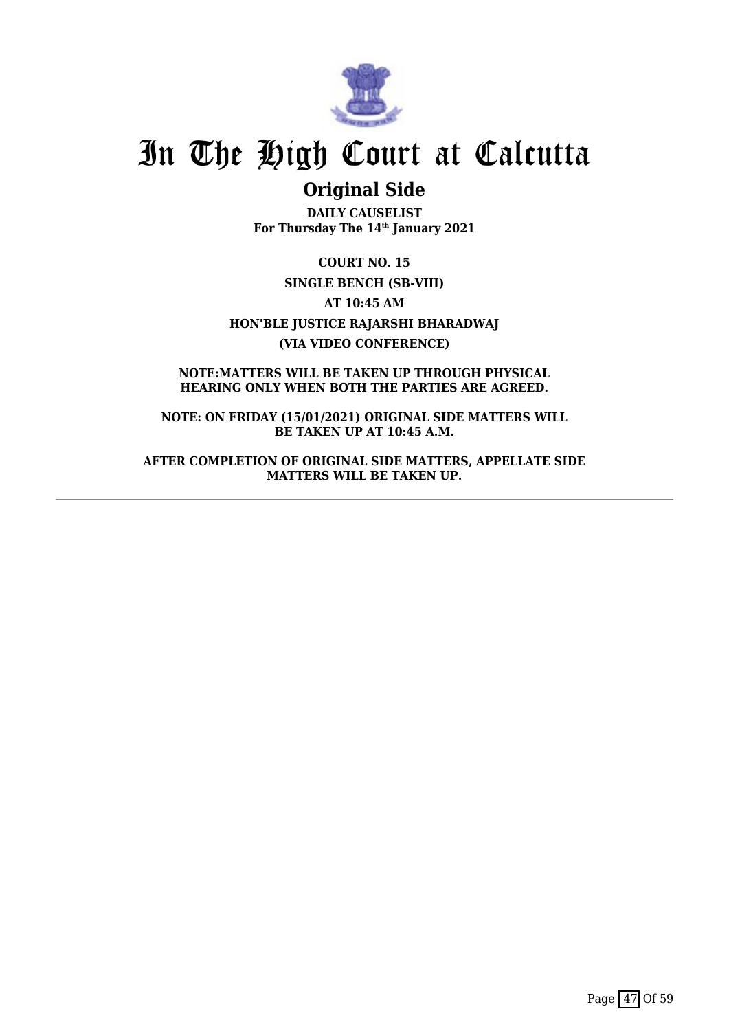# In The High Court at Calcutta

## Original Side

**DAILY CAUSELIST**
**For Thursday The 14th January 2021**

**COURT NO. 15**

**SINGLE BENCH (SB-VIII)**

**AT 10:45 AM**

**HON'BLE JUSTICE RAJARSHI BHARADWAJ**

**(VIA VIDEO CONFERENCE)**

**NOTE:MATTERS WILL BE TAKEN UP THROUGH PHYSICAL HEARING ONLY WHEN BOTH THE PARTIES ARE AGREED.**

**NOTE: ON FRIDAY (15/01/2021) ORIGINAL SIDE MATTERS WILL BE TAKEN UP AT 10:45 A.M.**

**AFTER COMPLETION OF ORIGINAL SIDE MATTERS, APPELLATE SIDE MATTERS WILL BE TAKEN UP.**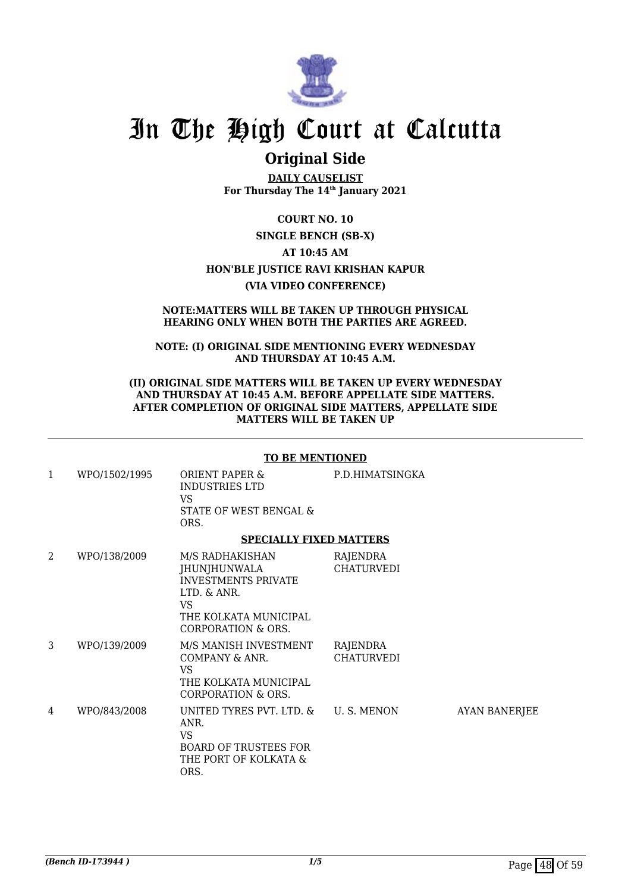# In The High Court at Calcutta

## Original Side

**DAILY CAUSELIST**
**For Thursday The 14th January 2021**

**COURT NO. 10**

**SINGLE BENCH (SB-X)**

**AT 10:45 AM**

**HON'BLE JUSTICE RAVI KRISHAN KAPUR**

**(VIA VIDEO CONFERENCE)**

**NOTE:MATTERS WILL BE TAKEN UP THROUGH PHYSICAL HEARING ONLY WHEN BOTH THE PARTIES ARE AGREED.**

**NOTE: (I) ORIGINAL SIDE MENTIONING EVERY WEDNESDAY AND THURSDAY AT 10:45 A.M.**

**(II) ORIGINAL SIDE MATTERS WILL BE TAKEN UP EVERY WEDNESDAY AND THURSDAY AT 10:45 A.M. BEFORE APPELLATE SIDE MATTERS. AFTER COMPLETION OF ORIGINAL SIDE MATTERS, APPELLATE SIDE MATTERS WILL BE TAKEN UP**

**TO BE MENTIONED**

| | | | | |
|---|---|---|---|---|
| 1 | WPO/1502/1995 | ORIENT PAPER & INDUSTRIES LTD<br>VS<br>STATE OF WEST BENGAL & ORS. | P.D.HIMATSINGKA | |

**SPECIALLY FIXED MATTERS**

| | | | | |
|---|---|---|---|---|
| 2 | WPO/138/2009 | M/S RADHAKISHAN JHUNJHUNWALA INVESTMENTS PRIVATE LTD. & ANR.<br>VS<br>THE KOLKATA MUNICIPAL CORPORATION & ORS. | RAJENDRA CHATURVEDI | |
| 3 | WPO/139/2009 | M/S MANISH INVESTMENT COMPANY & ANR.<br>VS<br>THE KOLKATA MUNICIPAL CORPORATION & ORS. | RAJENDRA CHATURVEDI | |
| 4 | WPO/843/2008 | UNITED TYRES PVT. LTD. & ANR.<br>VS<br>BOARD OF TRUSTEES FOR THE PORT OF KOLKATA & ORS. | U. S. MENON | AYAN BANERJEE |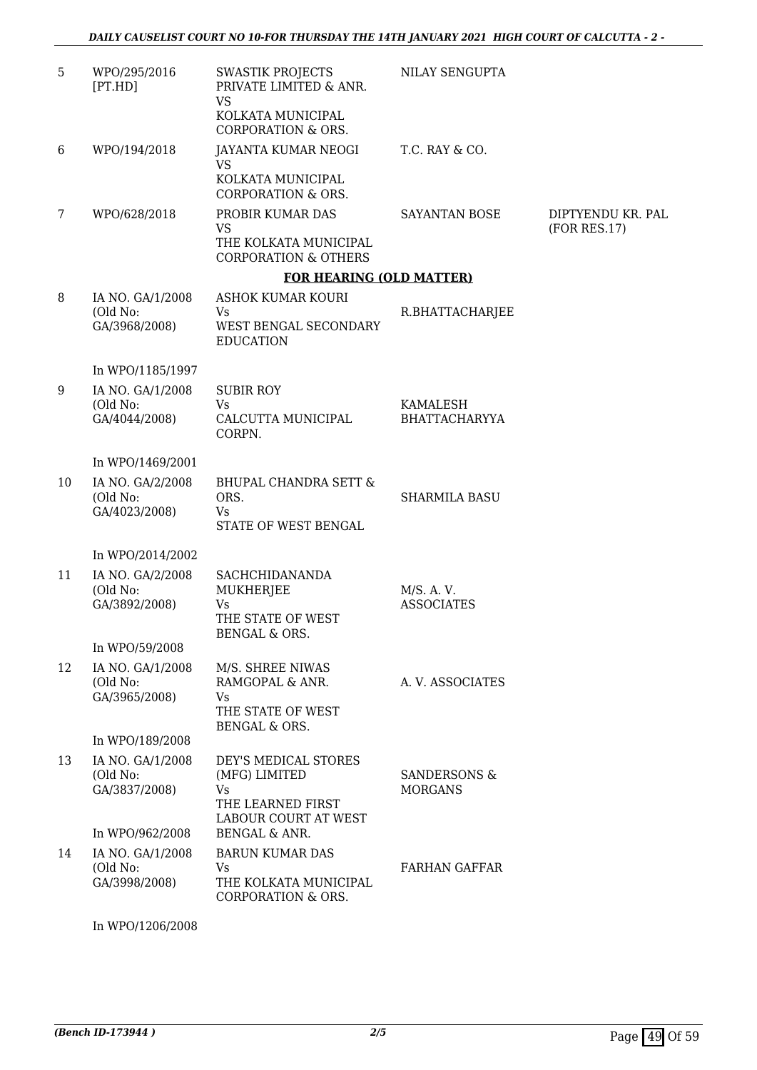| | | | | |
|---|---|---|---|---|
| 5 | WPO/295/2016 [PT.HD] | SWASTIK PROJECTS PRIVATE LIMITED & ANR. VS KOLKATA MUNICIPAL CORPORATION & ORS. | NILAY SENGUPTA | |
| 6 | WPO/194/2018 | JAYANTA KUMAR NEOGI VS KOLKATA MUNICIPAL CORPORATION & ORS. | T.C. RAY & CO. | |
| 7 | WPO/628/2018 | PROBIR KUMAR DAS VS THE KOLKATA MUNICIPAL CORPORATION & OTHERS | SAYANTAN BOSE | DIPTYENDU KR. PAL (FOR RES.17) |

**FOR HEARING (OLD MATTER)**

| | | | | |
|---|---|---|---|---|
| 8 | IA NO. GA/1/2008 (Old No: GA/3968/2008) In WPO/1185/1997 | ASHOK KUMAR KOURI Vs WEST BENGAL SECONDARY EDUCATION | R.BHATTACHARJEE | |
| 9 | IA NO. GA/1/2008 (Old No: GA/4044/2008) In WPO/1469/2001 | SUBIR ROY Vs CALCUTTA MUNICIPAL CORPN. | KAMALESH BHATTACHARYYA | |
| 10 | IA NO. GA/2/2008 (Old No: GA/4023/2008) In WPO/2014/2002 | BHUPAL CHANDRA SETT & ORS. Vs STATE OF WEST BENGAL | SHARMILA BASU | |
| 11 | IA NO. GA/2/2008 (Old No: GA/3892/2008) In WPO/59/2008 | SACHCHIDANANDA MUKHERJEE Vs THE STATE OF WEST BENGAL & ORS. | M/S. A. V. ASSOCIATES | |
| 12 | IA NO. GA/1/2008 (Old No: GA/3965/2008) In WPO/189/2008 | M/S. SHREE NIWAS RAMGOPAL & ANR. Vs THE STATE OF WEST BENGAL & ORS. | A. V. ASSOCIATES | |
| 13 | IA NO. GA/1/2008 (Old No: GA/3837/2008) In WPO/962/2008 | DEY'S MEDICAL STORES (MFG) LIMITED Vs THE LEARNED FIRST LABOUR COURT AT WEST BENGAL & ANR. | SANDERSONS & MORGANS | |
| 14 | IA NO. GA/1/2008 (Old No: GA/3998/2008) In WPO/1206/2008 | BARUN KUMAR DAS Vs THE KOLKATA MUNICIPAL CORPORATION & ORS. | FARHAN GAFFAR | |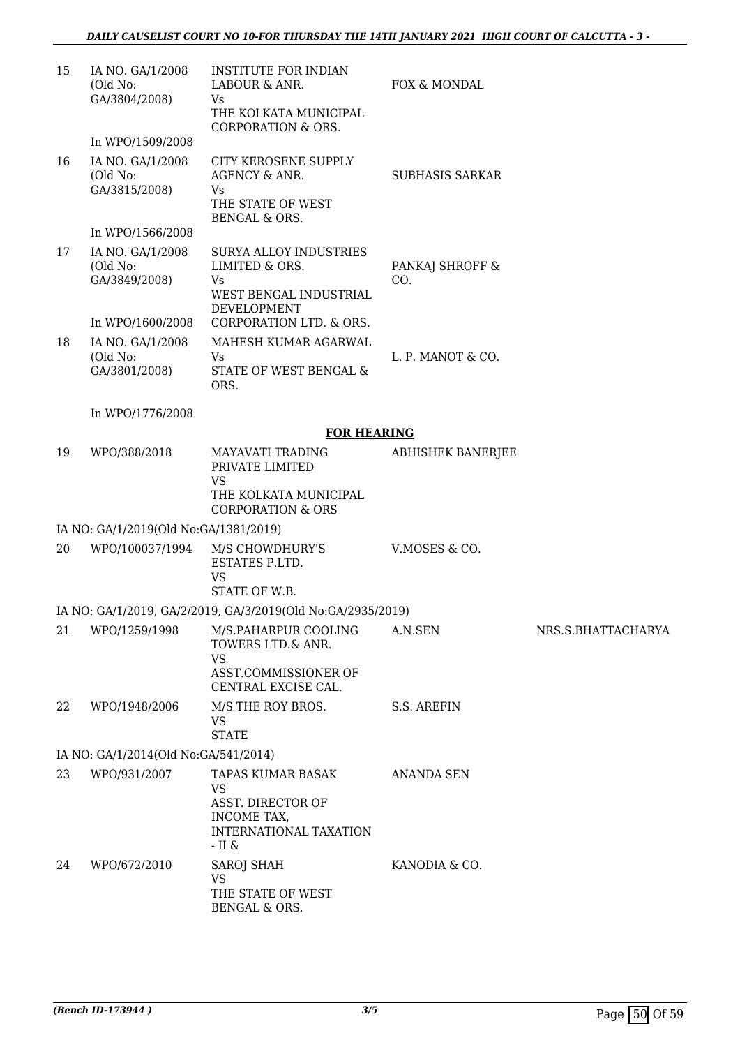| | | | | |
|---|---|---|---|---|
| 15 | IA NO. GA/1/2008 (Old No: GA/3804/2008) In WPO/1509/2008 | INSTITUTE FOR INDIAN LABOUR & ANR. Vs THE KOLKATA MUNICIPAL CORPORATION & ORS. | FOX & MONDAL | |
| 16 | IA NO. GA/1/2008 (Old No: GA/3815/2008) In WPO/1566/2008 | CITY KEROSENE SUPPLY AGENCY & ANR. Vs THE STATE OF WEST BENGAL & ORS. | SUBHASIS SARKAR | |
| 17 | IA NO. GA/1/2008 (Old No: GA/3849/2008) In WPO/1600/2008 | SURYA ALLOY INDUSTRIES LIMITED & ORS. Vs WEST BENGAL INDUSTRIAL DEVELOPMENT CORPORATION LTD. & ORS. | PANKAJ SHROFF & CO. | |
| 18 | IA NO. GA/1/2008 (Old No: GA/3801/2008) In WPO/1776/2008 | MAHESH KUMAR AGARWAL Vs STATE OF WEST BENGAL & ORS. | L. P. MANOT & CO. | |

**FOR HEARING**

| | | | | |
|---|---|---|---|---|
| 19 | WPO/388/2018 | MAYAVATI TRADING PRIVATE LIMITED VS THE KOLKATA MUNICIPAL CORPORATION & ORS | ABHISHEK BANERJEE | |
| | IA NO: GA/1/2019(Old No:GA/1381/2019) | | | |
| 20 | WPO/100037/1994 | M/S CHOWDHURY'S ESTATES P.LTD. VS STATE OF W.B. | V.MOSES & CO. | |
| | IA NO: GA/1/2019, GA/2/2019, GA/3/2019(Old No:GA/2935/2019) | | | |
| 21 | WPO/1259/1998 | M/S.PAHARPUR COOLING TOWERS LTD.& ANR. VS ASST.COMMISSIONER OF CENTRAL EXCISE CAL. | A.N.SEN | NRS.S.BHATTACHARYA |
| 22 | WPO/1948/2006 | M/S THE ROY BROS. VS STATE | S.S. AREFIN | |
| | IA NO: GA/1/2014(Old No:GA/541/2014) | | | |
| 23 | WPO/931/2007 | TAPAS KUMAR BASAK VS ASST. DIRECTOR OF INCOME TAX, INTERNATIONAL TAXATION - II & | ANANDA SEN | |
| 24 | WPO/672/2010 | SAROJ SHAH VS THE STATE OF WEST BENGAL & ORS. | KANODIA & CO. | |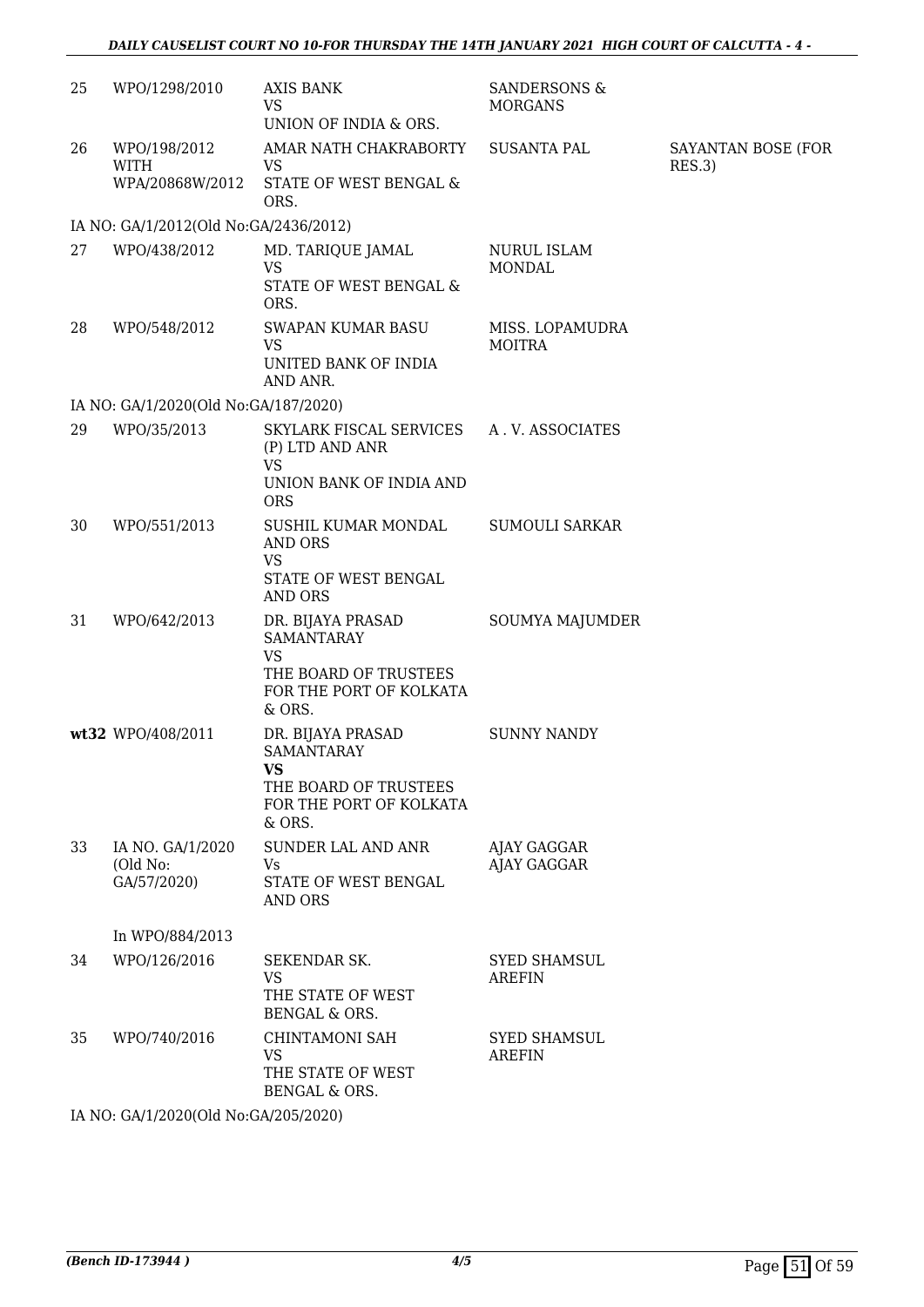| | | | | |
|---|---|---|---|---|
| 25 | WPO/1298/2010 | AXIS BANK<br>VS<br>UNION OF INDIA & ORS. | SANDERSONS & MORGANS | |
| 26 | WPO/198/2012<br>WITH<br>WPA/20868W/2012 | AMAR NATH CHAKRABORTY<br>VS<br>STATE OF WEST BENGAL & ORS. | SUSANTA PAL | SAYANTAN BOSE (FOR RES.3) |
| | IA NO: GA/1/2012(Old No:GA/2436/2012) | | | |
| 27 | WPO/438/2012 | MD. TARIQUE JAMAL<br>VS<br>STATE OF WEST BENGAL & ORS. | NURUL ISLAM MONDAL | |
| 28 | WPO/548/2012 | SWAPAN KUMAR BASU<br>VS<br>UNITED BANK OF INDIA AND ANR. | MISS. LOPAMUDRA MOITRA | |
| | IA NO: GA/1/2020(Old No:GA/187/2020) | | | |
| 29 | WPO/35/2013 | SKYLARK FISCAL SERVICES (P) LTD AND ANR<br>VS<br>UNION BANK OF INDIA AND ORS | A . V. ASSOCIATES | |
| 30 | WPO/551/2013 | SUSHIL KUMAR MONDAL AND ORS<br>VS<br>STATE OF WEST BENGAL AND ORS | SUMOULI SARKAR | |
| 31 | WPO/642/2013 | DR. BIJAYA PRASAD SAMANTARAY<br>VS<br>THE BOARD OF TRUSTEES FOR THE PORT OF KOLKATA & ORS. | SOUMYA MAJUMDER | |
| wt32 | WPO/408/2011 | DR. BIJAYA PRASAD SAMANTARAY<br>**VS**<br>THE BOARD OF TRUSTEES FOR THE PORT OF KOLKATA & ORS. | SUNNY NANDY | |
| 33 | IA NO. GA/1/2020 (Old No: GA/57/2020)<br><br>In WPO/884/2013 | SUNDER LAL AND ANR<br>Vs<br>STATE OF WEST BENGAL AND ORS | AJAY GAGGAR<br>AJAY GAGGAR | |
| 34 | WPO/126/2016 | SEKENDAR SK.<br>VS<br>THE STATE OF WEST BENGAL & ORS. | SYED SHAMSUL AREFIN | |
| 35 | WPO/740/2016 | CHINTAMONI SAH<br>VS<br>THE STATE OF WEST BENGAL & ORS. | SYED SHAMSUL AREFIN | |
| | IA NO: GA/1/2020(Old No:GA/205/2020) | | | |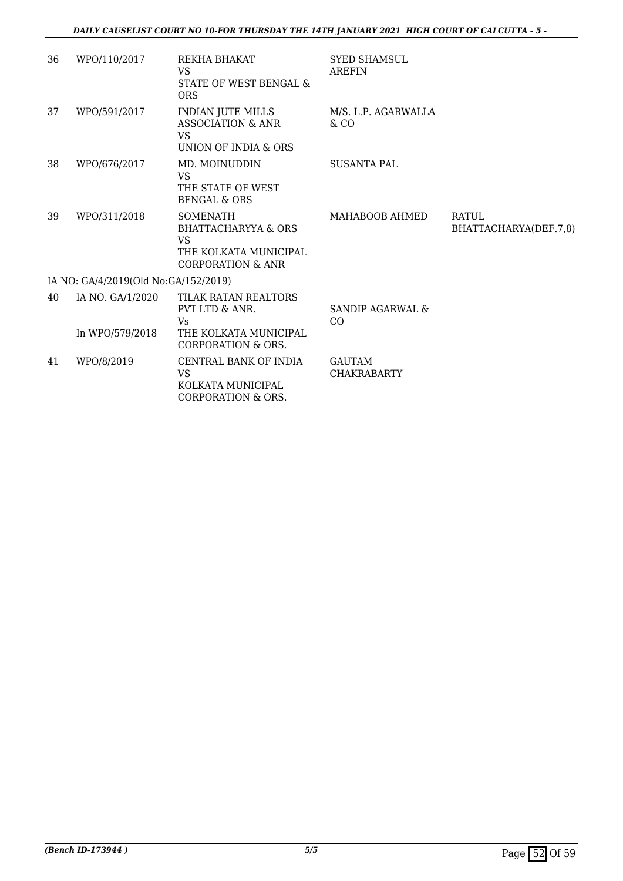| 36 | WPO/110/2017 | REKHA BHAKAT<br>VS<br>STATE OF WEST BENGAL & ORS | SYED SHAMSUL AREFIN | |
|---|---|---|---|---|
| 37 | WPO/591/2017 | INDIAN JUTE MILLS ASSOCIATION & ANR<br>VS<br>UNION OF INDIA & ORS | M/S. L.P. AGARWALLA & CO | |
| 38 | WPO/676/2017 | MD. MOINUDDIN<br>VS<br>THE STATE OF WEST BENGAL & ORS | SUSANTA PAL | |
| 39 | WPO/311/2018 | SOMENATH BHATTACHARYYA & ORS<br>VS<br>THE KOLKATA MUNICIPAL CORPORATION & ANR | MAHABOOB AHMED | RATUL BHATTACHARYA(DEF.7,8) |
| | IA NO: GA/4/2019(Old No:GA/152/2019) | | | |
| 40 | IA NO. GA/1/2020<br>In WPO/579/2018 | TILAK RATAN REALTORS PVT LTD & ANR.<br>Vs<br>THE KOLKATA MUNICIPAL CORPORATION & ORS. | SANDIP AGARWAL & CO | |
| 41 | WPO/8/2019 | CENTRAL BANK OF INDIA<br>VS<br>KOLKATA MUNICIPAL CORPORATION & ORS. | GAUTAM CHAKRABARTY | |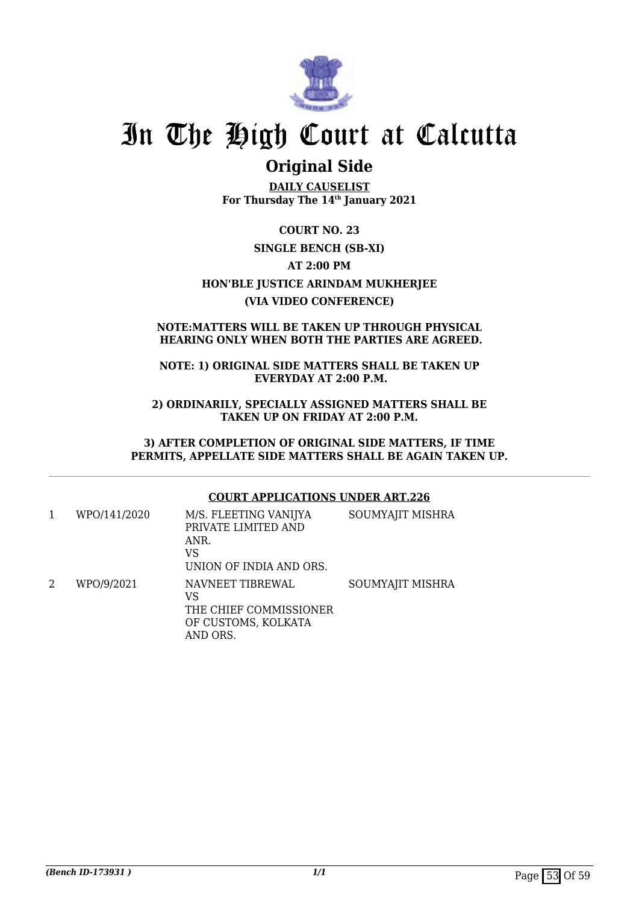# In The High Court at Calcutta

## Original Side

**DAILY CAUSELIST**
**For Thursday The 14th January 2021**

**COURT NO. 23**

**SINGLE BENCH (SB-XI)**

**AT 2:00 PM**

**HON'BLE JUSTICE ARINDAM MUKHERJEE**

**(VIA VIDEO CONFERENCE)**

**NOTE:MATTERS WILL BE TAKEN UP THROUGH PHYSICAL HEARING ONLY WHEN BOTH THE PARTIES ARE AGREED.**

**NOTE: 1) ORIGINAL SIDE MATTERS SHALL BE TAKEN UP EVERYDAY AT 2:00 P.M.**

**2) ORDINARILY, SPECIALLY ASSIGNED MATTERS SHALL BE TAKEN UP ON FRIDAY AT 2:00 P.M.**

**3) AFTER COMPLETION OF ORIGINAL SIDE MATTERS, IF TIME PERMITS, APPELLATE SIDE MATTERS SHALL BE AGAIN TAKEN UP.**

**COURT APPLICATIONS UNDER ART.226**

| | | | |
|---|---|---|---|
| 1 | WPO/141/2020 | M/S. FLEETING VANIJYA PRIVATE LIMITED AND ANR.<br>VS<br>UNION OF INDIA AND ORS. | SOUMYAJIT MISHRA |
| 2 | WPO/9/2021 | NAVNEET TIBREWAL<br>VS<br>THE CHIEF COMMISSIONER OF CUSTOMS, KOLKATA AND ORS. | SOUMYAJIT MISHRA |

*(Bench ID-173931 )*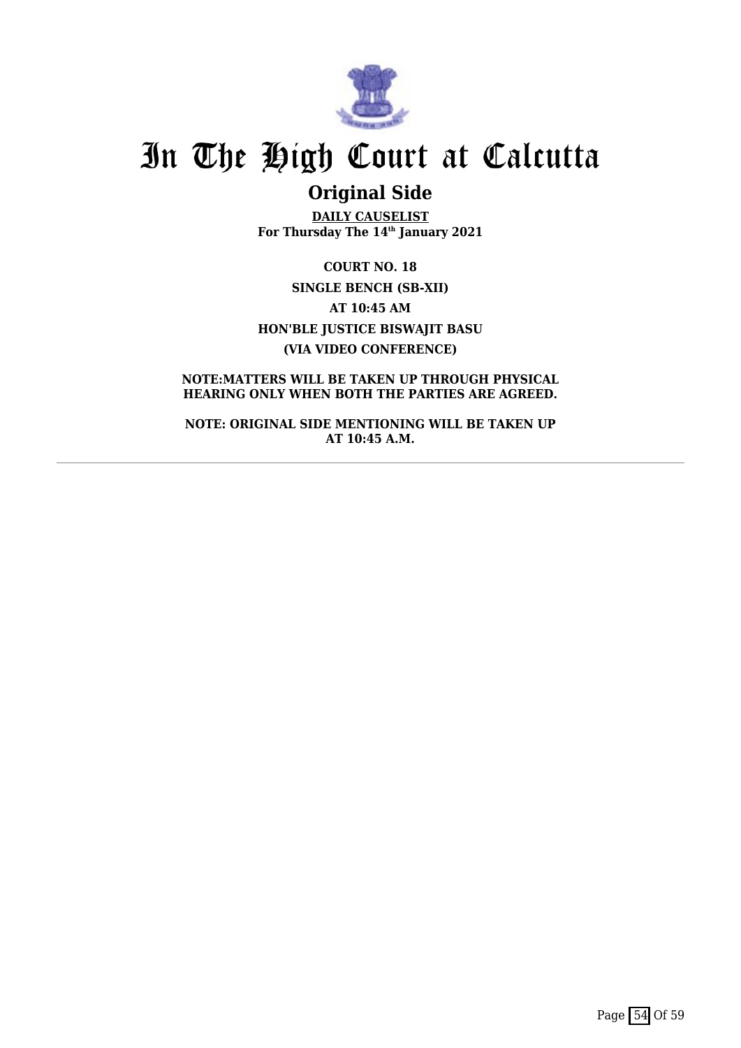# In The High Court at Calcutta

## Original Side

**DAILY CAUSELIST**
**For Thursday The 14th January 2021**

**COURT NO. 18**

**SINGLE BENCH (SB-XII)**

**AT 10:45 AM**

**HON'BLE JUSTICE BISWAJIT BASU**

**(VIA VIDEO CONFERENCE)**

**NOTE:MATTERS WILL BE TAKEN UP THROUGH PHYSICAL HEARING ONLY WHEN BOTH THE PARTIES ARE AGREED.**

**NOTE: ORIGINAL SIDE MENTIONING WILL BE TAKEN UP AT 10:45 A.M.**

---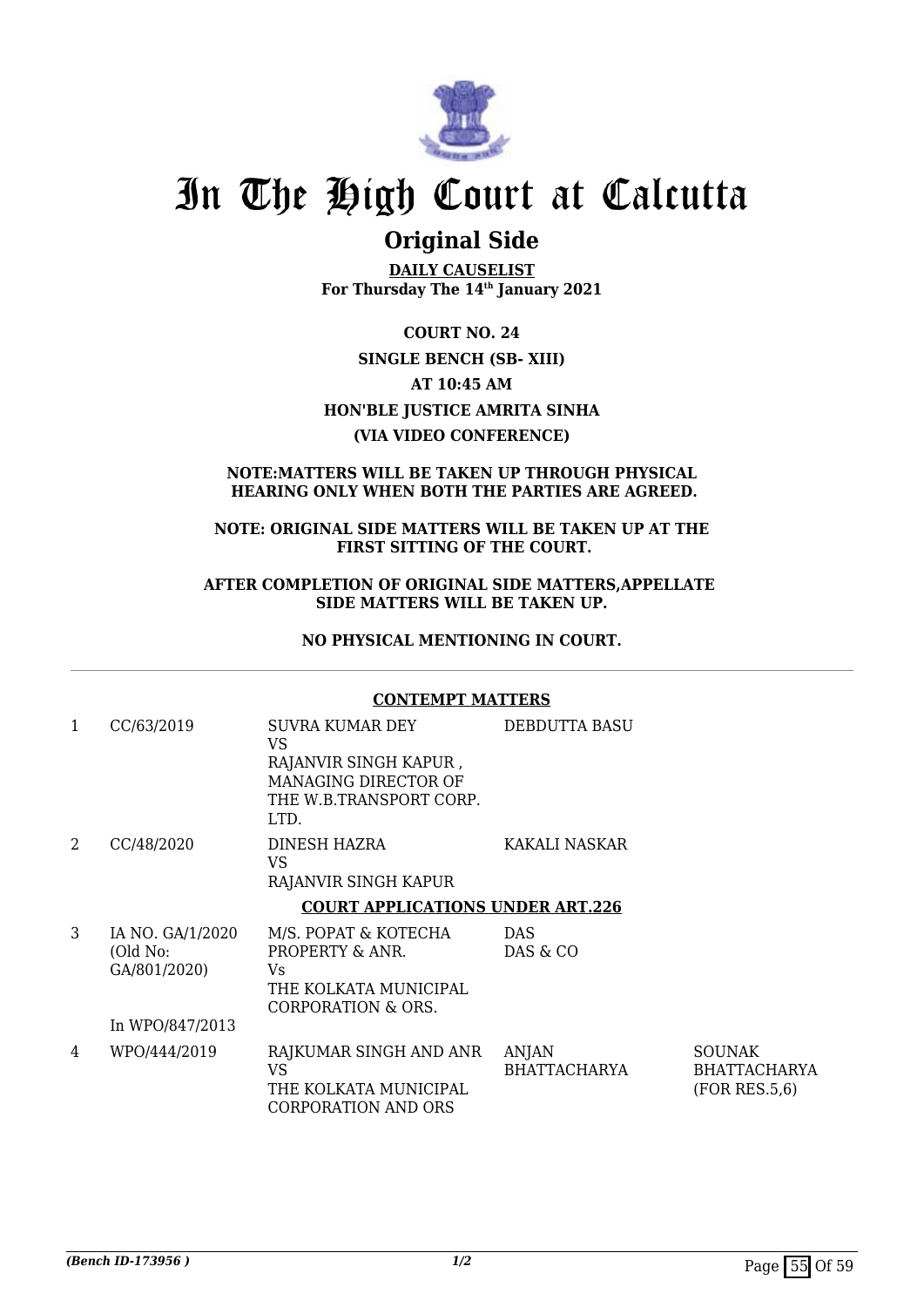# In The High Court at Calcutta

## Original Side

**DAILY CAUSELIST**
**For Thursday The 14th January 2021**

**COURT NO. 24**
**SINGLE BENCH (SB- XIII)**
**AT 10:45 AM**
**HON'BLE JUSTICE AMRITA SINHA**
**(VIA VIDEO CONFERENCE)**

**NOTE:MATTERS WILL BE TAKEN UP THROUGH PHYSICAL HEARING ONLY WHEN BOTH THE PARTIES ARE AGREED.**

**NOTE: ORIGINAL SIDE MATTERS WILL BE TAKEN UP AT THE FIRST SITTING OF THE COURT.**

**AFTER COMPLETION OF ORIGINAL SIDE MATTERS,APPELLATE SIDE MATTERS WILL BE TAKEN UP.**

**NO PHYSICAL MENTIONING IN COURT.**

**CONTEMPT MATTERS**

| | | | | |
|---|---|---|---|---|
| 1 | CC/63/2019 | SUVRA KUMAR DEY<br>VS<br>RAJANVIR SINGH KAPUR , MANAGING DIRECTOR OF THE W.B.TRANSPORT CORP. LTD. | DEBDUTTA BASU | |
| 2 | CC/48/2020 | DINESH HAZRA<br>VS<br>RAJANVIR SINGH KAPUR | KAKALI NASKAR | |

**COURT APPLICATIONS UNDER ART.226**

| | | | | |
|---|---|---|---|---|
| 3 | IA NO. GA/1/2020 (Old No: GA/801/2020)<br><br>In WPO/847/2013 | M/S. POPAT & KOTECHA PROPERTY & ANR.<br>Vs<br>THE KOLKATA MUNICIPAL CORPORATION & ORS. | DAS<br>DAS & CO | |
| 4 | WPO/444/2019 | RAJKUMAR SINGH AND ANR<br>VS<br>THE KOLKATA MUNICIPAL CORPORATION AND ORS | ANJAN BHATTACHARYA | SOUNAK BHATTACHARYA (FOR RES.5,6) |

*(Bench ID-173956 )* 1/2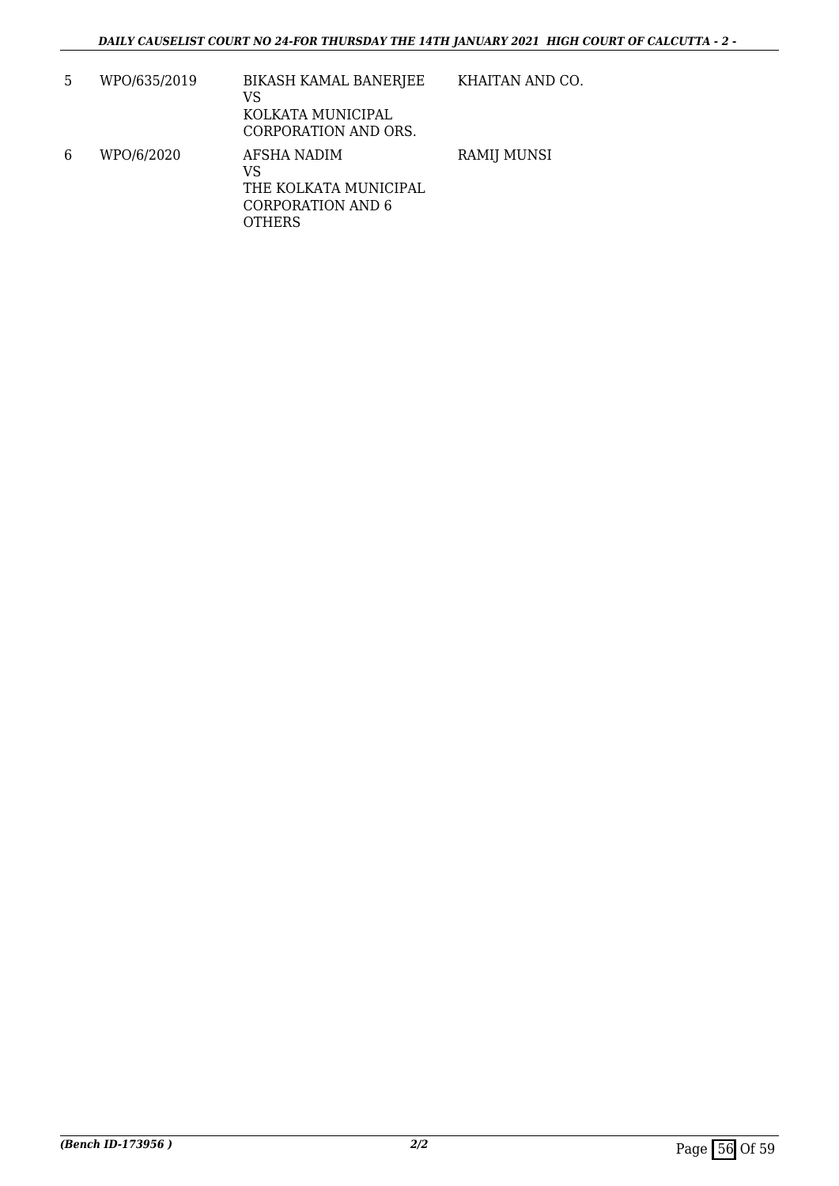| | | | |
|---|---|---|---|
| 5 | WPO/635/2019 | BIKASH KAMAL BANERJEE<br>VS<br>KOLKATA MUNICIPAL CORPORATION AND ORS. | KHAITAN AND CO. |
| 6 | WPO/6/2020 | AFSHA NADIM<br>VS<br>THE KOLKATA MUNICIPAL CORPORATION AND 6 OTHERS | RAMIJ MUNSI |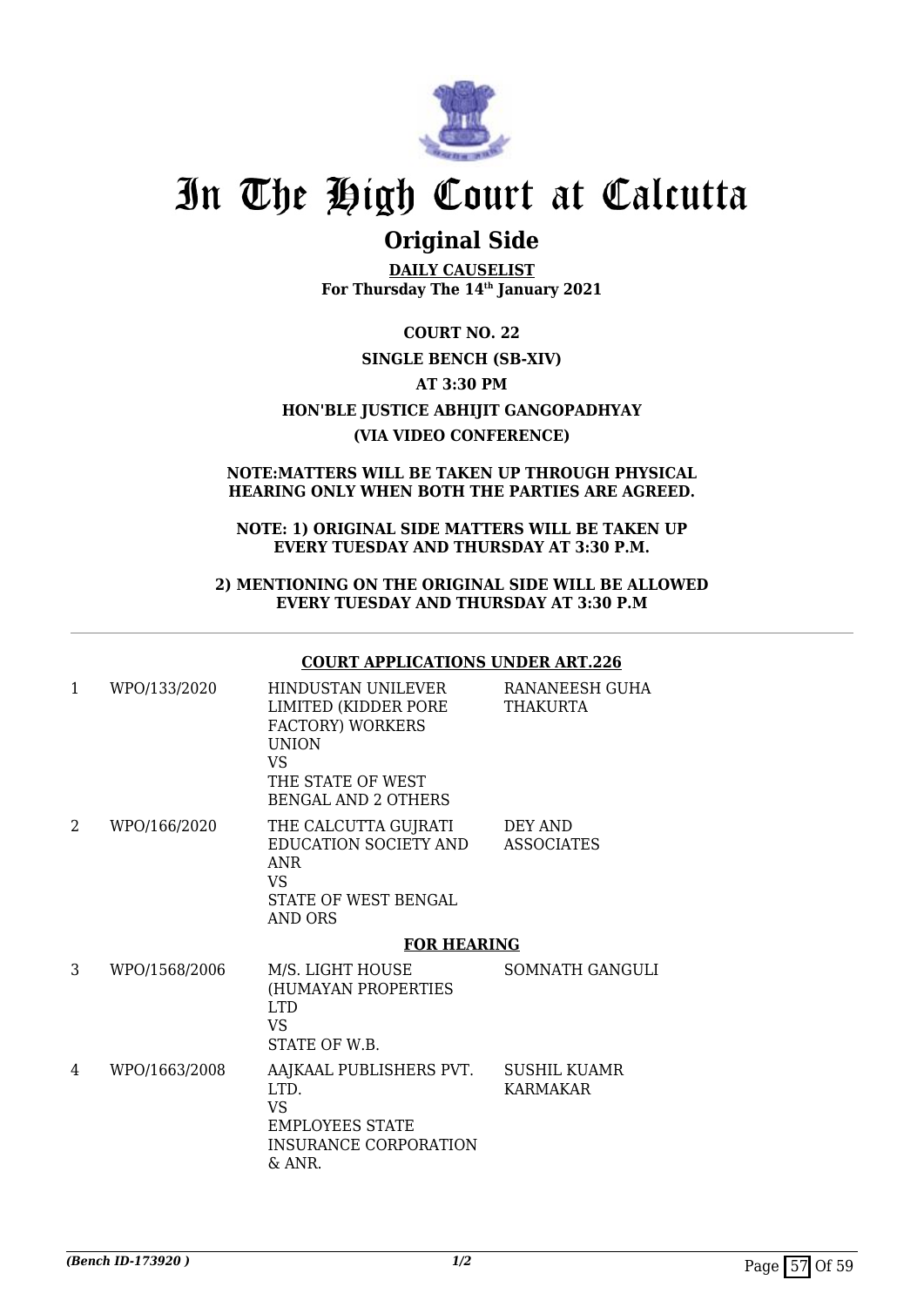# In The High Court at Calcutta

## Original Side

**DAILY CAUSELIST**
**For Thursday The 14th January 2021**

**COURT NO. 22**

**SINGLE BENCH (SB-XIV)**

**AT 3:30 PM**

**HON'BLE JUSTICE ABHIJIT GANGOPADHYAY**

**(VIA VIDEO CONFERENCE)**

**NOTE:MATTERS WILL BE TAKEN UP THROUGH PHYSICAL HEARING ONLY WHEN BOTH THE PARTIES ARE AGREED.**

**NOTE: 1) ORIGINAL SIDE MATTERS WILL BE TAKEN UP EVERY TUESDAY AND THURSDAY AT 3:30 P.M.**

**2) MENTIONING ON THE ORIGINAL SIDE WILL BE ALLOWED EVERY TUESDAY AND THURSDAY AT 3:30 P.M**

---

**COURT APPLICATIONS UNDER ART.226**

| | | | |
|---|---|---|---|
| 1 | WPO/133/2020 | HINDUSTAN UNILEVER LIMITED (KIDDER PORE FACTORY) WORKERS UNION<br>VS<br>THE STATE OF WEST BENGAL AND 2 OTHERS | RANANEESH GUHA THAKURTA |
| 2 | WPO/166/2020 | THE CALCUTTA GUJRATI EDUCATION SOCIETY AND ANR<br>VS<br>STATE OF WEST BENGAL AND ORS | DEY AND ASSOCIATES |

**FOR HEARING**

| | | | |
|---|---|---|---|
| 3 | WPO/1568/2006 | M/S. LIGHT HOUSE (HUMAYAN PROPERTIES LTD<br>VS<br>STATE OF W.B. | SOMNATH GANGULI |
| 4 | WPO/1663/2008 | AAJKAAL PUBLISHERS PVT. LTD.<br>VS<br>EMPLOYEES STATE INSURANCE CORPORATION & ANR. | SUSHIL KUAMR KARMAKAR |

*(Bench ID-173920 )*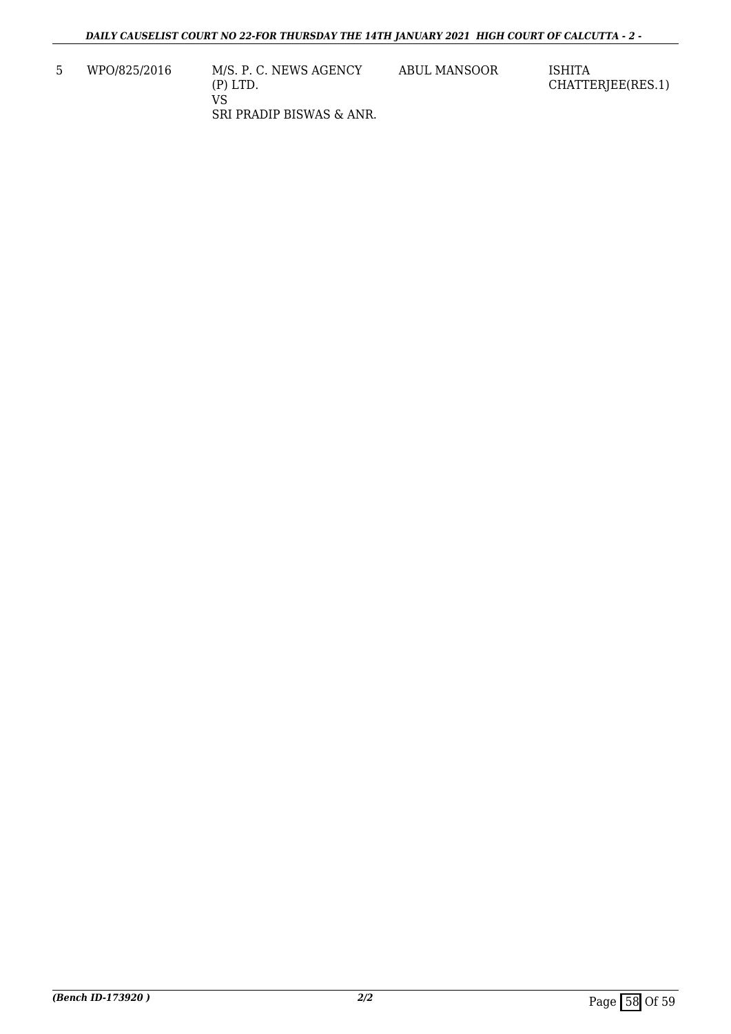| 5 | WPO/825/2016 | M/S. P. C. NEWS AGENCY (P) LTD. VS SRI PRADIP BISWAS & ANR. | ABUL MANSOOR | ISHITA CHATTERJEE(RES.1) |
|---|---|---|---|---|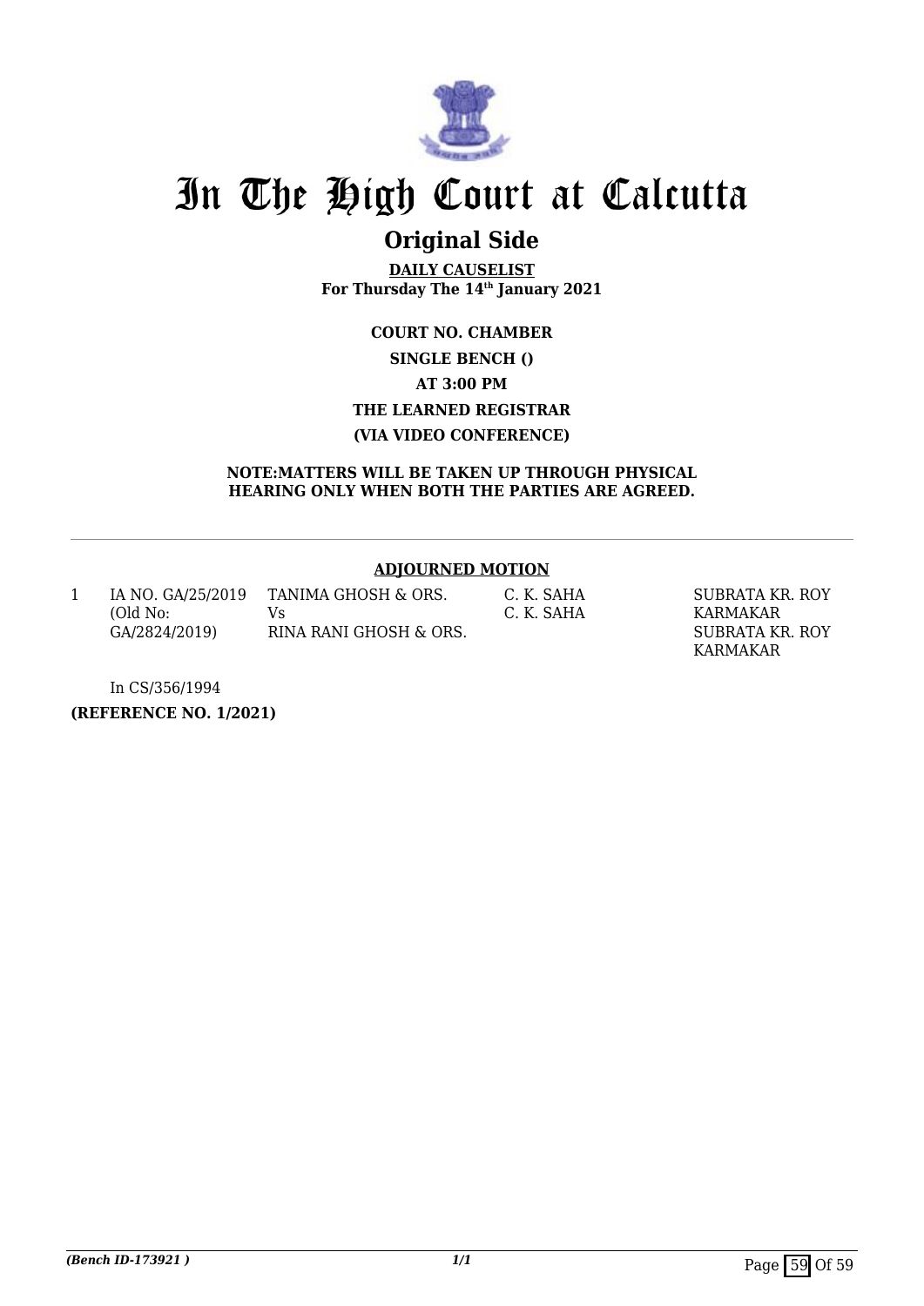# In The High Court at Calcutta

## Original Side

**DAILY CAUSELIST**
**For Thursday The 14th January 2021**

**COURT NO. CHAMBER**
**SINGLE BENCH ()**
**AT 3:00 PM**
**THE LEARNED REGISTRAR**
**(VIA VIDEO CONFERENCE)**

**NOTE:MATTERS WILL BE TAKEN UP THROUGH PHYSICAL HEARING ONLY WHEN BOTH THE PARTIES ARE AGREED.**

---

**ADJOURNED MOTION**

| | | | | |
|---|---|---|---|---|
| 1 | IA NO. GA/25/2019 (Old No: GA/2824/2019) | TANIMA GHOSH & ORS. Vs RINA RANI GHOSH & ORS. | C. K. SAHA C. K. SAHA | SUBRATA KR. ROY KARMAKAR SUBRATA KR. ROY KARMAKAR |

In CS/356/1994

**(REFERENCE NO. 1/2021)**